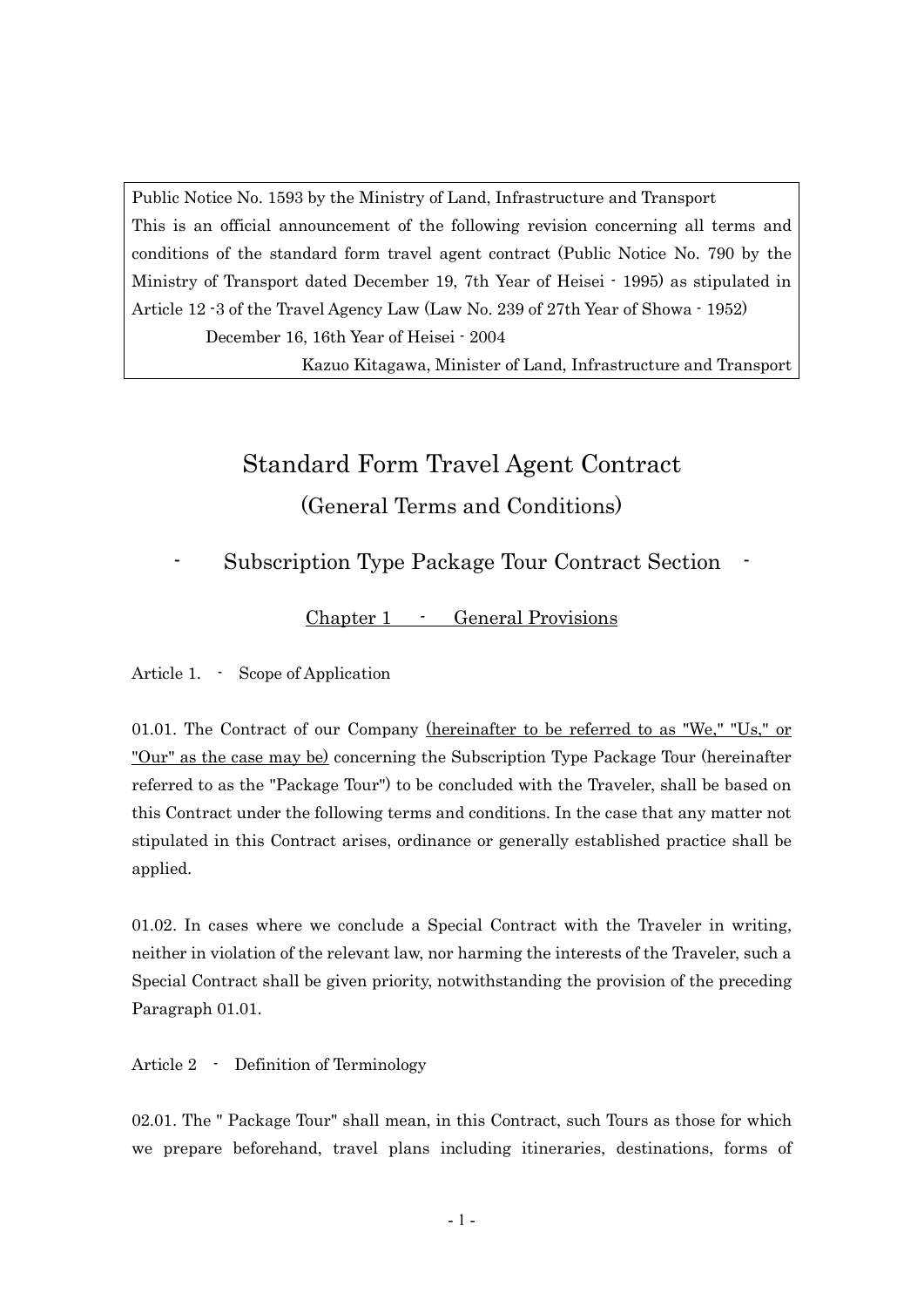Public Notice No. 1593 by the Ministry of Land, Infrastructure and Transport
This is an official announcement of the following revision concerning all terms and conditions of the standard form travel agent contract (Public Notice No. 790 by the Ministry of Transport dated December 19, 7th Year of Heisei - 1995) as stipulated in Article 12 -3 of the Travel Agency Law (Law No. 239 of 27th Year of Showa - 1952)
December 16, 16th Year of Heisei - 2004
Kazuo Kitagawa, Minister of Land, Infrastructure and Transport

# Standard Form Travel Agent Contract

## (General Terms and Conditions)

## - Subscription Type Package Tour Contract Section -

### Chapter 1 - General Provisions

Article 1. - Scope of Application

01.01. The Contract of our Company (hereinafter to be referred to as "We," "Us," or "Our" as the case may be) concerning the Subscription Type Package Tour (hereinafter referred to as the "Package Tour") to be concluded with the Traveler, shall be based on this Contract under the following terms and conditions. In the case that any matter not stipulated in this Contract arises, ordinance or generally established practice shall be applied.

01.02. In cases where we conclude a Special Contract with the Traveler in writing, neither in violation of the relevant law, nor harming the interests of the Traveler, such a Special Contract shall be given priority, notwithstanding the provision of the preceding Paragraph 01.01.

Article 2 - Definition of Terminology

02.01. The " Package Tour" shall mean, in this Contract, such Tours as those for which we prepare beforehand, travel plans including itineraries, destinations, forms of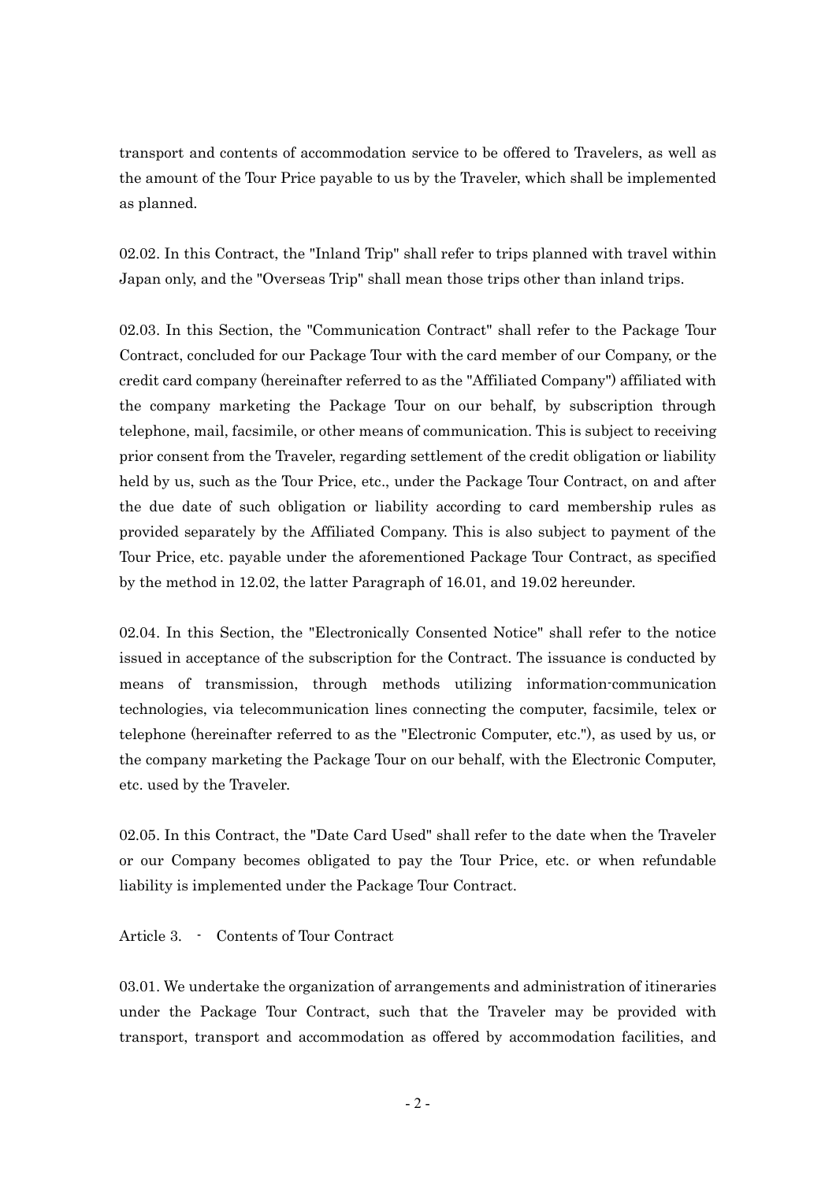transport and contents of accommodation service to be offered to Travelers, as well as the amount of the Tour Price payable to us by the Traveler, which shall be implemented as planned.

02.02. In this Contract, the "Inland Trip" shall refer to trips planned with travel within Japan only, and the "Overseas Trip" shall mean those trips other than inland trips.

02.03. In this Section, the "Communication Contract" shall refer to the Package Tour Contract, concluded for our Package Tour with the card member of our Company, or the credit card company (hereinafter referred to as the "Affiliated Company") affiliated with the company marketing the Package Tour on our behalf, by subscription through telephone, mail, facsimile, or other means of communication. This is subject to receiving prior consent from the Traveler, regarding settlement of the credit obligation or liability held by us, such as the Tour Price, etc., under the Package Tour Contract, on and after the due date of such obligation or liability according to card membership rules as provided separately by the Affiliated Company. This is also subject to payment of the Tour Price, etc. payable under the aforementioned Package Tour Contract, as specified by the method in 12.02, the latter Paragraph of 16.01, and 19.02 hereunder.

02.04. In this Section, the "Electronically Consented Notice" shall refer to the notice issued in acceptance of the subscription for the Contract. The issuance is conducted by means of transmission, through methods utilizing information-communication technologies, via telecommunication lines connecting the computer, facsimile, telex or telephone (hereinafter referred to as the "Electronic Computer, etc."), as used by us, or the company marketing the Package Tour on our behalf, with the Electronic Computer, etc. used by the Traveler.

02.05. In this Contract, the "Date Card Used" shall refer to the date when the Traveler or our Company becomes obligated to pay the Tour Price, etc. or when refundable liability is implemented under the Package Tour Contract.

Article 3. - Contents of Tour Contract

03.01. We undertake the organization of arrangements and administration of itineraries under the Package Tour Contract, such that the Traveler may be provided with transport, transport and accommodation as offered by accommodation facilities, and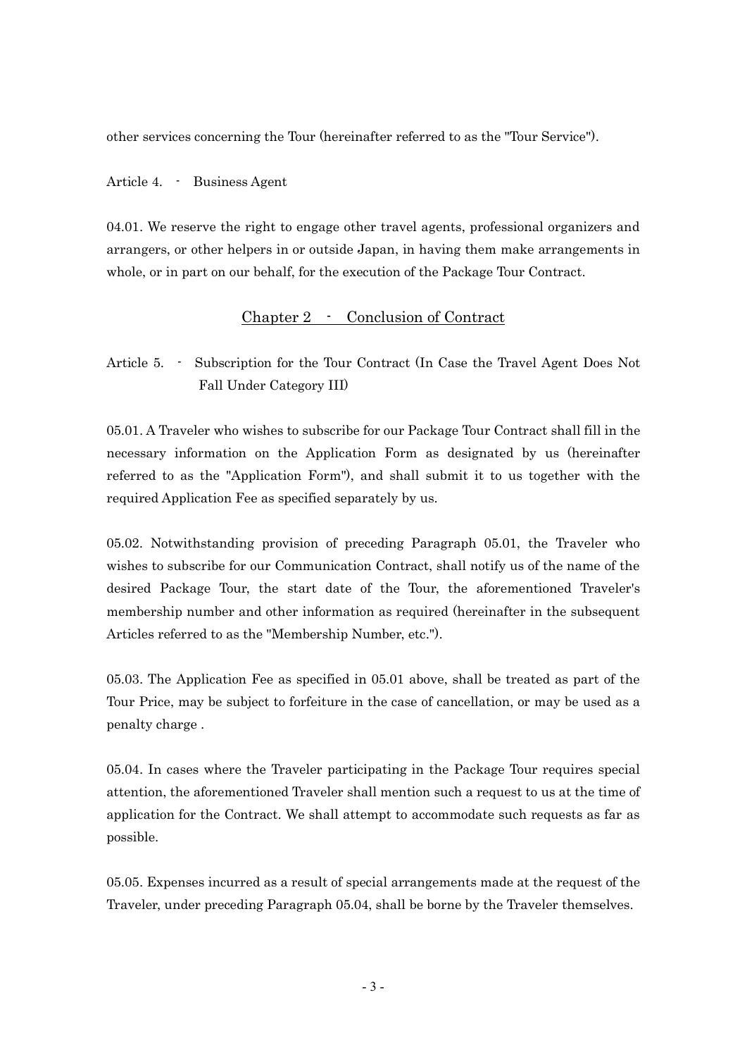other services concerning the Tour (hereinafter referred to as the "Tour Service").

Article 4. - Business Agent

04.01. We reserve the right to engage other travel agents, professional organizers and arrangers, or other helpers in or outside Japan, in having them make arrangements in whole, or in part on our behalf, for the execution of the Package Tour Contract.

## Chapter 2 - Conclusion of Contract

Article 5. - Subscription for the Tour Contract (In Case the Travel Agent Does Not Fall Under Category III)

05.01. A Traveler who wishes to subscribe for our Package Tour Contract shall fill in the necessary information on the Application Form as designated by us (hereinafter referred to as the "Application Form"), and shall submit it to us together with the required Application Fee as specified separately by us.

05.02. Notwithstanding provision of preceding Paragraph 05.01, the Traveler who wishes to subscribe for our Communication Contract, shall notify us of the name of the desired Package Tour, the start date of the Tour, the aforementioned Traveler's membership number and other information as required (hereinafter in the subsequent Articles referred to as the "Membership Number, etc.").

05.03. The Application Fee as specified in 05.01 above, shall be treated as part of the Tour Price, may be subject to forfeiture in the case of cancellation, or may be used as a penalty charge .

05.04. In cases where the Traveler participating in the Package Tour requires special attention, the aforementioned Traveler shall mention such a request to us at the time of application for the Contract. We shall attempt to accommodate such requests as far as possible.

05.05. Expenses incurred as a result of special arrangements made at the request of the Traveler, under preceding Paragraph 05.04, shall be borne by the Traveler themselves.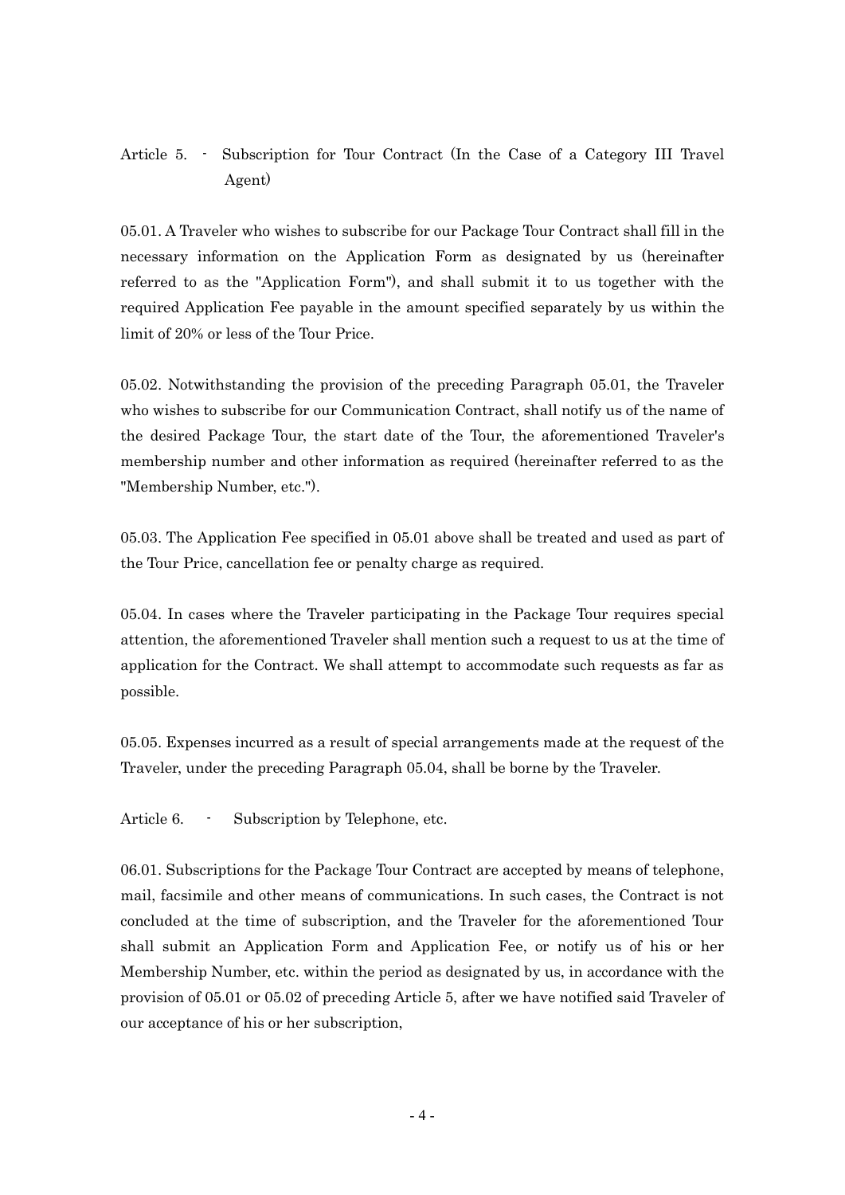## Article 5. - Subscription for Tour Contract (In the Case of a Category III Travel Agent)

05.01. A Traveler who wishes to subscribe for our Package Tour Contract shall fill in the necessary information on the Application Form as designated by us (hereinafter referred to as the "Application Form"), and shall submit it to us together with the required Application Fee payable in the amount specified separately by us within the limit of 20% or less of the Tour Price.

05.02. Notwithstanding the provision of the preceding Paragraph 05.01, the Traveler who wishes to subscribe for our Communication Contract, shall notify us of the name of the desired Package Tour, the start date of the Tour, the aforementioned Traveler's membership number and other information as required (hereinafter referred to as the "Membership Number, etc.").

05.03. The Application Fee specified in 05.01 above shall be treated and used as part of the Tour Price, cancellation fee or penalty charge as required.

05.04. In cases where the Traveler participating in the Package Tour requires special attention, the aforementioned Traveler shall mention such a request to us at the time of application for the Contract. We shall attempt to accommodate such requests as far as possible.

05.05. Expenses incurred as a result of special arrangements made at the request of the Traveler, under the preceding Paragraph 05.04, shall be borne by the Traveler.

## Article 6. - Subscription by Telephone, etc.

06.01. Subscriptions for the Package Tour Contract are accepted by means of telephone, mail, facsimile and other means of communications. In such cases, the Contract is not concluded at the time of subscription, and the Traveler for the aforementioned Tour shall submit an Application Form and Application Fee, or notify us of his or her Membership Number, etc. within the period as designated by us, in accordance with the provision of 05.01 or 05.02 of preceding Article 5, after we have notified said Traveler of our acceptance of his or her subscription,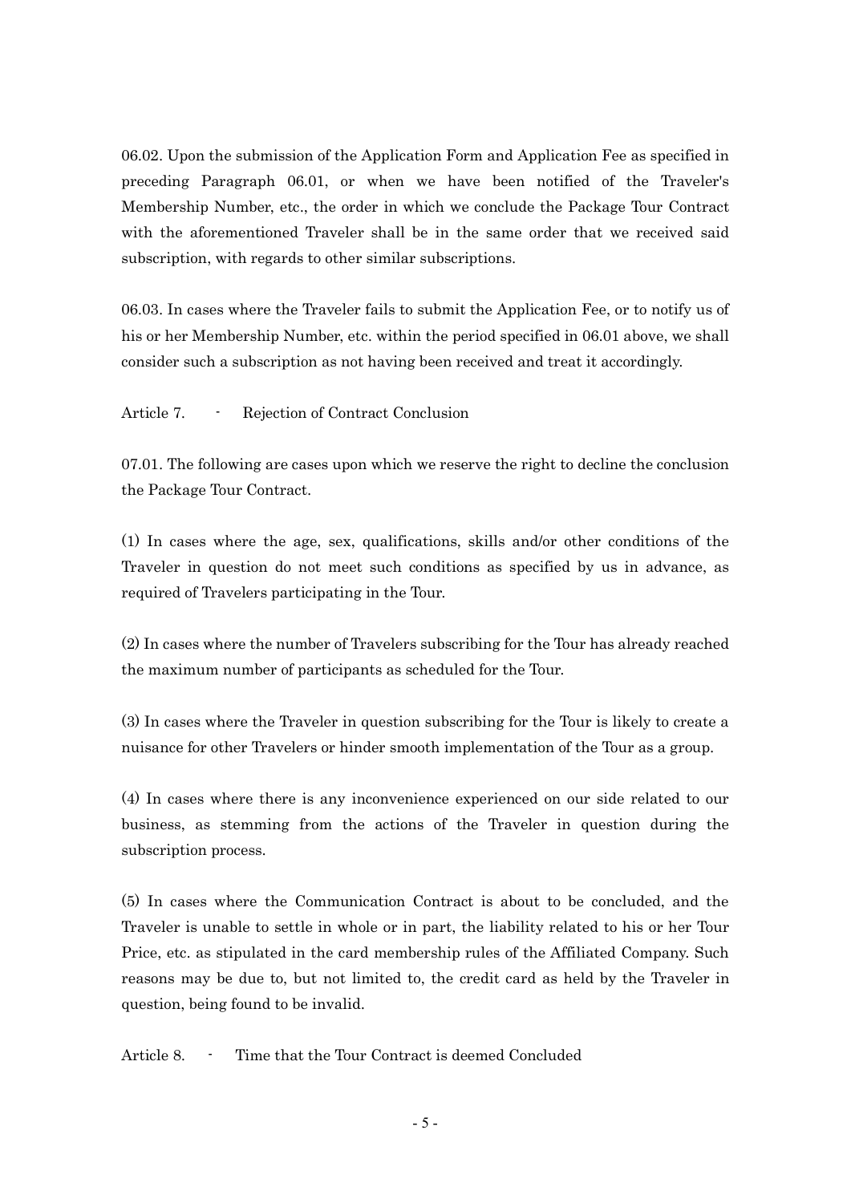06.02. Upon the submission of the Application Form and Application Fee as specified in preceding Paragraph 06.01, or when we have been notified of the Traveler's Membership Number, etc., the order in which we conclude the Package Tour Contract with the aforementioned Traveler shall be in the same order that we received said subscription, with regards to other similar subscriptions.

06.03. In cases where the Traveler fails to submit the Application Fee, or to notify us of his or her Membership Number, etc. within the period specified in 06.01 above, we shall consider such a subscription as not having been received and treat it accordingly.

## Article 7. - Rejection of Contract Conclusion

07.01. The following are cases upon which we reserve the right to decline the conclusion the Package Tour Contract.

(1) In cases where the age, sex, qualifications, skills and/or other conditions of the Traveler in question do not meet such conditions as specified by us in advance, as required of Travelers participating in the Tour.

(2) In cases where the number of Travelers subscribing for the Tour has already reached the maximum number of participants as scheduled for the Tour.

(3) In cases where the Traveler in question subscribing for the Tour is likely to create a nuisance for other Travelers or hinder smooth implementation of the Tour as a group.

(4) In cases where there is any inconvenience experienced on our side related to our business, as stemming from the actions of the Traveler in question during the subscription process.

(5) In cases where the Communication Contract is about to be concluded, and the Traveler is unable to settle in whole or in part, the liability related to his or her Tour Price, etc. as stipulated in the card membership rules of the Affiliated Company. Such reasons may be due to, but not limited to, the credit card as held by the Traveler in question, being found to be invalid.

## Article 8. - Time that the Tour Contract is deemed Concluded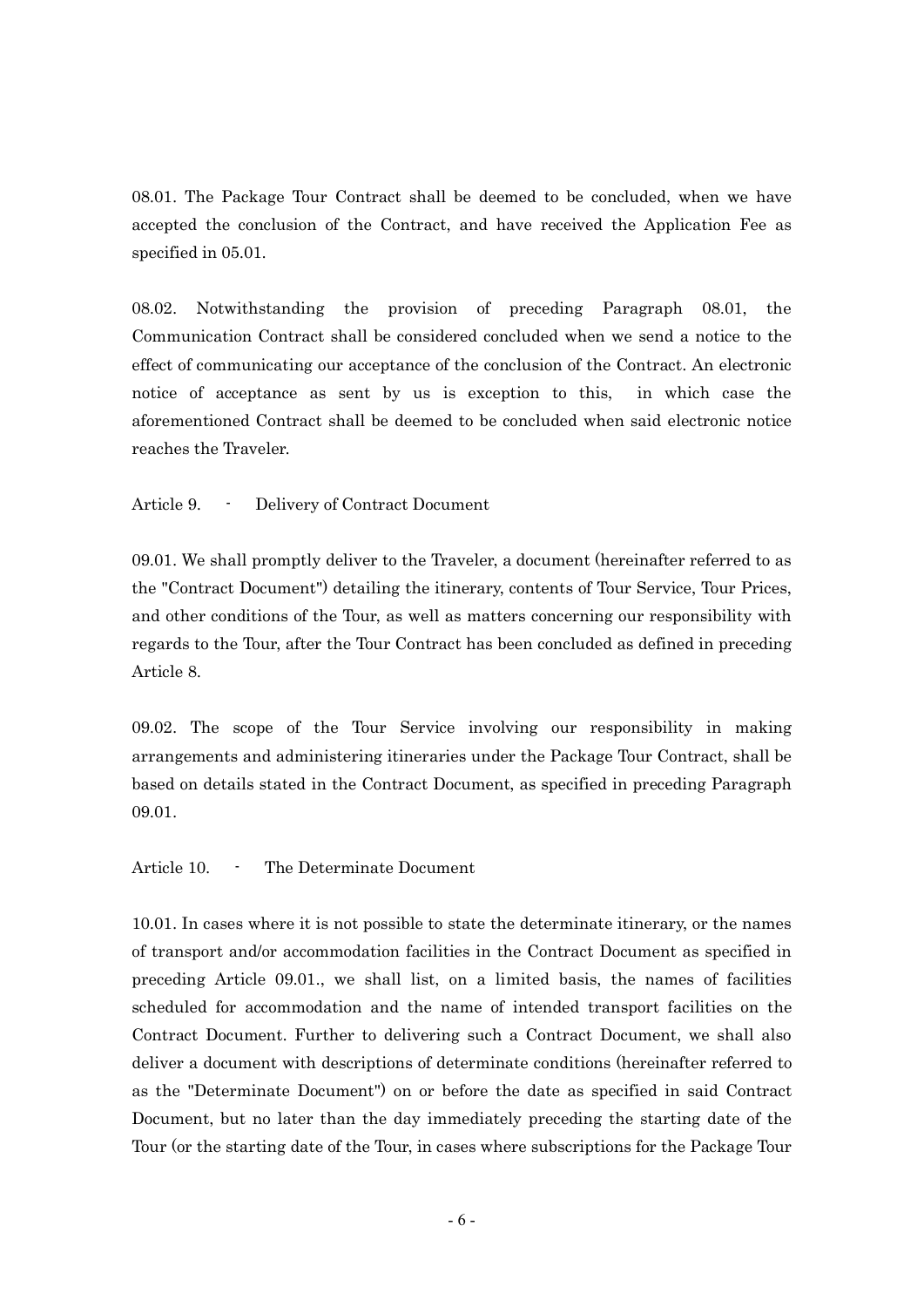08.01. The Package Tour Contract shall be deemed to be concluded, when we have accepted the conclusion of the Contract, and have received the Application Fee as specified in 05.01.

08.02. Notwithstanding the provision of preceding Paragraph 08.01, the Communication Contract shall be considered concluded when we send a notice to the effect of communicating our acceptance of the conclusion of the Contract. An electronic notice of acceptance as sent by us is exception to this, in which case the aforementioned Contract shall be deemed to be concluded when said electronic notice reaches the Traveler.

Article 9. - Delivery of Contract Document

09.01. We shall promptly deliver to the Traveler, a document (hereinafter referred to as the "Contract Document") detailing the itinerary, contents of Tour Service, Tour Prices, and other conditions of the Tour, as well as matters concerning our responsibility with regards to the Tour, after the Tour Contract has been concluded as defined in preceding Article 8.

09.02. The scope of the Tour Service involving our responsibility in making arrangements and administering itineraries under the Package Tour Contract, shall be based on details stated in the Contract Document, as specified in preceding Paragraph 09.01.

Article 10. - The Determinate Document

10.01. In cases where it is not possible to state the determinate itinerary, or the names of transport and/or accommodation facilities in the Contract Document as specified in preceding Article 09.01., we shall list, on a limited basis, the names of facilities scheduled for accommodation and the name of intended transport facilities on the Contract Document. Further to delivering such a Contract Document, we shall also deliver a document with descriptions of determinate conditions (hereinafter referred to as the "Determinate Document") on or before the date as specified in said Contract Document, but no later than the day immediately preceding the starting date of the Tour (or the starting date of the Tour, in cases where subscriptions for the Package Tour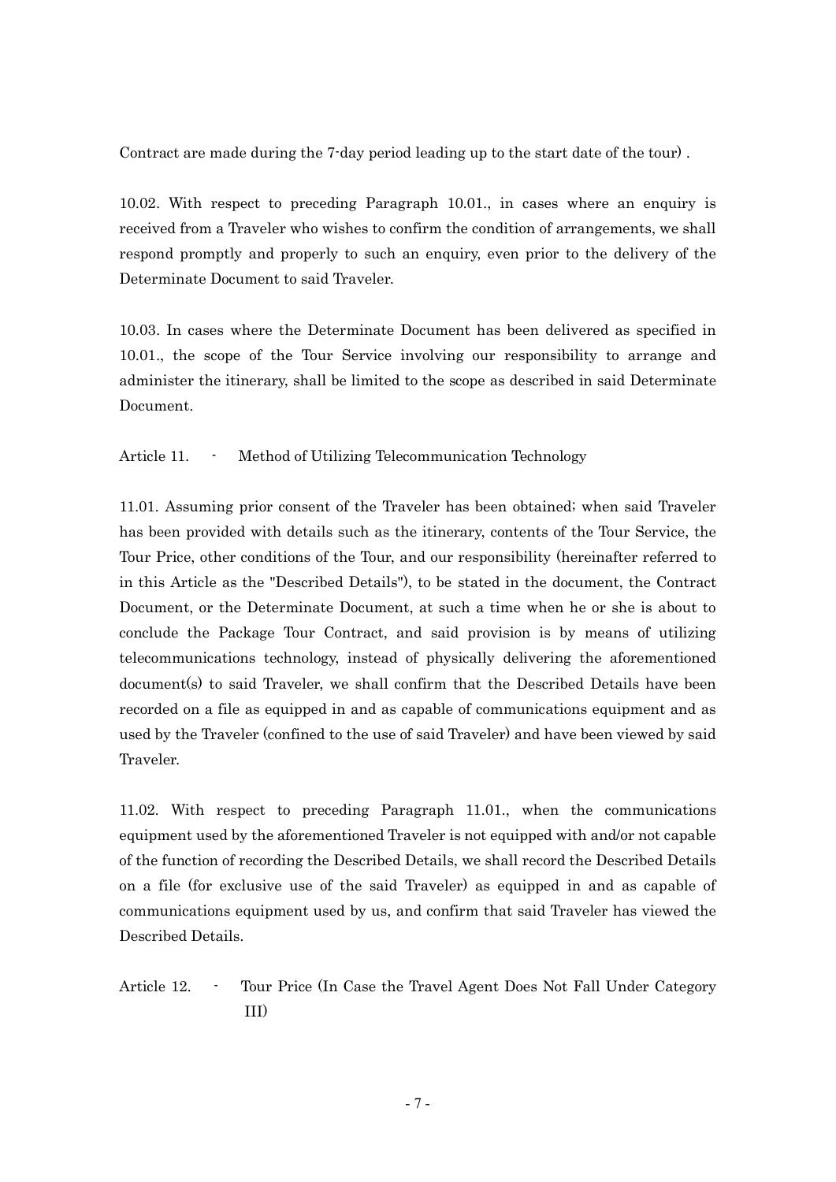Contract are made during the 7-day period leading up to the start date of the tour) .

10.02. With respect to preceding Paragraph 10.01., in cases where an enquiry is received from a Traveler who wishes to confirm the condition of arrangements, we shall respond promptly and properly to such an enquiry, even prior to the delivery of the Determinate Document to said Traveler.

10.03. In cases where the Determinate Document has been delivered as specified in 10.01., the scope of the Tour Service involving our responsibility to arrange and administer the itinerary, shall be limited to the scope as described in said Determinate Document.

## Article 11. - Method of Utilizing Telecommunication Technology

11.01. Assuming prior consent of the Traveler has been obtained; when said Traveler has been provided with details such as the itinerary, contents of the Tour Service, the Tour Price, other conditions of the Tour, and our responsibility (hereinafter referred to in this Article as the "Described Details"), to be stated in the document, the Contract Document, or the Determinate Document, at such a time when he or she is about to conclude the Package Tour Contract, and said provision is by means of utilizing telecommunications technology, instead of physically delivering the aforementioned document(s) to said Traveler, we shall confirm that the Described Details have been recorded on a file as equipped in and as capable of communications equipment and as used by the Traveler (confined to the use of said Traveler) and have been viewed by said Traveler.

11.02. With respect to preceding Paragraph 11.01., when the communications equipment used by the aforementioned Traveler is not equipped with and/or not capable of the function of recording the Described Details, we shall record the Described Details on a file (for exclusive use of the said Traveler) as equipped in and as capable of communications equipment used by us, and confirm that said Traveler has viewed the Described Details.

## Article 12. - Tour Price (In Case the Travel Agent Does Not Fall Under Category III)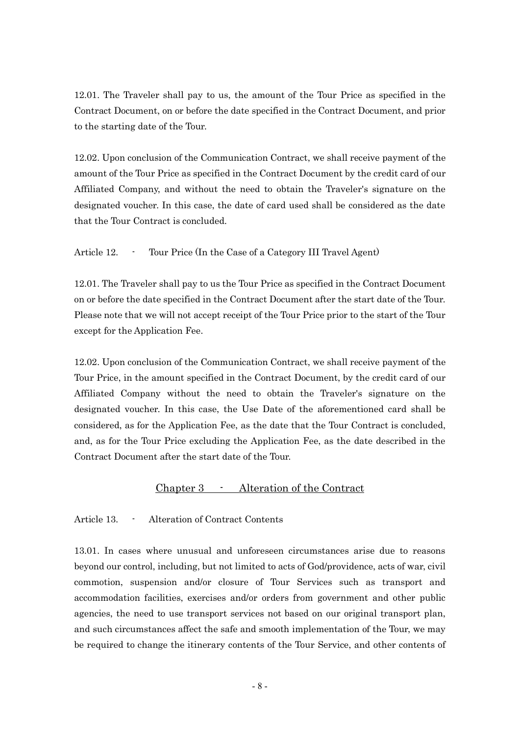12.01. The Traveler shall pay to us, the amount of the Tour Price as specified in the Contract Document, on or before the date specified in the Contract Document, and prior to the starting date of the Tour.

12.02. Upon conclusion of the Communication Contract, we shall receive payment of the amount of the Tour Price as specified in the Contract Document by the credit card of our Affiliated Company, and without the need to obtain the Traveler's signature on the designated voucher. In this case, the date of card used shall be considered as the date that the Tour Contract is concluded.

Article 12. - Tour Price (In the Case of a Category III Travel Agent)

12.01. The Traveler shall pay to us the Tour Price as specified in the Contract Document on or before the date specified in the Contract Document after the start date of the Tour. Please note that we will not accept receipt of the Tour Price prior to the start of the Tour except for the Application Fee.

12.02. Upon conclusion of the Communication Contract, we shall receive payment of the Tour Price, in the amount specified in the Contract Document, by the credit card of our Affiliated Company without the need to obtain the Traveler's signature on the designated voucher. In this case, the Use Date of the aforementioned card shall be considered, as for the Application Fee, as the date that the Tour Contract is concluded, and, as for the Tour Price excluding the Application Fee, as the date described in the Contract Document after the start date of the Tour.

## Chapter 3 - Alteration of the Contract

Article 13. - Alteration of Contract Contents

13.01. In cases where unusual and unforeseen circumstances arise due to reasons beyond our control, including, but not limited to acts of God/providence, acts of war, civil commotion, suspension and/or closure of Tour Services such as transport and accommodation facilities, exercises and/or orders from government and other public agencies, the need to use transport services not based on our original transport plan, and such circumstances affect the safe and smooth implementation of the Tour, we may be required to change the itinerary contents of the Tour Service, and other contents of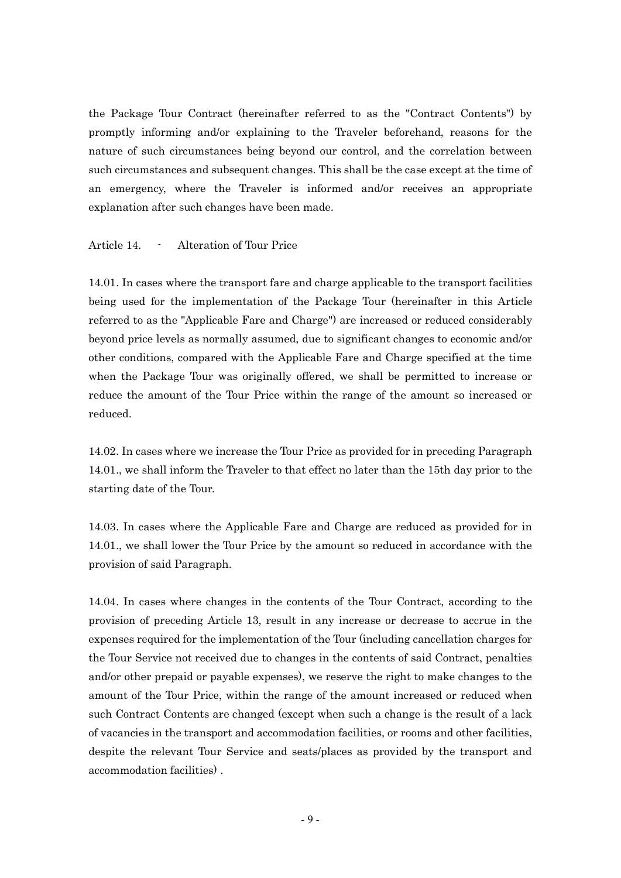the Package Tour Contract (hereinafter referred to as the "Contract Contents") by promptly informing and/or explaining to the Traveler beforehand, reasons for the nature of such circumstances being beyond our control, and the correlation between such circumstances and subsequent changes. This shall be the case except at the time of an emergency, where the Traveler is informed and/or receives an appropriate explanation after such changes have been made.

## Article 14. - Alteration of Tour Price

14.01. In cases where the transport fare and charge applicable to the transport facilities being used for the implementation of the Package Tour (hereinafter in this Article referred to as the "Applicable Fare and Charge") are increased or reduced considerably beyond price levels as normally assumed, due to significant changes to economic and/or other conditions, compared with the Applicable Fare and Charge specified at the time when the Package Tour was originally offered, we shall be permitted to increase or reduce the amount of the Tour Price within the range of the amount so increased or reduced.

14.02. In cases where we increase the Tour Price as provided for in preceding Paragraph 14.01., we shall inform the Traveler to that effect no later than the 15th day prior to the starting date of the Tour.

14.03. In cases where the Applicable Fare and Charge are reduced as provided for in 14.01., we shall lower the Tour Price by the amount so reduced in accordance with the provision of said Paragraph.

14.04. In cases where changes in the contents of the Tour Contract, according to the provision of preceding Article 13, result in any increase or decrease to accrue in the expenses required for the implementation of the Tour (including cancellation charges for the Tour Service not received due to changes in the contents of said Contract, penalties and/or other prepaid or payable expenses), we reserve the right to make changes to the amount of the Tour Price, within the range of the amount increased or reduced when such Contract Contents are changed (except when such a change is the result of a lack of vacancies in the transport and accommodation facilities, or rooms and other facilities, despite the relevant Tour Service and seats/places as provided by the transport and accommodation facilities) .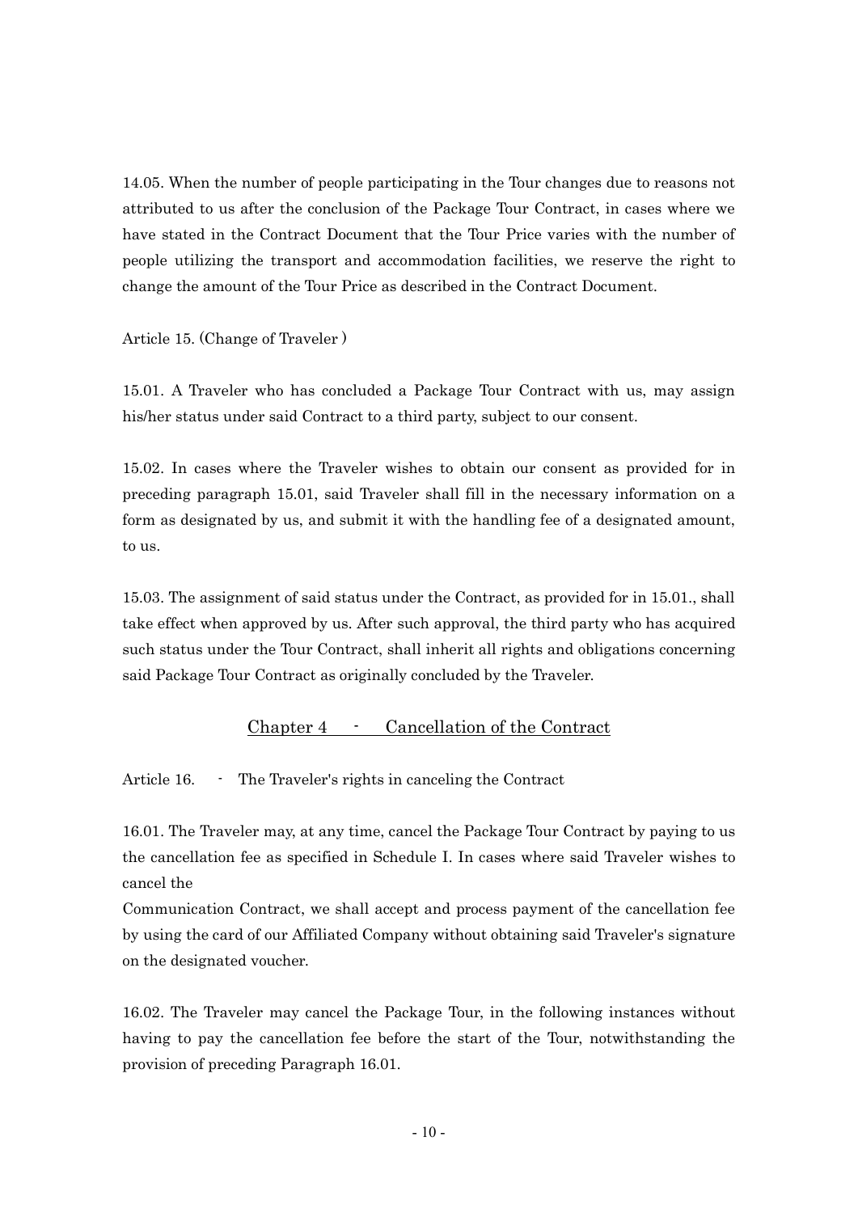14.05. When the number of people participating in the Tour changes due to reasons not attributed to us after the conclusion of the Package Tour Contract, in cases where we have stated in the Contract Document that the Tour Price varies with the number of people utilizing the transport and accommodation facilities, we reserve the right to change the amount of the Tour Price as described in the Contract Document.

Article 15. (Change of Traveler )

15.01. A Traveler who has concluded a Package Tour Contract with us, may assign his/her status under said Contract to a third party, subject to our consent.

15.02. In cases where the Traveler wishes to obtain our consent as provided for in preceding paragraph 15.01, said Traveler shall fill in the necessary information on a form as designated by us, and submit it with the handling fee of a designated amount, to us.

15.03. The assignment of said status under the Contract, as provided for in 15.01., shall take effect when approved by us. After such approval, the third party who has acquired such status under the Tour Contract, shall inherit all rights and obligations concerning said Package Tour Contract as originally concluded by the Traveler.

## Chapter 4 - Cancellation of the Contract

Article 16. - The Traveler's rights in canceling the Contract

16.01. The Traveler may, at any time, cancel the Package Tour Contract by paying to us the cancellation fee as specified in Schedule I. In cases where said Traveler wishes to cancel the

Communication Contract, we shall accept and process payment of the cancellation fee by using the card of our Affiliated Company without obtaining said Traveler's signature on the designated voucher.

16.02. The Traveler may cancel the Package Tour, in the following instances without having to pay the cancellation fee before the start of the Tour, notwithstanding the provision of preceding Paragraph 16.01.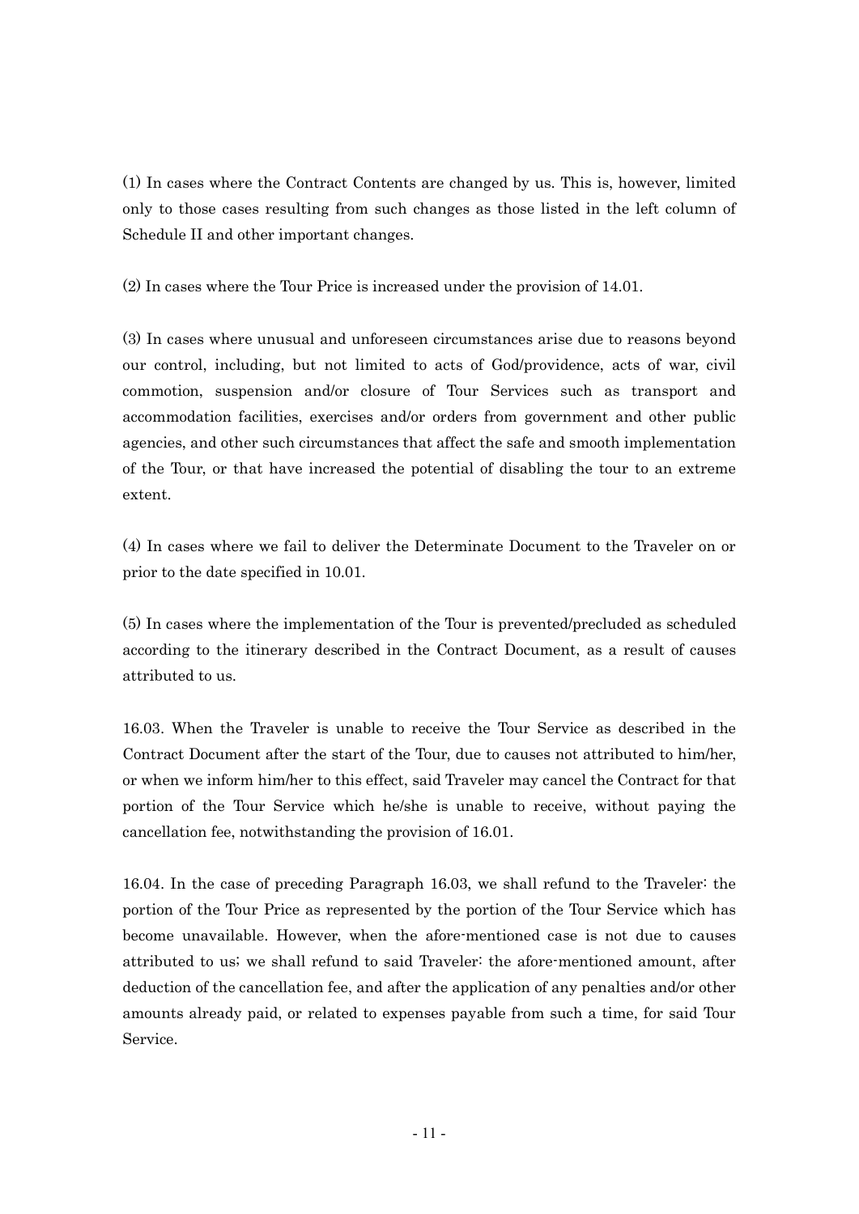(1) In cases where the Contract Contents are changed by us. This is, however, limited only to those cases resulting from such changes as those listed in the left column of Schedule II and other important changes.

(2) In cases where the Tour Price is increased under the provision of 14.01.

(3) In cases where unusual and unforeseen circumstances arise due to reasons beyond our control, including, but not limited to acts of God/providence, acts of war, civil commotion, suspension and/or closure of Tour Services such as transport and accommodation facilities, exercises and/or orders from government and other public agencies, and other such circumstances that affect the safe and smooth implementation of the Tour, or that have increased the potential of disabling the tour to an extreme extent.

(4) In cases where we fail to deliver the Determinate Document to the Traveler on or prior to the date specified in 10.01.

(5) In cases where the implementation of the Tour is prevented/precluded as scheduled according to the itinerary described in the Contract Document, as a result of causes attributed to us.

16.03. When the Traveler is unable to receive the Tour Service as described in the Contract Document after the start of the Tour, due to causes not attributed to him/her, or when we inform him/her to this effect, said Traveler may cancel the Contract for that portion of the Tour Service which he/she is unable to receive, without paying the cancellation fee, notwithstanding the provision of 16.01.

16.04. In the case of preceding Paragraph 16.03, we shall refund to the Traveler: the portion of the Tour Price as represented by the portion of the Tour Service which has become unavailable. However, when the afore-mentioned case is not due to causes attributed to us; we shall refund to said Traveler: the afore-mentioned amount, after deduction of the cancellation fee, and after the application of any penalties and/or other amounts already paid, or related to expenses payable from such a time, for said Tour Service.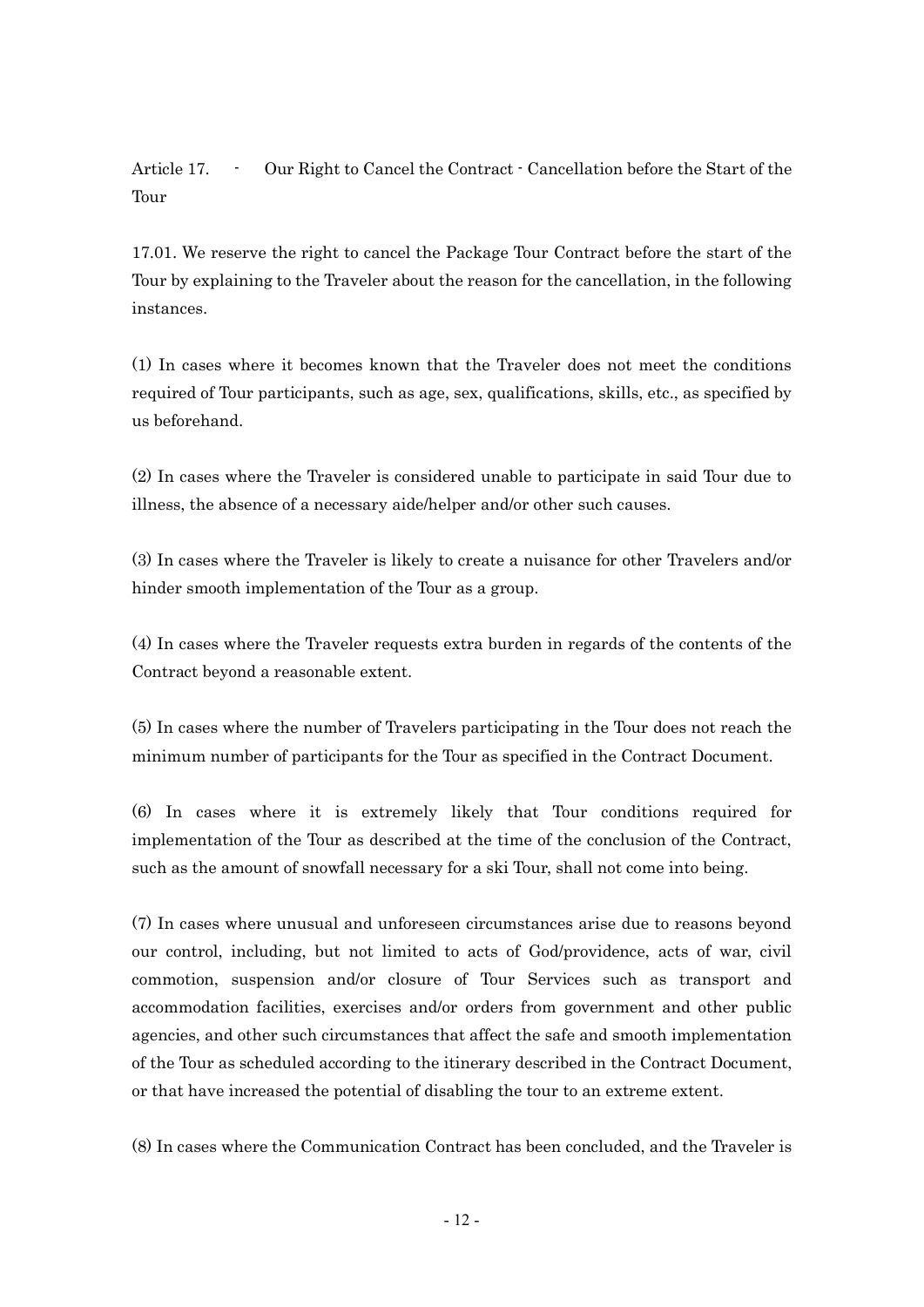## Article 17. - Our Right to Cancel the Contract - Cancellation before the Start of the Tour

17.01. We reserve the right to cancel the Package Tour Contract before the start of the Tour by explaining to the Traveler about the reason for the cancellation, in the following instances.

(1) In cases where it becomes known that the Traveler does not meet the conditions required of Tour participants, such as age, sex, qualifications, skills, etc., as specified by us beforehand.

(2) In cases where the Traveler is considered unable to participate in said Tour due to illness, the absence of a necessary aide/helper and/or other such causes.

(3) In cases where the Traveler is likely to create a nuisance for other Travelers and/or hinder smooth implementation of the Tour as a group.

(4) In cases where the Traveler requests extra burden in regards of the contents of the Contract beyond a reasonable extent.

(5) In cases where the number of Travelers participating in the Tour does not reach the minimum number of participants for the Tour as specified in the Contract Document.

(6) In cases where it is extremely likely that Tour conditions required for implementation of the Tour as described at the time of the conclusion of the Contract, such as the amount of snowfall necessary for a ski Tour, shall not come into being.

(7) In cases where unusual and unforeseen circumstances arise due to reasons beyond our control, including, but not limited to acts of God/providence, acts of war, civil commotion, suspension and/or closure of Tour Services such as transport and accommodation facilities, exercises and/or orders from government and other public agencies, and other such circumstances that affect the safe and smooth implementation of the Tour as scheduled according to the itinerary described in the Contract Document, or that have increased the potential of disabling the tour to an extreme extent.

(8) In cases where the Communication Contract has been concluded, and the Traveler is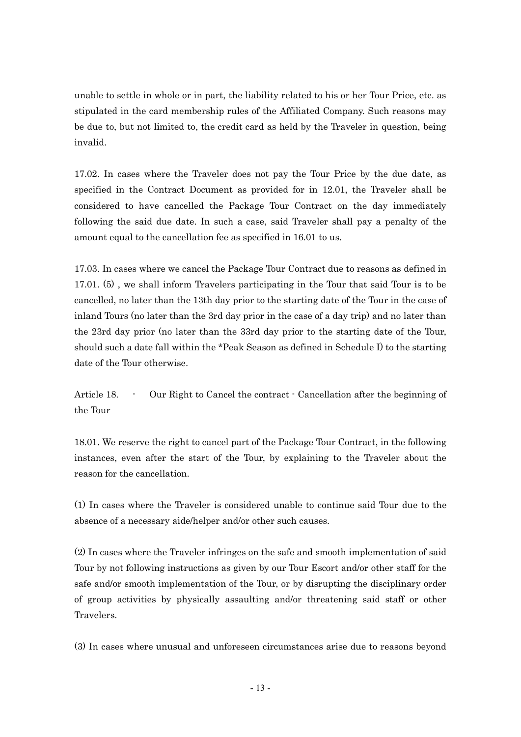unable to settle in whole or in part, the liability related to his or her Tour Price, etc. as stipulated in the card membership rules of the Affiliated Company. Such reasons may be due to, but not limited to, the credit card as held by the Traveler in question, being invalid.

17.02. In cases where the Traveler does not pay the Tour Price by the due date, as specified in the Contract Document as provided for in 12.01, the Traveler shall be considered to have cancelled the Package Tour Contract on the day immediately following the said due date. In such a case, said Traveler shall pay a penalty of the amount equal to the cancellation fee as specified in 16.01 to us.

17.03. In cases where we cancel the Package Tour Contract due to reasons as defined in 17.01. (5) , we shall inform Travelers participating in the Tour that said Tour is to be cancelled, no later than the 13th day prior to the starting date of the Tour in the case of inland Tours (no later than the 3rd day prior in the case of a day trip) and no later than the 23rd day prior (no later than the 33rd day prior to the starting date of the Tour, should such a date fall within the *Peak Season as defined in Schedule I) to the starting date of the Tour otherwise.

Article 18. - Our Right to Cancel the contract - Cancellation after the beginning of the Tour

18.01. We reserve the right to cancel part of the Package Tour Contract, in the following instances, even after the start of the Tour, by explaining to the Traveler about the reason for the cancellation.

(1) In cases where the Traveler is considered unable to continue said Tour due to the absence of a necessary aide/helper and/or other such causes.

(2) In cases where the Traveler infringes on the safe and smooth implementation of said Tour by not following instructions as given by our Tour Escort and/or other staff for the safe and/or smooth implementation of the Tour, or by disrupting the disciplinary order of group activities by physically assaulting and/or threatening said staff or other Travelers.

(3) In cases where unusual and unforeseen circumstances arise due to reasons beyond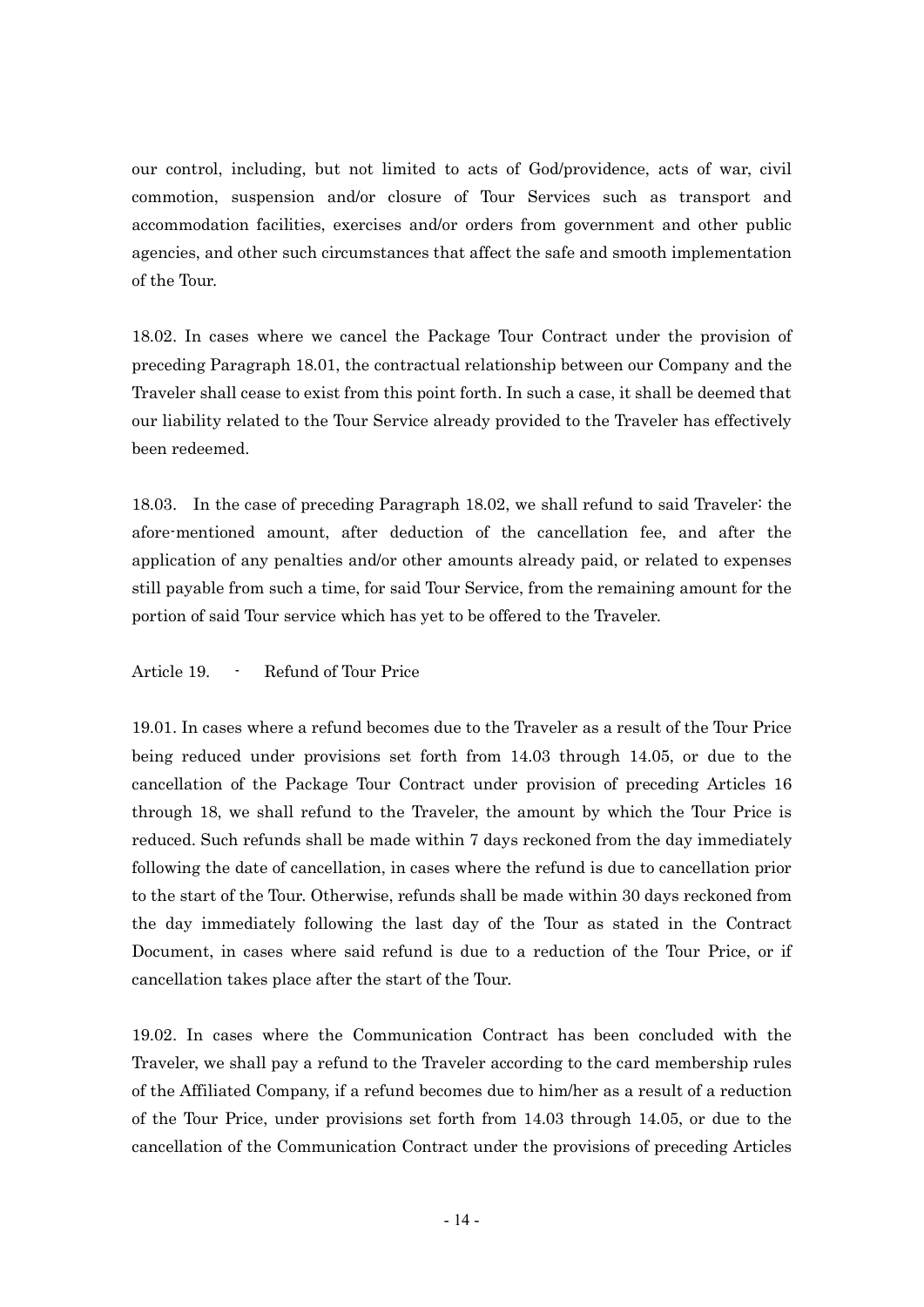our control, including, but not limited to acts of God/providence, acts of war, civil commotion, suspension and/or closure of Tour Services such as transport and accommodation facilities, exercises and/or orders from government and other public agencies, and other such circumstances that affect the safe and smooth implementation of the Tour.

18.02. In cases where we cancel the Package Tour Contract under the provision of preceding Paragraph 18.01, the contractual relationship between our Company and the Traveler shall cease to exist from this point forth. In such a case, it shall be deemed that our liability related to the Tour Service already provided to the Traveler has effectively been redeemed.

18.03. In the case of preceding Paragraph 18.02, we shall refund to said Traveler: the afore-mentioned amount, after deduction of the cancellation fee, and after the application of any penalties and/or other amounts already paid, or related to expenses still payable from such a time, for said Tour Service, from the remaining amount for the portion of said Tour service which has yet to be offered to the Traveler.

## Article 19. - Refund of Tour Price

19.01. In cases where a refund becomes due to the Traveler as a result of the Tour Price being reduced under provisions set forth from 14.03 through 14.05, or due to the cancellation of the Package Tour Contract under provision of preceding Articles 16 through 18, we shall refund to the Traveler, the amount by which the Tour Price is reduced. Such refunds shall be made within 7 days reckoned from the day immediately following the date of cancellation, in cases where the refund is due to cancellation prior to the start of the Tour. Otherwise, refunds shall be made within 30 days reckoned from the day immediately following the last day of the Tour as stated in the Contract Document, in cases where said refund is due to a reduction of the Tour Price, or if cancellation takes place after the start of the Tour.

19.02. In cases where the Communication Contract has been concluded with the Traveler, we shall pay a refund to the Traveler according to the card membership rules of the Affiliated Company, if a refund becomes due to him/her as a result of a reduction of the Tour Price, under provisions set forth from 14.03 through 14.05, or due to the cancellation of the Communication Contract under the provisions of preceding Articles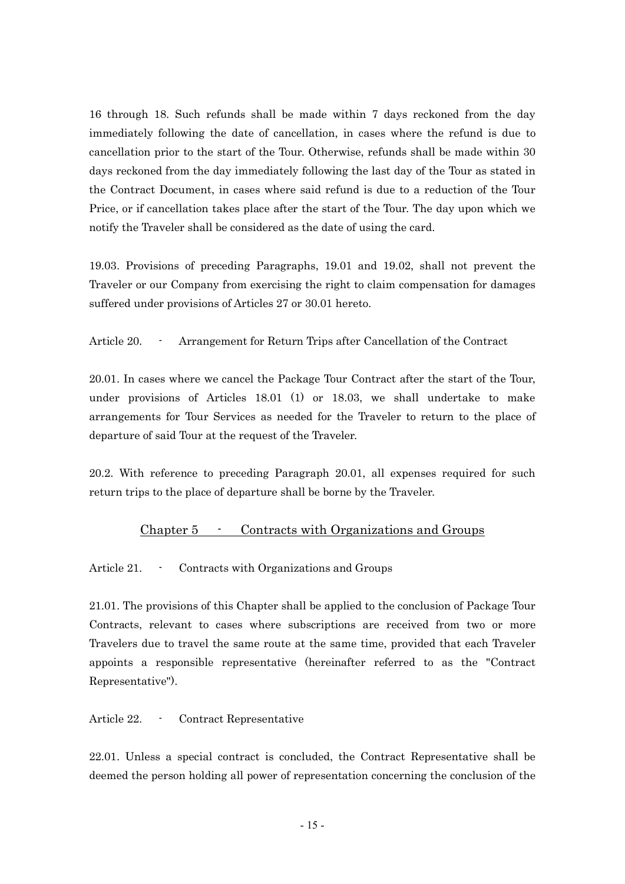16 through 18. Such refunds shall be made within 7 days reckoned from the day immediately following the date of cancellation, in cases where the refund is due to cancellation prior to the start of the Tour. Otherwise, refunds shall be made within 30 days reckoned from the day immediately following the last day of the Tour as stated in the Contract Document, in cases where said refund is due to a reduction of the Tour Price, or if cancellation takes place after the start of the Tour. The day upon which we notify the Traveler shall be considered as the date of using the card.

19.03. Provisions of preceding Paragraphs, 19.01 and 19.02, shall not prevent the Traveler or our Company from exercising the right to claim compensation for damages suffered under provisions of Articles 27 or 30.01 hereto.

Article 20. - Arrangement for Return Trips after Cancellation of the Contract

20.01. In cases where we cancel the Package Tour Contract after the start of the Tour, under provisions of Articles 18.01 (1) or 18.03, we shall undertake to make arrangements for Tour Services as needed for the Traveler to return to the place of departure of said Tour at the request of the Traveler.

20.2. With reference to preceding Paragraph 20.01, all expenses required for such return trips to the place of departure shall be borne by the Traveler.

## Chapter 5 - Contracts with Organizations and Groups

Article 21. - Contracts with Organizations and Groups

21.01. The provisions of this Chapter shall be applied to the conclusion of Package Tour Contracts, relevant to cases where subscriptions are received from two or more Travelers due to travel the same route at the same time, provided that each Traveler appoints a responsible representative (hereinafter referred to as the "Contract Representative").

Article 22. - Contract Representative

22.01. Unless a special contract is concluded, the Contract Representative shall be deemed the person holding all power of representation concerning the conclusion of the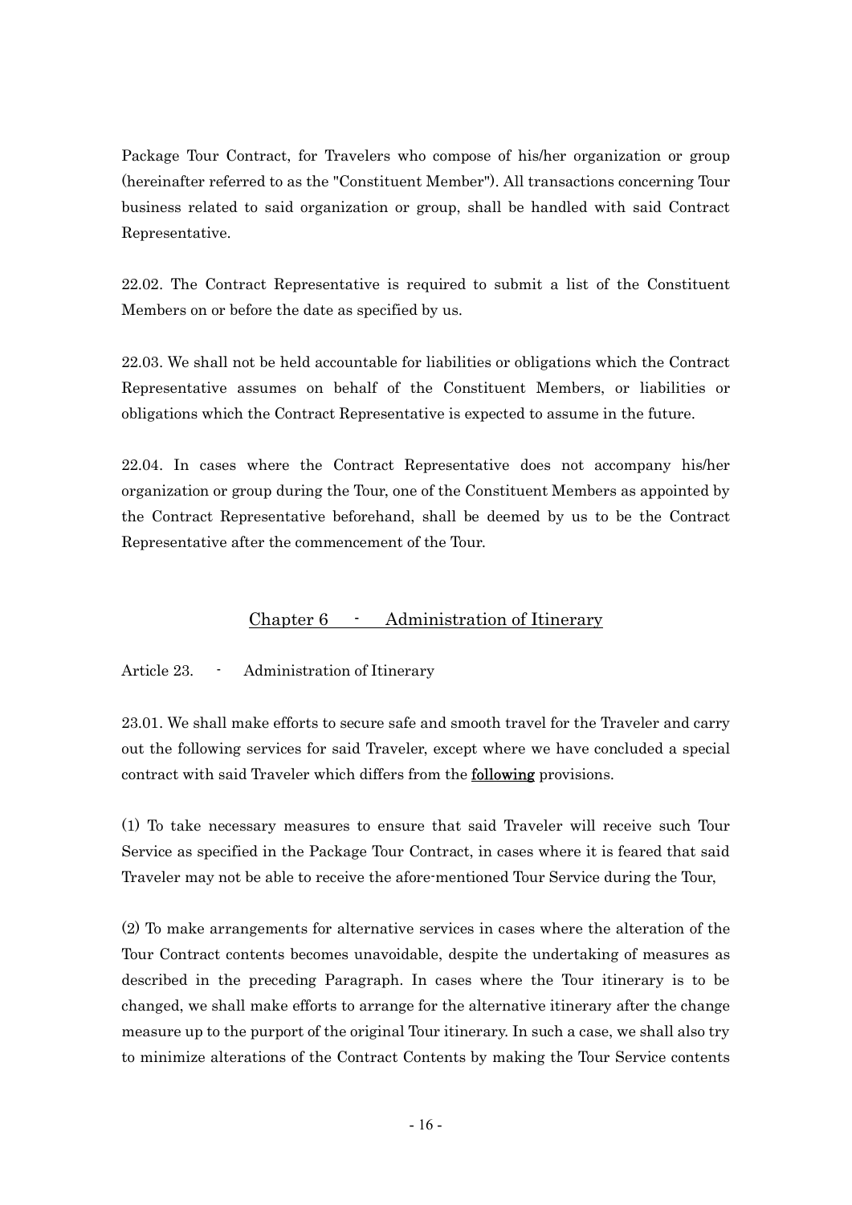Package Tour Contract, for Travelers who compose of his/her organization or group (hereinafter referred to as the "Constituent Member"). All transactions concerning Tour business related to said organization or group, shall be handled with said Contract Representative.

22.02. The Contract Representative is required to submit a list of the Constituent Members on or before the date as specified by us.

22.03. We shall not be held accountable for liabilities or obligations which the Contract Representative assumes on behalf of the Constituent Members, or liabilities or obligations which the Contract Representative is expected to assume in the future.

22.04. In cases where the Contract Representative does not accompany his/her organization or group during the Tour, one of the Constituent Members as appointed by the Contract Representative beforehand, shall be deemed by us to be the Contract Representative after the commencement of the Tour.

## Chapter 6 - Administration of Itinerary

### Article 23. - Administration of Itinerary

23.01. We shall make efforts to secure safe and smooth travel for the Traveler and carry out the following services for said Traveler, except where we have concluded a special contract with said Traveler which differs from the **following** provisions.

(1) To take necessary measures to ensure that said Traveler will receive such Tour Service as specified in the Package Tour Contract, in cases where it is feared that said Traveler may not be able to receive the afore-mentioned Tour Service during the Tour,

(2) To make arrangements for alternative services in cases where the alteration of the Tour Contract contents becomes unavoidable, despite the undertaking of measures as described in the preceding Paragraph. In cases where the Tour itinerary is to be changed, we shall make efforts to arrange for the alternative itinerary after the change measure up to the purport of the original Tour itinerary. In such a case, we shall also try to minimize alterations of the Contract Contents by making the Tour Service contents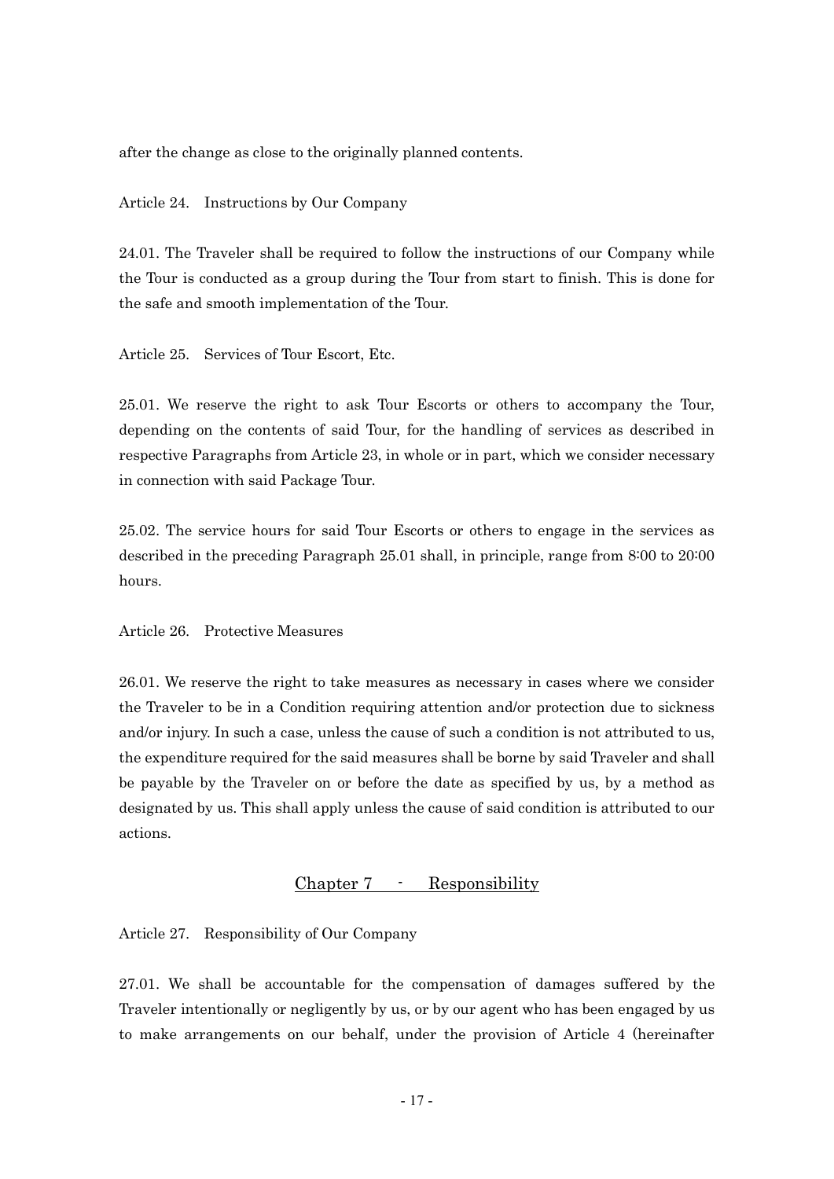after the change as close to the originally planned contents.

Article 24. Instructions by Our Company

24.01. The Traveler shall be required to follow the instructions of our Company while the Tour is conducted as a group during the Tour from start to finish. This is done for the safe and smooth implementation of the Tour.

Article 25. Services of Tour Escort, Etc.

25.01. We reserve the right to ask Tour Escorts or others to accompany the Tour, depending on the contents of said Tour, for the handling of services as described in respective Paragraphs from Article 23, in whole or in part, which we consider necessary in connection with said Package Tour.

25.02. The service hours for said Tour Escorts or others to engage in the services as described in the preceding Paragraph 25.01 shall, in principle, range from 8:00 to 20:00 hours.

Article 26. Protective Measures

26.01. We reserve the right to take measures as necessary in cases where we consider the Traveler to be in a Condition requiring attention and/or protection due to sickness and/or injury. In such a case, unless the cause of such a condition is not attributed to us, the expenditure required for the said measures shall be borne by said Traveler and shall be payable by the Traveler on or before the date as specified by us, by a method as designated by us. This shall apply unless the cause of said condition is attributed to our actions.

## Chapter 7 - Responsibility

Article 27. Responsibility of Our Company

27.01. We shall be accountable for the compensation of damages suffered by the Traveler intentionally or negligently by us, or by our agent who has been engaged by us to make arrangements on our behalf, under the provision of Article 4 (hereinafter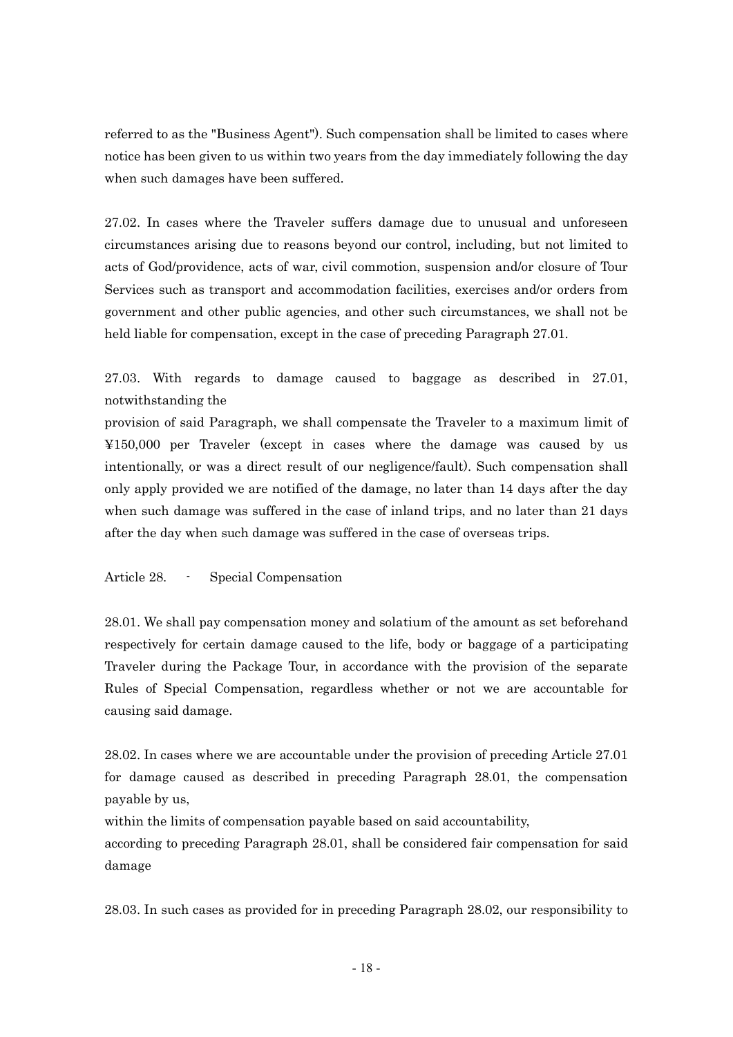referred to as the "Business Agent"). Such compensation shall be limited to cases where notice has been given to us within two years from the day immediately following the day when such damages have been suffered.

27.02. In cases where the Traveler suffers damage due to unusual and unforeseen circumstances arising due to reasons beyond our control, including, but not limited to acts of God/providence, acts of war, civil commotion, suspension and/or closure of Tour Services such as transport and accommodation facilities, exercises and/or orders from government and other public agencies, and other such circumstances, we shall not be held liable for compensation, except in the case of preceding Paragraph 27.01.

27.03. With regards to damage caused to baggage as described in 27.01, notwithstanding the
provision of said Paragraph, we shall compensate the Traveler to a maximum limit of ¥150,000 per Traveler (except in cases where the damage was caused by us intentionally, or was a direct result of our negligence/fault). Such compensation shall only apply provided we are notified of the damage, no later than 14 days after the day when such damage was suffered in the case of inland trips, and no later than 21 days after the day when such damage was suffered in the case of overseas trips.

Article 28. - Special Compensation

28.01. We shall pay compensation money and solatium of the amount as set beforehand respectively for certain damage caused to the life, body or baggage of a participating Traveler during the Package Tour, in accordance with the provision of the separate Rules of Special Compensation, regardless whether or not we are accountable for causing said damage.

28.02. In cases where we are accountable under the provision of preceding Article 27.01 for damage caused as described in preceding Paragraph 28.01, the compensation payable by us,
within the limits of compensation payable based on said accountability,
according to preceding Paragraph 28.01, shall be considered fair compensation for said damage

28.03. In such cases as provided for in preceding Paragraph 28.02, our responsibility to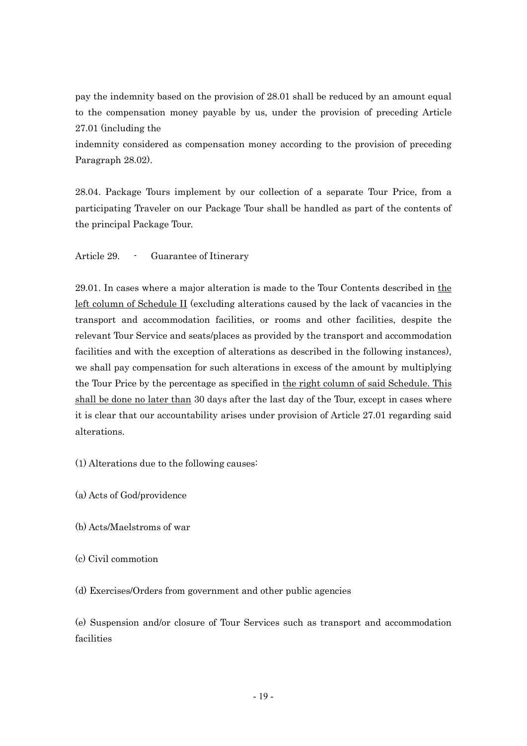pay the indemnity based on the provision of 28.01 shall be reduced by an amount equal to the compensation money payable by us, under the provision of preceding Article 27.01 (including the

indemnity considered as compensation money according to the provision of preceding Paragraph 28.02).

28.04. Package Tours implement by our collection of a separate Tour Price, from a participating Traveler on our Package Tour shall be handled as part of the contents of the principal Package Tour.

Article 29. - Guarantee of Itinerary

29.01. In cases where a major alteration is made to the Tour Contents described in <u>the left column of Schedule II</u> (excluding alterations caused by the lack of vacancies in the transport and accommodation facilities, or rooms and other facilities, despite the relevant Tour Service and seats/places as provided by the transport and accommodation facilities and with the exception of alterations as described in the following instances), we shall pay compensation for such alterations in excess of the amount by multiplying the Tour Price by the percentage as specified in <u>the right column of said Schedule. This shall be done no later than</u> 30 days after the last day of the Tour, except in cases where it is clear that our accountability arises under provision of Article 27.01 regarding said alterations.

(1) Alterations due to the following causes:

(a) Acts of God/providence

(b) Acts/Maelstroms of war

(c) Civil commotion

(d) Exercises/Orders from government and other public agencies

(e) Suspension and/or closure of Tour Services such as transport and accommodation facilities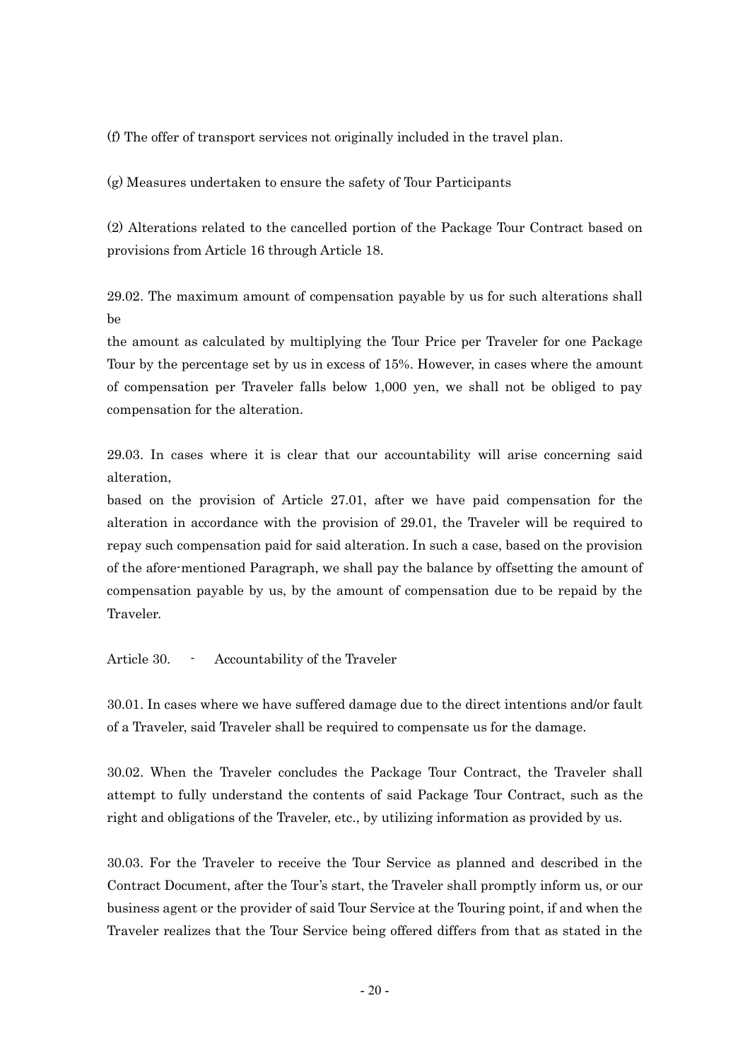(f) The offer of transport services not originally included in the travel plan.

(g) Measures undertaken to ensure the safety of Tour Participants

(2) Alterations related to the cancelled portion of the Package Tour Contract based on provisions from Article 16 through Article 18.

29.02. The maximum amount of compensation payable by us for such alterations shall be
the amount as calculated by multiplying the Tour Price per Traveler for one Package Tour by the percentage set by us in excess of 15%. However, in cases where the amount of compensation per Traveler falls below 1,000 yen, we shall not be obliged to pay compensation for the alteration.

29.03. In cases where it is clear that our accountability will arise concerning said alteration,
based on the provision of Article 27.01, after we have paid compensation for the alteration in accordance with the provision of 29.01, the Traveler will be required to repay such compensation paid for said alteration. In such a case, based on the provision of the afore-mentioned Paragraph, we shall pay the balance by offsetting the amount of compensation payable by us, by the amount of compensation due to be repaid by the Traveler.

Article 30. - Accountability of the Traveler

30.01. In cases where we have suffered damage due to the direct intentions and/or fault of a Traveler, said Traveler shall be required to compensate us for the damage.

30.02. When the Traveler concludes the Package Tour Contract, the Traveler shall attempt to fully understand the contents of said Package Tour Contract, such as the right and obligations of the Traveler, etc., by utilizing information as provided by us.

30.03. For the Traveler to receive the Tour Service as planned and described in the Contract Document, after the Tour's start, the Traveler shall promptly inform us, or our business agent or the provider of said Tour Service at the Touring point, if and when the Traveler realizes that the Tour Service being offered differs from that as stated in the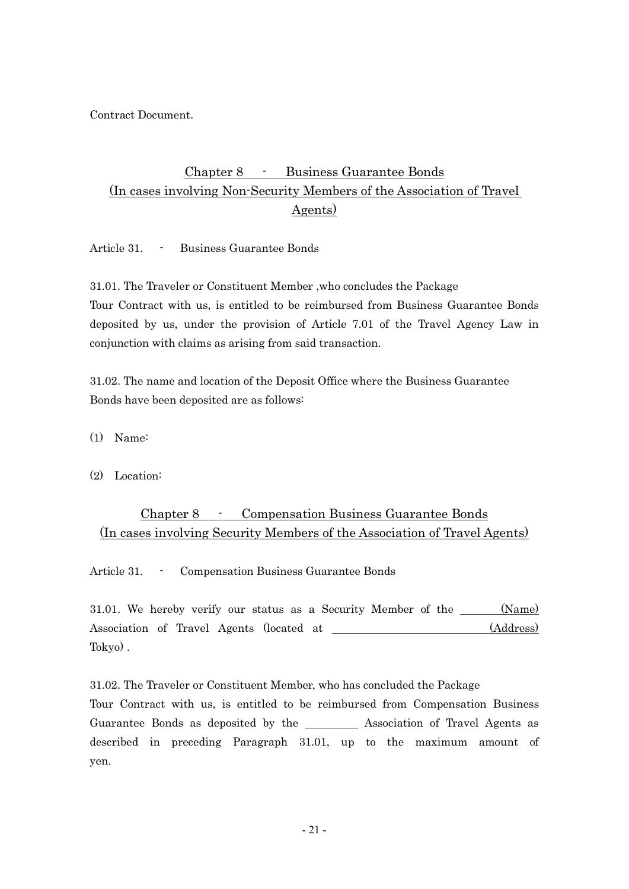Contract Document.

## Chapter 8 - Business Guarantee Bonds (In cases involving Non-Security Members of the Association of Travel Agents)

### Article 31. - Business Guarantee Bonds

31.01. The Traveler or Constituent Member ,who concludes the Package Tour Contract with us, is entitled to be reimbursed from Business Guarantee Bonds deposited by us, under the provision of Article 7.01 of the Travel Agency Law in conjunction with claims as arising from said transaction.

31.02. The name and location of the Deposit Office where the Business Guarantee Bonds have been deposited are as follows:

(1) Name:

(2) Location:

## Chapter 8 - Compensation Business Guarantee Bonds (In cases involving Security Members of the Association of Travel Agents)

### Article 31. - Compensation Business Guarantee Bonds

31.01. We hereby verify our status as a Security Member of the ______ (Name) Association of Travel Agents (located at ______________________ (Address) Tokyo) .

31.02. The Traveler or Constituent Member, who has concluded the Package Tour Contract with us, is entitled to be reimbursed from Compensation Business Guarantee Bonds as deposited by the ________ Association of Travel Agents as described in preceding Paragraph 31.01, up to the maximum amount of yen.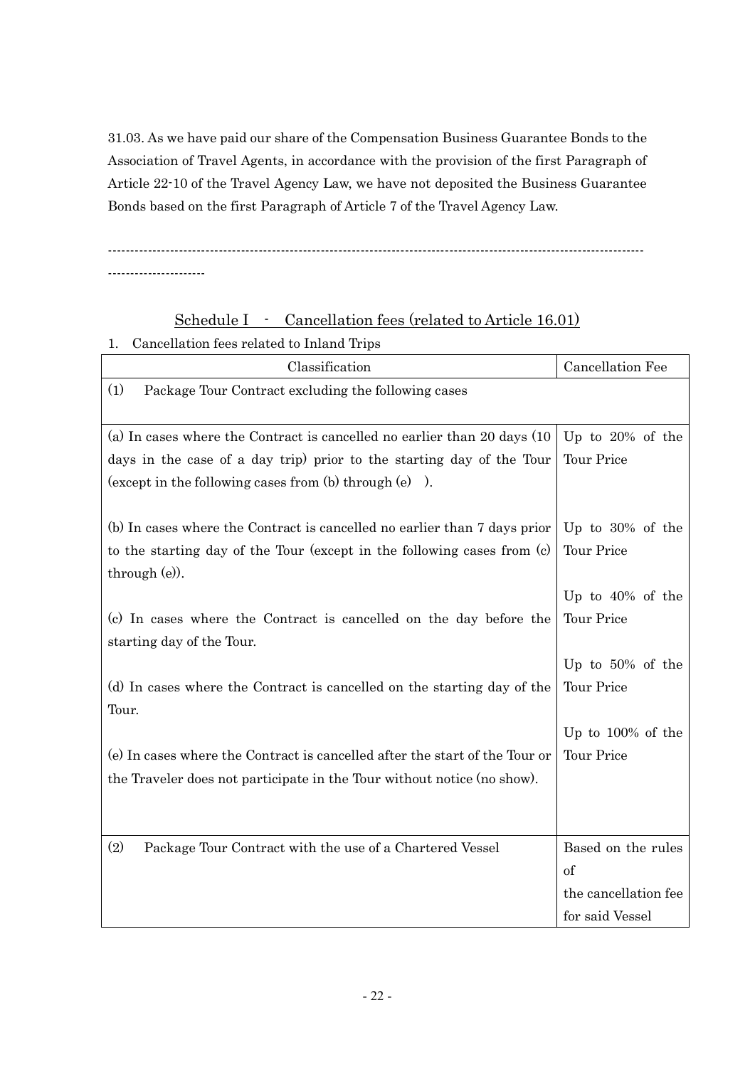31.03. As we have paid our share of the Compensation Business Guarantee Bonds to the Association of Travel Agents, in accordance with the provision of the first Paragraph of Article 22-10 of the Travel Agency Law, we have not deposited the Business Guarantee Bonds based on the first Paragraph of Article 7 of the Travel Agency Law.

---

## Schedule I - Cancellation fees (related to Article 16.01)

1. Cancellation fees related to Inland Trips

| Classification | Cancellation Fee |
|---|---|
| (1) Package Tour Contract excluding the following cases | |
| (a) In cases where the Contract is cancelled no earlier than 20 days (10 days in the case of a day trip) prior to the starting day of the Tour (except in the following cases from (b) through (e) ). | Up to 20% of the Tour Price |
| (b) In cases where the Contract is cancelled no earlier than 7 days prior to the starting day of the Tour (except in the following cases from (c) through (e)). | Up to 30% of the Tour Price |
| (c) In cases where the Contract is cancelled on the day before the starting day of the Tour. | Up to 40% of the Tour Price |
| (d) In cases where the Contract is cancelled on the starting day of the Tour. | Up to 50% of the Tour Price |
| (e) In cases where the Contract is cancelled after the start of the Tour or the Traveler does not participate in the Tour without notice (no show). | Up to 100% of the Tour Price |
| (2) Package Tour Contract with the use of a Chartered Vessel | Based on the rules of the cancellation fee for said Vessel |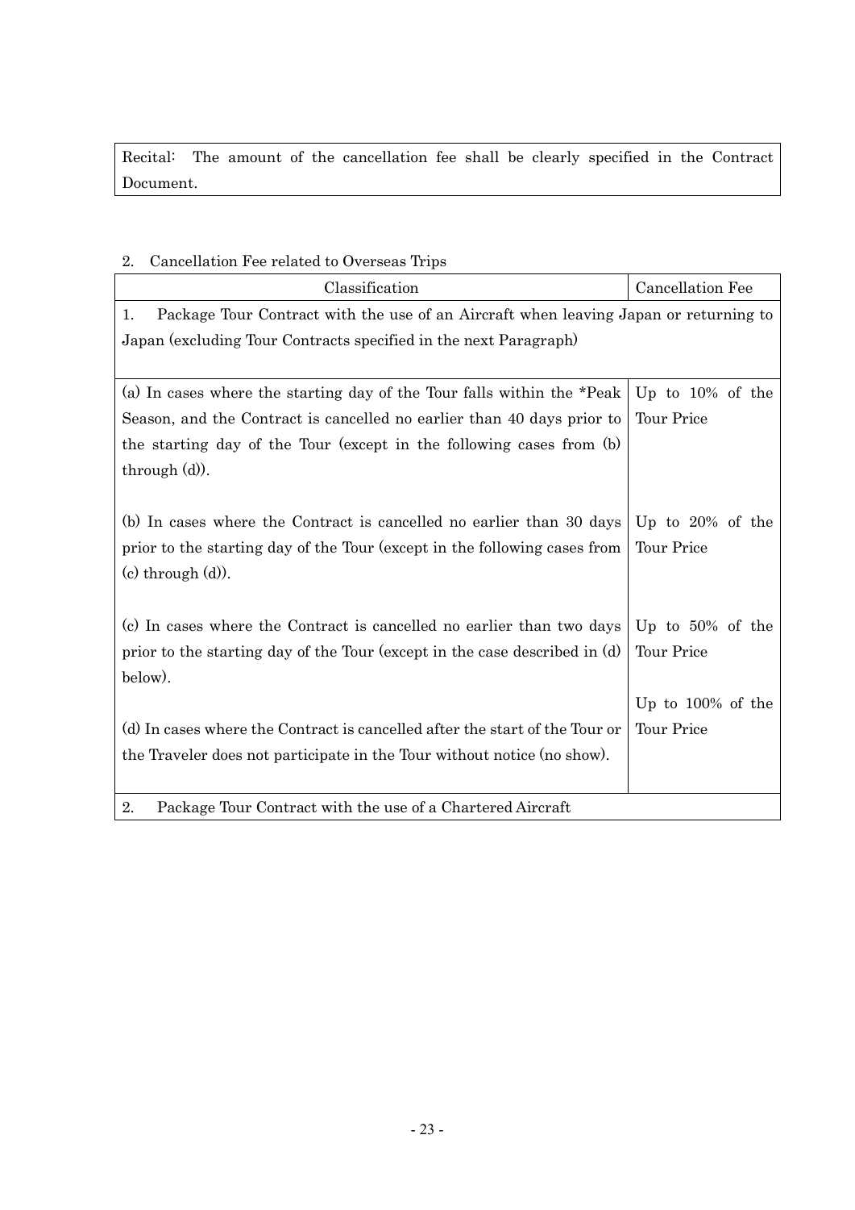Recital: The amount of the cancellation fee shall be clearly specified in the Contract Document.

2. Cancellation Fee related to Overseas Trips

| Classification | Cancellation Fee |
| --- | --- |
| 1. Package Tour Contract with the use of an Aircraft when leaving Japan or returning to Japan (excluding Tour Contracts specified in the next Paragraph) | |
| (a) In cases where the starting day of the Tour falls within the *Peak Season, and the Contract is cancelled no earlier than 40 days prior to the starting day of the Tour (except in the following cases from (b) through (d)). | Up to 10% of the Tour Price |
| (b) In cases where the Contract is cancelled no earlier than 30 days prior to the starting day of the Tour (except in the following cases from (c) through (d)). | Up to 20% of the Tour Price |
| (c) In cases where the Contract is cancelled no earlier than two days prior to the starting day of the Tour (except in the case described in (d) below). | Up to 50% of the Tour Price |
| (d) In cases where the Contract is cancelled after the start of the Tour or the Traveler does not participate in the Tour without notice (no show). | Up to 100% of the Tour Price |
| 2. Package Tour Contract with the use of a Chartered Aircraft | |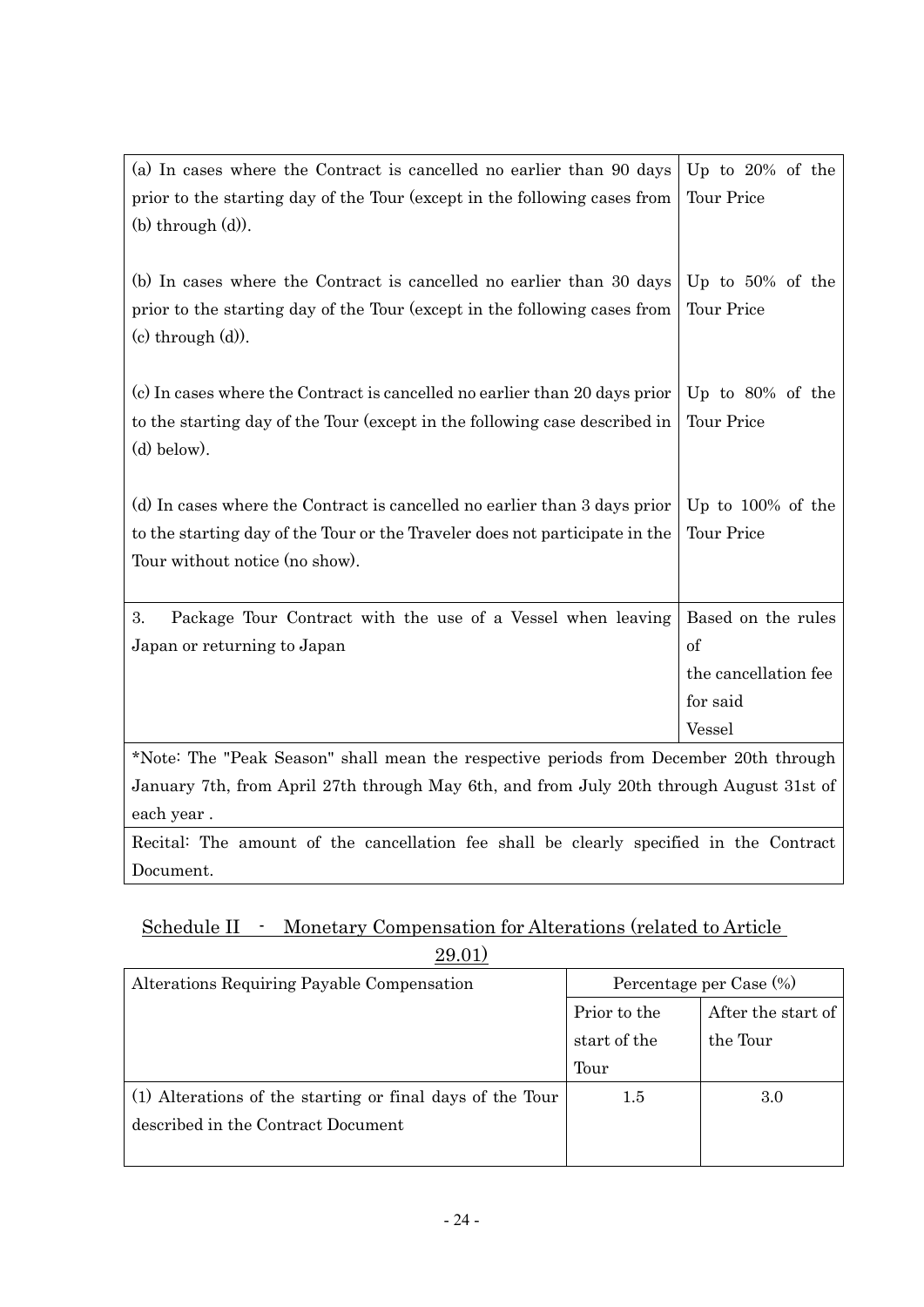| | |
|---|---|
| (a) In cases where the Contract is cancelled no earlier than 90 days prior to the starting day of the Tour (except in the following cases from (b) through (d)). | Up to 20% of the Tour Price |
| (b) In cases where the Contract is cancelled no earlier than 30 days prior to the starting day of the Tour (except in the following cases from (c) through (d)). | Up to 50% of the Tour Price |
| (c) In cases where the Contract is cancelled no earlier than 20 days prior to the starting day of the Tour (except in the following case described in (d) below). | Up to 80% of the Tour Price |
| (d) In cases where the Contract is cancelled no earlier than 3 days prior to the starting day of the Tour or the Traveler does not participate in the Tour without notice (no show). | Up to 100% of the Tour Price |
| 3. Package Tour Contract with the use of a Vessel when leaving Japan or returning to Japan | Based on the rules of the cancellation fee for said Vessel |
| *Note: The "Peak Season" shall mean the respective periods from December 20th through January 7th, from April 27th through May 6th, and from July 20th through August 31st of each year . | |
| Recital: The amount of the cancellation fee shall be clearly specified in the Contract Document. | |

## Schedule II - Monetary Compensation for Alterations (related to Article 29.01)

| Alterations Requiring Payable Compensation | Percentage per Case (%) | |
|---|---|---|
| | Prior to the start of the Tour | After the start of the Tour |
| (1) Alterations of the starting or final days of the Tour described in the Contract Document | 1.5 | 3.0 |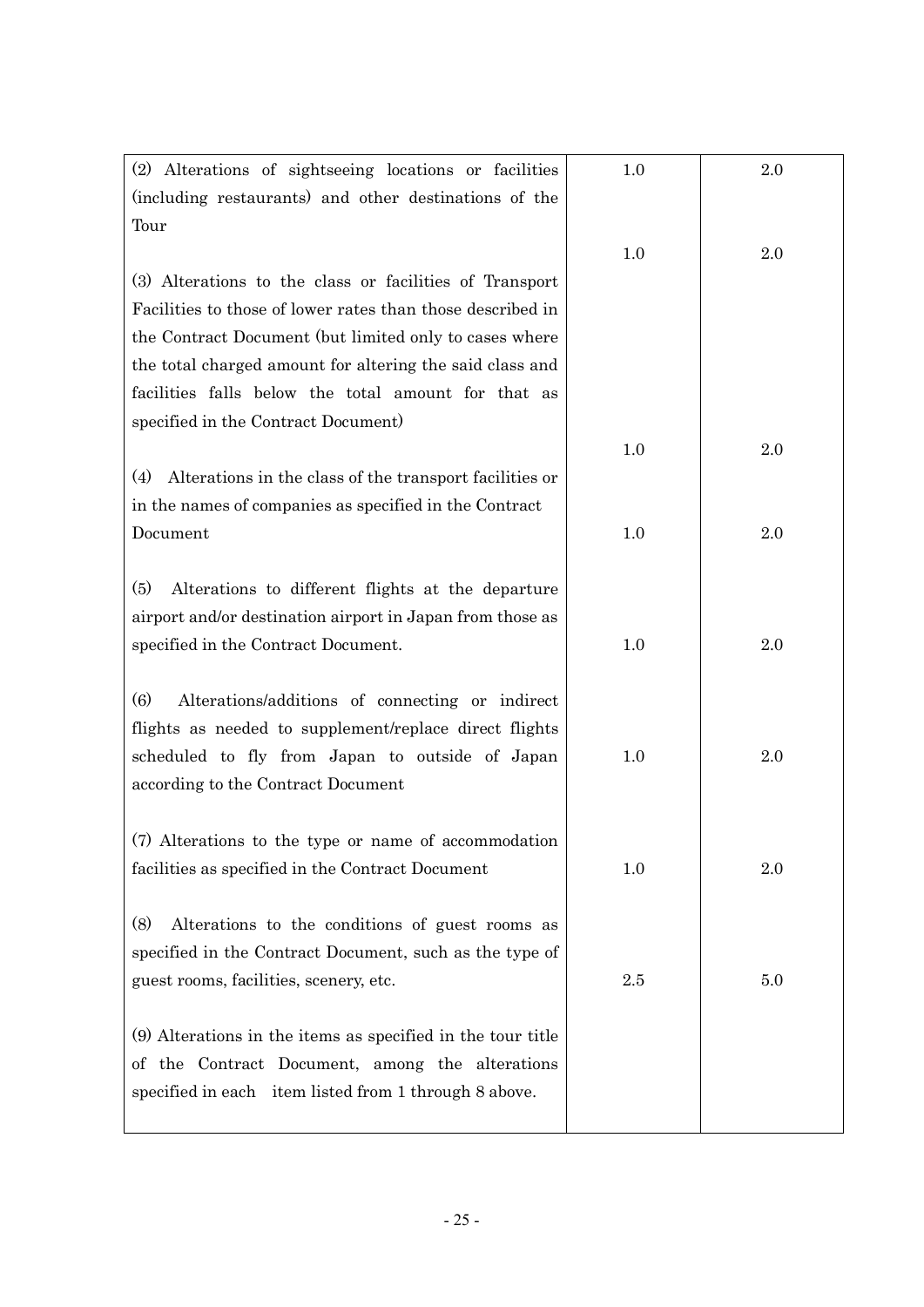| | | |
|---|---|---|
| (2) Alterations of sightseeing locations or facilities (including restaurants) and other destinations of the Tour | 1.0 | 2.0 |
| (3) Alterations to the class or facilities of Transport Facilities to those of lower rates than those described in the Contract Document (but limited only to cases where the total charged amount for altering the said class and facilities falls below the total amount for that as specified in the Contract Document) | 1.0 | 2.0 |
| (4) Alterations in the class of the transport facilities or in the names of companies as specified in the Contract Document | 1.0 | 2.0 |
| (5) Alterations to different flights at the departure airport and/or destination airport in Japan from those as specified in the Contract Document. | 1.0 | 2.0 |
| (6) Alterations/additions of connecting or indirect flights as needed to supplement/replace direct flights scheduled to fly from Japan to outside of Japan according to the Contract Document | 1.0 | 2.0 |
| (7) Alterations to the type or name of accommodation facilities as specified in the Contract Document | 1.0 | 2.0 |
| (8) Alterations to the conditions of guest rooms as specified in the Contract Document, such as the type of guest rooms, facilities, scenery, etc. | 1.0 | 2.0 |
| (9) Alterations in the items as specified in the tour title of the Contract Document, among the alterations specified in each item listed from 1 through 8 above. | 2.5 | 5.0 |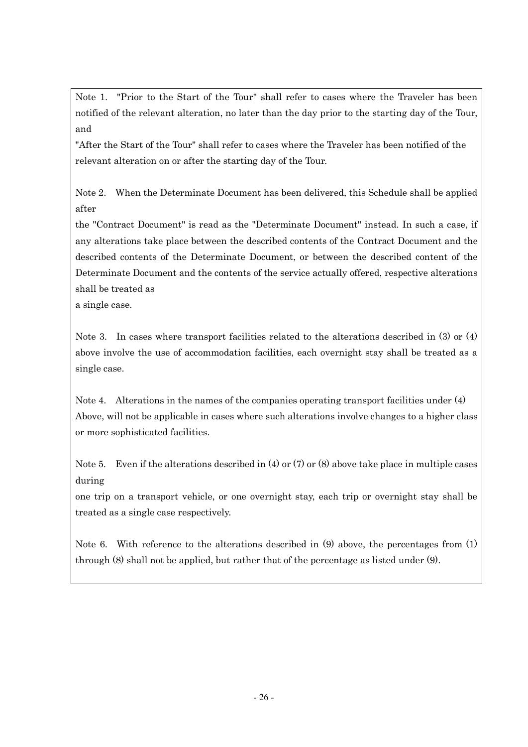Note 1. "Prior to the Start of the Tour" shall refer to cases where the Traveler has been notified of the relevant alteration, no later than the day prior to the starting day of the Tour, and

"After the Start of the Tour" shall refer to cases where the Traveler has been notified of the relevant alteration on or after the starting day of the Tour.

Note 2. When the Determinate Document has been delivered, this Schedule shall be applied after the "Contract Document" is read as the "Determinate Document" instead. In such a case, if any alterations take place between the described contents of the Contract Document and the described contents of the Determinate Document, or between the described content of the Determinate Document and the contents of the service actually offered, respective alterations shall be treated as a single case.

Note 3. In cases where transport facilities related to the alterations described in (3) or (4) above involve the use of accommodation facilities, each overnight stay shall be treated as a single case.

Note 4. Alterations in the names of the companies operating transport facilities under (4) Above, will not be applicable in cases where such alterations involve changes to a higher class or more sophisticated facilities.

Note 5. Even if the alterations described in (4) or (7) or (8) above take place in multiple cases during one trip on a transport vehicle, or one overnight stay, each trip or overnight stay shall be treated as a single case respectively.

Note 6. With reference to the alterations described in (9) above, the percentages from (1) through (8) shall not be applied, but rather that of the percentage as listed under (9).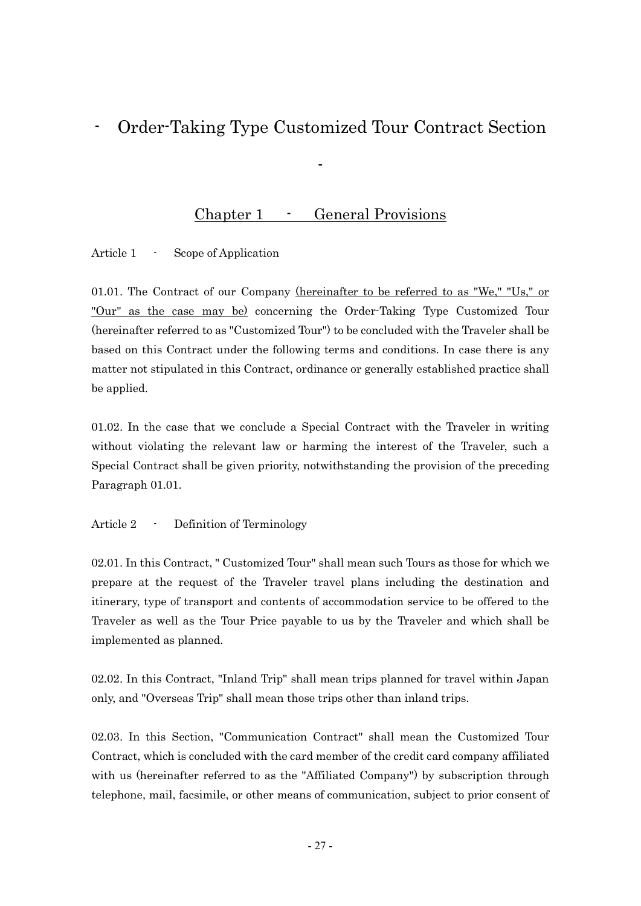# - Order-Taking Type Customized Tour Contract Section -

## Chapter 1 - General Provisions

Article 1 - Scope of Application

01.01. The Contract of our Company (hereinafter to be referred to as "We," "Us," or "Our" as the case may be) concerning the Order-Taking Type Customized Tour (hereinafter referred to as "Customized Tour") to be concluded with the Traveler shall be based on this Contract under the following terms and conditions. In case there is any matter not stipulated in this Contract, ordinance or generally established practice shall be applied.

01.02. In the case that we conclude a Special Contract with the Traveler in writing without violating the relevant law or harming the interest of the Traveler, such a Special Contract shall be given priority, notwithstanding the provision of the preceding Paragraph 01.01.

Article 2 - Definition of Terminology

02.01. In this Contract, " Customized Tour" shall mean such Tours as those for which we prepare at the request of the Traveler travel plans including the destination and itinerary, type of transport and contents of accommodation service to be offered to the Traveler as well as the Tour Price payable to us by the Traveler and which shall be implemented as planned.

02.02. In this Contract, "Inland Trip" shall mean trips planned for travel within Japan only, and "Overseas Trip" shall mean those trips other than inland trips.

02.03. In this Section, "Communication Contract" shall mean the Customized Tour Contract, which is concluded with the card member of the credit card company affiliated with us (hereinafter referred to as the "Affiliated Company") by subscription through telephone, mail, facsimile, or other means of communication, subject to prior consent of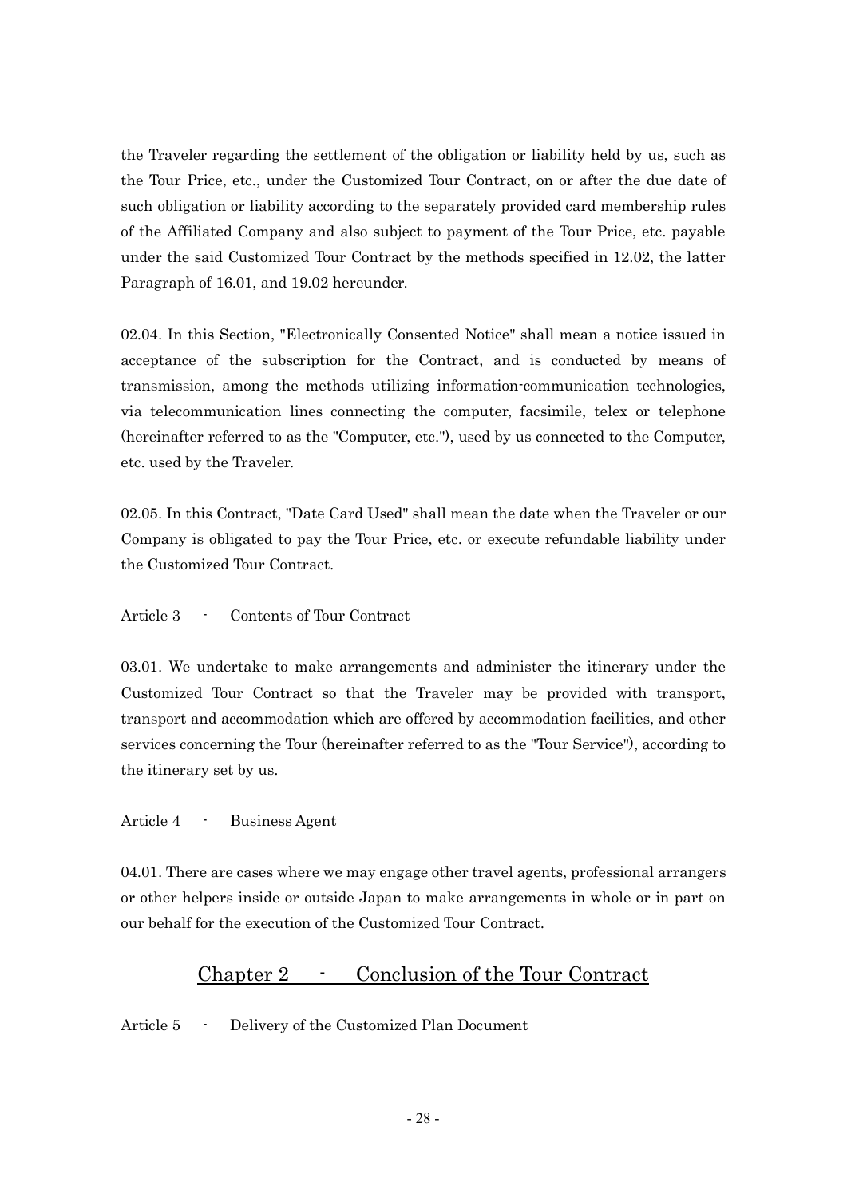the Traveler regarding the settlement of the obligation or liability held by us, such as the Tour Price, etc., under the Customized Tour Contract, on or after the due date of such obligation or liability according to the separately provided card membership rules of the Affiliated Company and also subject to payment of the Tour Price, etc. payable under the said Customized Tour Contract by the methods specified in 12.02, the latter Paragraph of 16.01, and 19.02 hereunder.

02.04. In this Section, "Electronically Consented Notice" shall mean a notice issued in acceptance of the subscription for the Contract, and is conducted by means of transmission, among the methods utilizing information-communication technologies, via telecommunication lines connecting the computer, facsimile, telex or telephone (hereinafter referred to as the "Computer, etc."), used by us connected to the Computer, etc. used by the Traveler.

02.05. In this Contract, "Date Card Used" shall mean the date when the Traveler or our Company is obligated to pay the Tour Price, etc. or execute refundable liability under the Customized Tour Contract.

Article 3 - Contents of Tour Contract

03.01. We undertake to make arrangements and administer the itinerary under the Customized Tour Contract so that the Traveler may be provided with transport, transport and accommodation which are offered by accommodation facilities, and other services concerning the Tour (hereinafter referred to as the "Tour Service"), according to the itinerary set by us.

Article 4 - Business Agent

04.01. There are cases where we may engage other travel agents, professional arrangers or other helpers inside or outside Japan to make arrangements in whole or in part on our behalf for the execution of the Customized Tour Contract.

## Chapter 2 - Conclusion of the Tour Contract

Article 5 - Delivery of the Customized Plan Document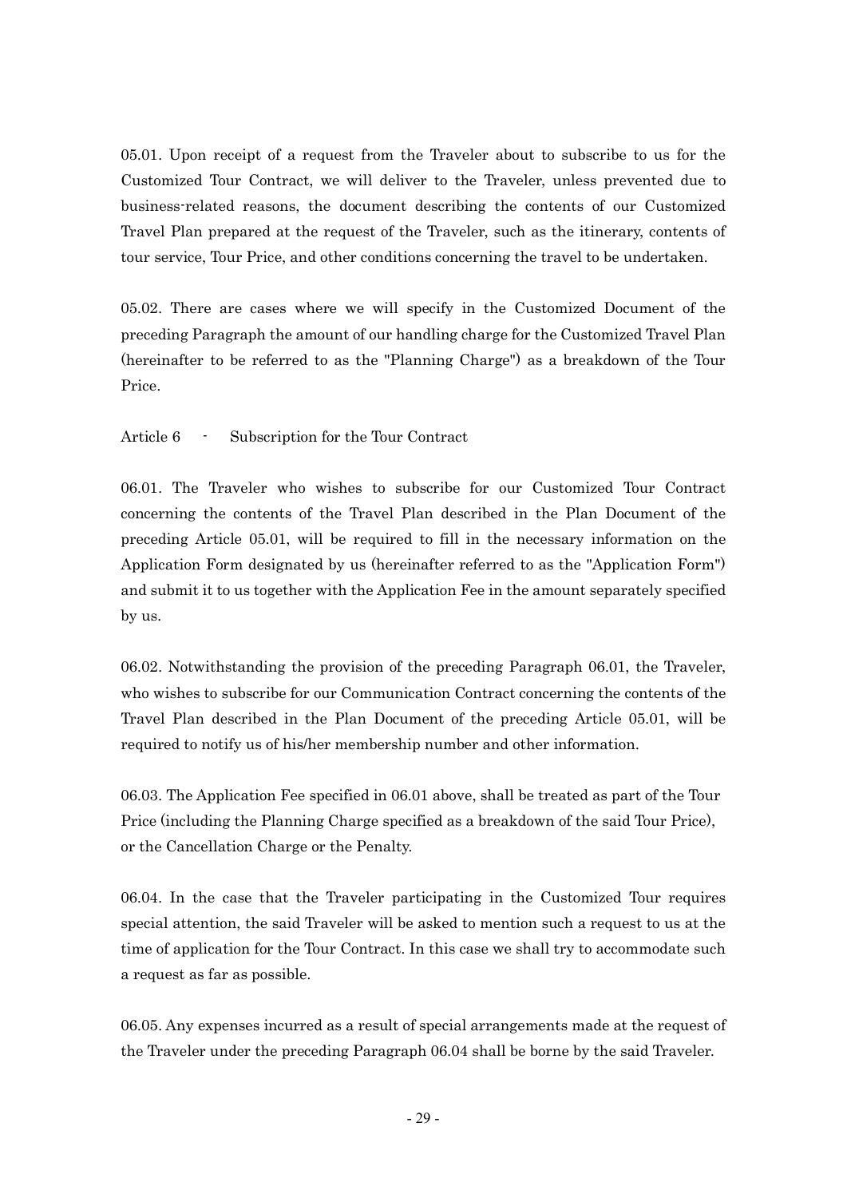05.01. Upon receipt of a request from the Traveler about to subscribe to us for the Customized Tour Contract, we will deliver to the Traveler, unless prevented due to business-related reasons, the document describing the contents of our Customized Travel Plan prepared at the request of the Traveler, such as the itinerary, contents of tour service, Tour Price, and other conditions concerning the travel to be undertaken.

05.02. There are cases where we will specify in the Customized Document of the preceding Paragraph the amount of our handling charge for the Customized Travel Plan (hereinafter to be referred to as the "Planning Charge") as a breakdown of the Tour Price.

## Article 6 - Subscription for the Tour Contract

06.01. The Traveler who wishes to subscribe for our Customized Tour Contract concerning the contents of the Travel Plan described in the Plan Document of the preceding Article 05.01, will be required to fill in the necessary information on the Application Form designated by us (hereinafter referred to as the "Application Form") and submit it to us together with the Application Fee in the amount separately specified by us.

06.02. Notwithstanding the provision of the preceding Paragraph 06.01, the Traveler, who wishes to subscribe for our Communication Contract concerning the contents of the Travel Plan described in the Plan Document of the preceding Article 05.01, will be required to notify us of his/her membership number and other information.

06.03. The Application Fee specified in 06.01 above, shall be treated as part of the Tour Price (including the Planning Charge specified as a breakdown of the said Tour Price), or the Cancellation Charge or the Penalty.

06.04. In the case that the Traveler participating in the Customized Tour requires special attention, the said Traveler will be asked to mention such a request to us at the time of application for the Tour Contract. In this case we shall try to accommodate such a request as far as possible.

06.05. Any expenses incurred as a result of special arrangements made at the request of the Traveler under the preceding Paragraph 06.04 shall be borne by the said Traveler.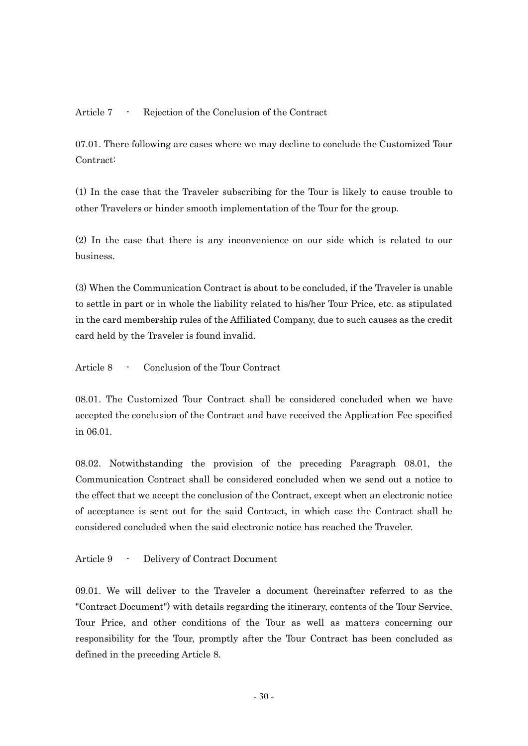## Article 7 - Rejection of the Conclusion of the Contract

07.01. There following are cases where we may decline to conclude the Customized Tour Contract:

(1) In the case that the Traveler subscribing for the Tour is likely to cause trouble to other Travelers or hinder smooth implementation of the Tour for the group.

(2) In the case that there is any inconvenience on our side which is related to our business.

(3) When the Communication Contract is about to be concluded, if the Traveler is unable to settle in part or in whole the liability related to his/her Tour Price, etc. as stipulated in the card membership rules of the Affiliated Company, due to such causes as the credit card held by the Traveler is found invalid.

## Article 8 - Conclusion of the Tour Contract

08.01. The Customized Tour Contract shall be considered concluded when we have accepted the conclusion of the Contract and have received the Application Fee specified in 06.01.

08.02. Notwithstanding the provision of the preceding Paragraph 08.01, the Communication Contract shall be considered concluded when we send out a notice to the effect that we accept the conclusion of the Contract, except when an electronic notice of acceptance is sent out for the said Contract, in which case the Contract shall be considered concluded when the said electronic notice has reached the Traveler.

## Article 9 - Delivery of Contract Document

09.01. We will deliver to the Traveler a document (hereinafter referred to as the "Contract Document") with details regarding the itinerary, contents of the Tour Service, Tour Price, and other conditions of the Tour as well as matters concerning our responsibility for the Tour, promptly after the Tour Contract has been concluded as defined in the preceding Article 8.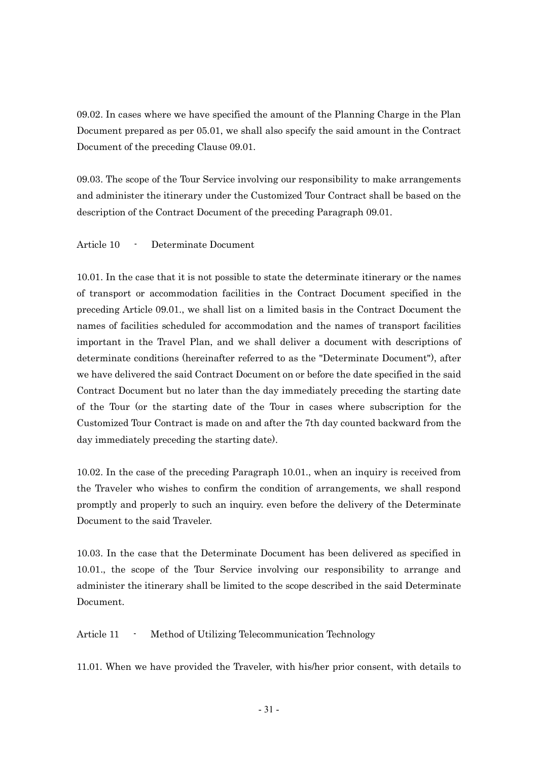09.02. In cases where we have specified the amount of the Planning Charge in the Plan Document prepared as per 05.01, we shall also specify the said amount in the Contract Document of the preceding Clause 09.01.

09.03. The scope of the Tour Service involving our responsibility to make arrangements and administer the itinerary under the Customized Tour Contract shall be based on the description of the Contract Document of the preceding Paragraph 09.01.

Article 10 - Determinate Document

10.01. In the case that it is not possible to state the determinate itinerary or the names of transport or accommodation facilities in the Contract Document specified in the preceding Article 09.01., we shall list on a limited basis in the Contract Document the names of facilities scheduled for accommodation and the names of transport facilities important in the Travel Plan, and we shall deliver a document with descriptions of determinate conditions (hereinafter referred to as the "Determinate Document"), after we have delivered the said Contract Document on or before the date specified in the said Contract Document but no later than the day immediately preceding the starting date of the Tour (or the starting date of the Tour in cases where subscription for the Customized Tour Contract is made on and after the 7th day counted backward from the day immediately preceding the starting date).

10.02. In the case of the preceding Paragraph 10.01., when an inquiry is received from the Traveler who wishes to confirm the condition of arrangements, we shall respond promptly and properly to such an inquiry. even before the delivery of the Determinate Document to the said Traveler.

10.03. In the case that the Determinate Document has been delivered as specified in 10.01., the scope of the Tour Service involving our responsibility to arrange and administer the itinerary shall be limited to the scope described in the said Determinate Document.

Article 11 - Method of Utilizing Telecommunication Technology

11.01. When we have provided the Traveler, with his/her prior consent, with details to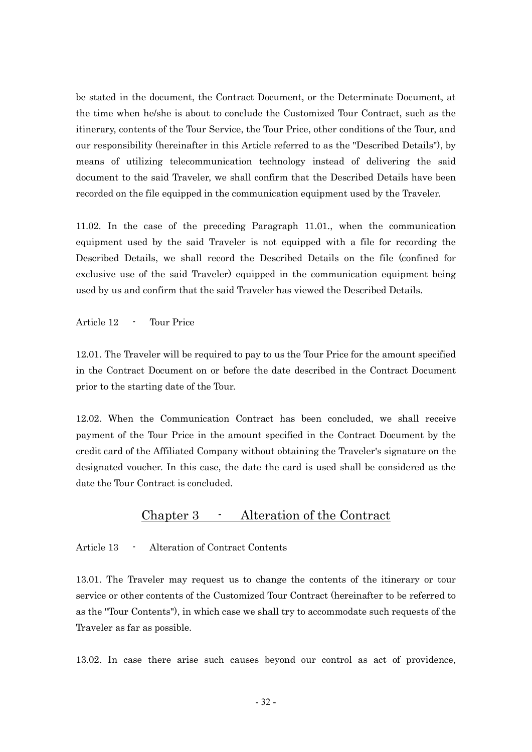be stated in the document, the Contract Document, or the Determinate Document, at the time when he/she is about to conclude the Customized Tour Contract, such as the itinerary, contents of the Tour Service, the Tour Price, other conditions of the Tour, and our responsibility (hereinafter in this Article referred to as the "Described Details"), by means of utilizing telecommunication technology instead of delivering the said document to the said Traveler, we shall confirm that the Described Details have been recorded on the file equipped in the communication equipment used by the Traveler.

11.02. In the case of the preceding Paragraph 11.01., when the communication equipment used by the said Traveler is not equipped with a file for recording the Described Details, we shall record the Described Details on the file (confined for exclusive use of the said Traveler) equipped in the communication equipment being used by us and confirm that the said Traveler has viewed the Described Details.

Article 12 - Tour Price

12.01. The Traveler will be required to pay to us the Tour Price for the amount specified in the Contract Document on or before the date described in the Contract Document prior to the starting date of the Tour.

12.02. When the Communication Contract has been concluded, we shall receive payment of the Tour Price in the amount specified in the Contract Document by the credit card of the Affiliated Company without obtaining the Traveler's signature on the designated voucher. In this case, the date the card is used shall be considered as the date the Tour Contract is concluded.

## Chapter 3 - Alteration of the Contract

Article 13 - Alteration of Contract Contents

13.01. The Traveler may request us to change the contents of the itinerary or tour service or other contents of the Customized Tour Contract (hereinafter to be referred to as the "Tour Contents"), in which case we shall try to accommodate such requests of the Traveler as far as possible.

13.02. In case there arise such causes beyond our control as act of providence,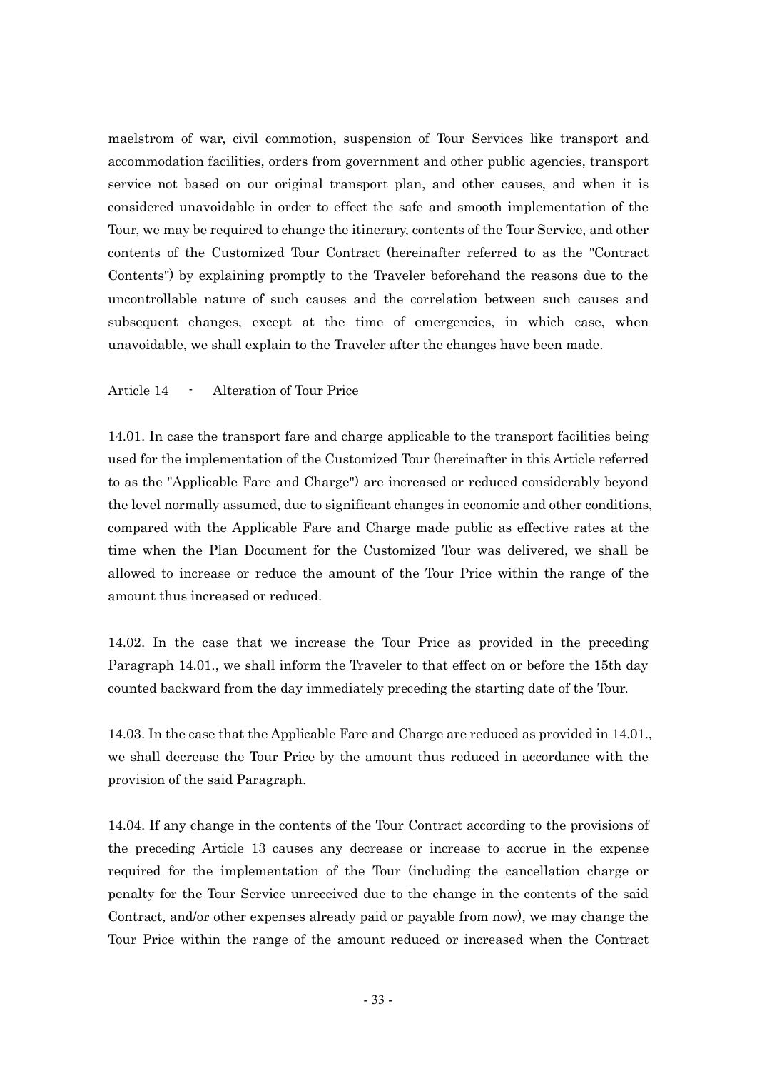maelstrom of war, civil commotion, suspension of Tour Services like transport and accommodation facilities, orders from government and other public agencies, transport service not based on our original transport plan, and other causes, and when it is considered unavoidable in order to effect the safe and smooth implementation of the Tour, we may be required to change the itinerary, contents of the Tour Service, and other contents of the Customized Tour Contract (hereinafter referred to as the "Contract Contents") by explaining promptly to the Traveler beforehand the reasons due to the uncontrollable nature of such causes and the correlation between such causes and subsequent changes, except at the time of emergencies, in which case, when unavoidable, we shall explain to the Traveler after the changes have been made.

## Article 14 - Alteration of Tour Price

14.01. In case the transport fare and charge applicable to the transport facilities being used for the implementation of the Customized Tour (hereinafter in this Article referred to as the "Applicable Fare and Charge") are increased or reduced considerably beyond the level normally assumed, due to significant changes in economic and other conditions, compared with the Applicable Fare and Charge made public as effective rates at the time when the Plan Document for the Customized Tour was delivered, we shall be allowed to increase or reduce the amount of the Tour Price within the range of the amount thus increased or reduced.

14.02. In the case that we increase the Tour Price as provided in the preceding Paragraph 14.01., we shall inform the Traveler to that effect on or before the 15th day counted backward from the day immediately preceding the starting date of the Tour.

14.03. In the case that the Applicable Fare and Charge are reduced as provided in 14.01., we shall decrease the Tour Price by the amount thus reduced in accordance with the provision of the said Paragraph.

14.04. If any change in the contents of the Tour Contract according to the provisions of the preceding Article 13 causes any decrease or increase to accrue in the expense required for the implementation of the Tour (including the cancellation charge or penalty for the Tour Service unreceived due to the change in the contents of the said Contract, and/or other expenses already paid or payable from now), we may change the Tour Price within the range of the amount reduced or increased when the Contract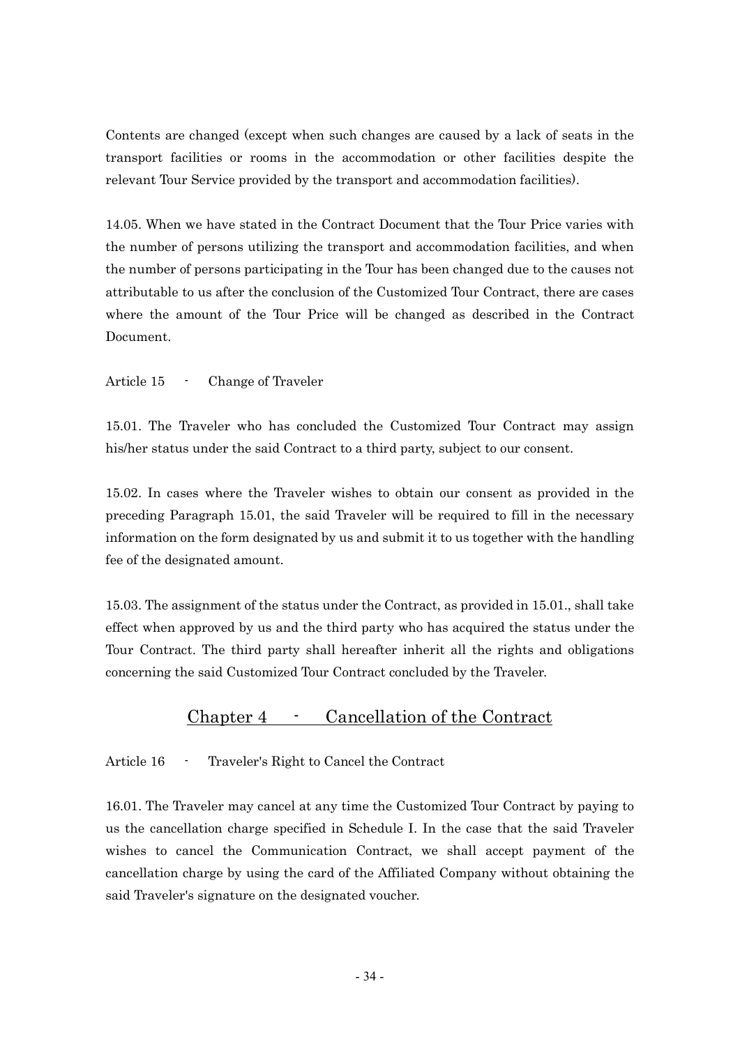Contents are changed (except when such changes are caused by a lack of seats in the transport facilities or rooms in the accommodation or other facilities despite the relevant Tour Service provided by the transport and accommodation facilities).

14.05. When we have stated in the Contract Document that the Tour Price varies with the number of persons utilizing the transport and accommodation facilities, and when the number of persons participating in the Tour has been changed due to the causes not attributable to us after the conclusion of the Customized Tour Contract, there are cases where the amount of the Tour Price will be changed as described in the Contract Document.

Article 15 - Change of Traveler

15.01. The Traveler who has concluded the Customized Tour Contract may assign his/her status under the said Contract to a third party, subject to our consent.

15.02. In cases where the Traveler wishes to obtain our consent as provided in the preceding Paragraph 15.01, the said Traveler will be required to fill in the necessary information on the form designated by us and submit it to us together with the handling fee of the designated amount.

15.03. The assignment of the status under the Contract, as provided in 15.01., shall take effect when approved by us and the third party who has acquired the status under the Tour Contract. The third party shall hereafter inherit all the rights and obligations concerning the said Customized Tour Contract concluded by the Traveler.

## Chapter 4 - Cancellation of the Contract

Article 16 - Traveler's Right to Cancel the Contract

16.01. The Traveler may cancel at any time the Customized Tour Contract by paying to us the cancellation charge specified in Schedule I. In the case that the said Traveler wishes to cancel the Communication Contract, we shall accept payment of the cancellation charge by using the card of the Affiliated Company without obtaining the said Traveler's signature on the designated voucher.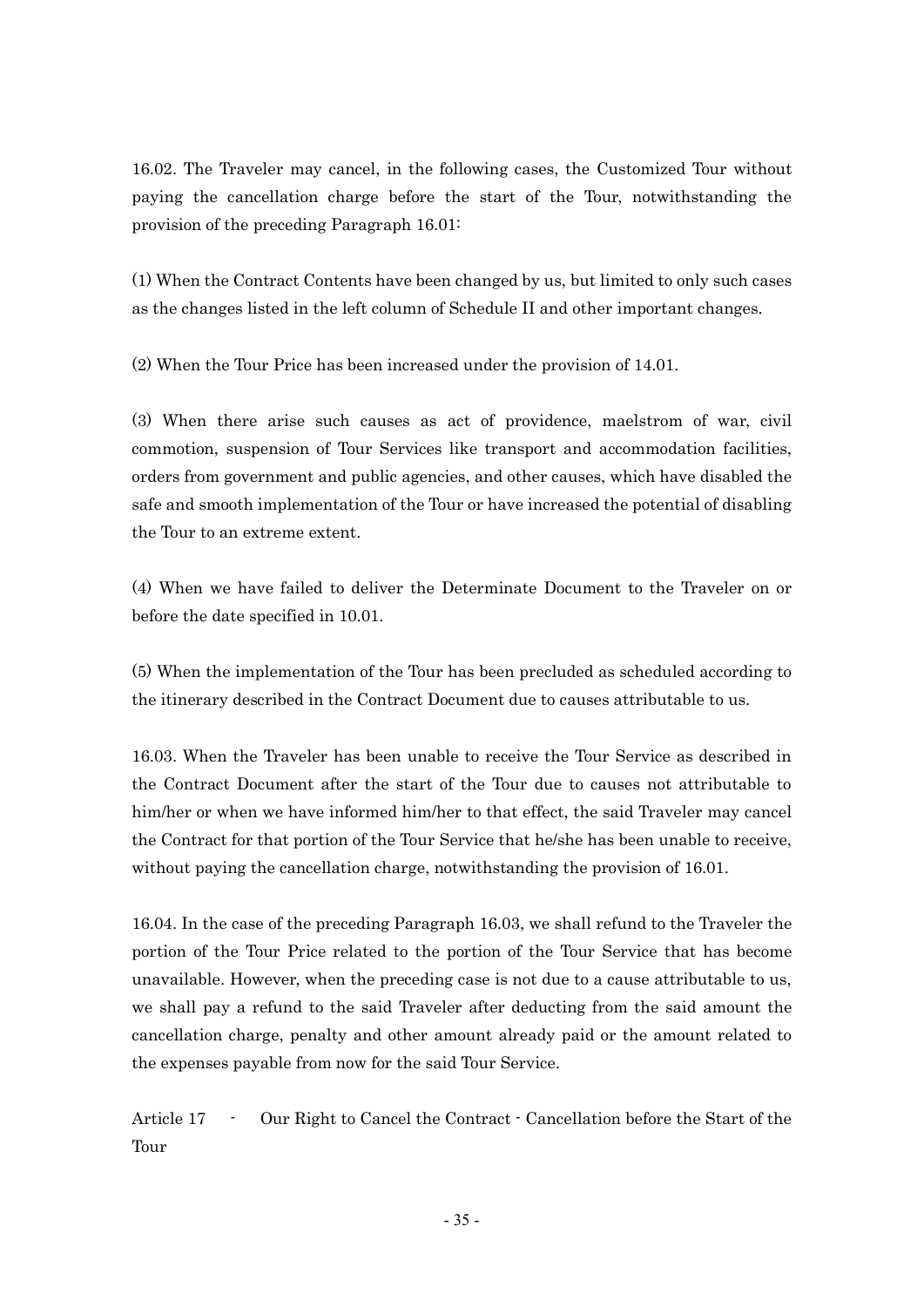16.02. The Traveler may cancel, in the following cases, the Customized Tour without paying the cancellation charge before the start of the Tour, notwithstanding the provision of the preceding Paragraph 16.01:

(1) When the Contract Contents have been changed by us, but limited to only such cases as the changes listed in the left column of Schedule II and other important changes.

(2) When the Tour Price has been increased under the provision of 14.01.

(3) When there arise such causes as act of providence, maelstrom of war, civil commotion, suspension of Tour Services like transport and accommodation facilities, orders from government and public agencies, and other causes, which have disabled the safe and smooth implementation of the Tour or have increased the potential of disabling the Tour to an extreme extent.

(4) When we have failed to deliver the Determinate Document to the Traveler on or before the date specified in 10.01.

(5) When the implementation of the Tour has been precluded as scheduled according to the itinerary described in the Contract Document due to causes attributable to us.

16.03. When the Traveler has been unable to receive the Tour Service as described in the Contract Document after the start of the Tour due to causes not attributable to him/her or when we have informed him/her to that effect, the said Traveler may cancel the Contract for that portion of the Tour Service that he/she has been unable to receive, without paying the cancellation charge, notwithstanding the provision of 16.01.

16.04. In the case of the preceding Paragraph 16.03, we shall refund to the Traveler the portion of the Tour Price related to the portion of the Tour Service that has become unavailable. However, when the preceding case is not due to a cause attributable to us, we shall pay a refund to the said Traveler after deducting from the said amount the cancellation charge, penalty and other amount already paid or the amount related to the expenses payable from now for the said Tour Service.

## Article 17 - Our Right to Cancel the Contract - Cancellation before the Start of the Tour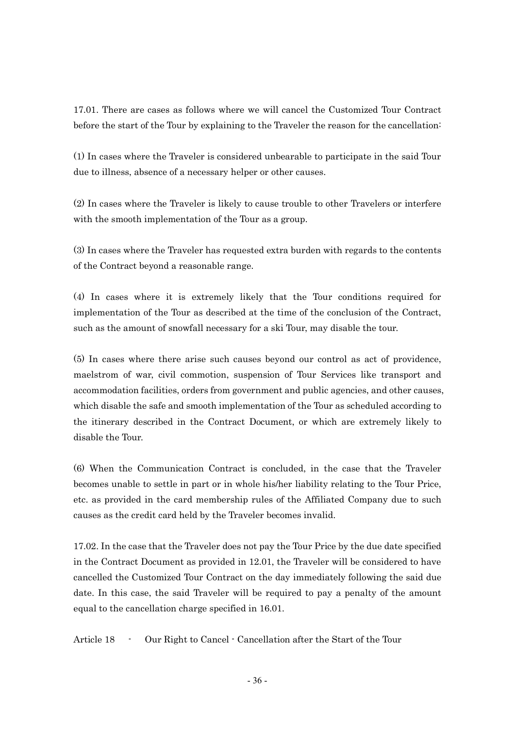17.01. There are cases as follows where we will cancel the Customized Tour Contract before the start of the Tour by explaining to the Traveler the reason for the cancellation:

(1) In cases where the Traveler is considered unbearable to participate in the said Tour due to illness, absence of a necessary helper or other causes.

(2) In cases where the Traveler is likely to cause trouble to other Travelers or interfere with the smooth implementation of the Tour as a group.

(3) In cases where the Traveler has requested extra burden with regards to the contents of the Contract beyond a reasonable range.

(4) In cases where it is extremely likely that the Tour conditions required for implementation of the Tour as described at the time of the conclusion of the Contract, such as the amount of snowfall necessary for a ski Tour, may disable the tour.

(5) In cases where there arise such causes beyond our control as act of providence, maelstrom of war, civil commotion, suspension of Tour Services like transport and accommodation facilities, orders from government and public agencies, and other causes, which disable the safe and smooth implementation of the Tour as scheduled according to the itinerary described in the Contract Document, or which are extremely likely to disable the Tour.

(6) When the Communication Contract is concluded, in the case that the Traveler becomes unable to settle in part or in whole his/her liability relating to the Tour Price, etc. as provided in the card membership rules of the Affiliated Company due to such causes as the credit card held by the Traveler becomes invalid.

17.02. In the case that the Traveler does not pay the Tour Price by the due date specified in the Contract Document as provided in 12.01, the Traveler will be considered to have cancelled the Customized Tour Contract on the day immediately following the said due date. In this case, the said Traveler will be required to pay a penalty of the amount equal to the cancellation charge specified in 16.01.

## Article 18 - Our Right to Cancel - Cancellation after the Start of the Tour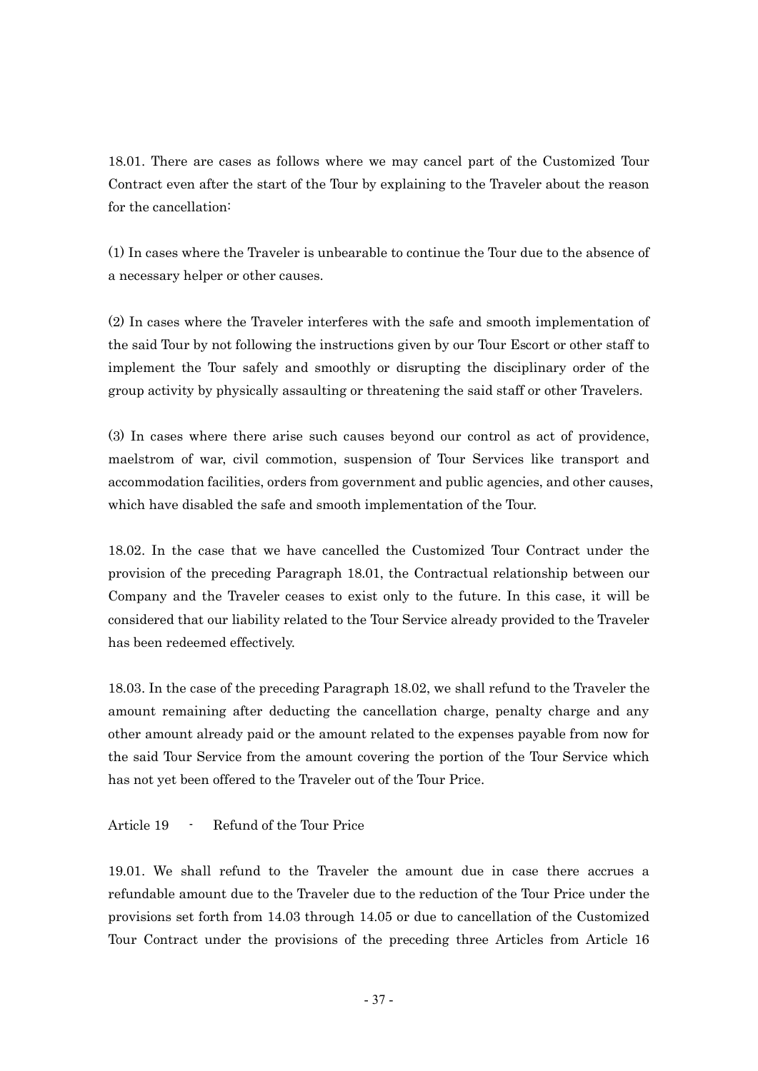18.01. There are cases as follows where we may cancel part of the Customized Tour Contract even after the start of the Tour by explaining to the Traveler about the reason for the cancellation:

(1) In cases where the Traveler is unbearable to continue the Tour due to the absence of a necessary helper or other causes.

(2) In cases where the Traveler interferes with the safe and smooth implementation of the said Tour by not following the instructions given by our Tour Escort or other staff to implement the Tour safely and smoothly or disrupting the disciplinary order of the group activity by physically assaulting or threatening the said staff or other Travelers.

(3) In cases where there arise such causes beyond our control as act of providence, maelstrom of war, civil commotion, suspension of Tour Services like transport and accommodation facilities, orders from government and public agencies, and other causes, which have disabled the safe and smooth implementation of the Tour.

18.02. In the case that we have cancelled the Customized Tour Contract under the provision of the preceding Paragraph 18.01, the Contractual relationship between our Company and the Traveler ceases to exist only to the future. In this case, it will be considered that our liability related to the Tour Service already provided to the Traveler has been redeemed effectively.

18.03. In the case of the preceding Paragraph 18.02, we shall refund to the Traveler the amount remaining after deducting the cancellation charge, penalty charge and any other amount already paid or the amount related to the expenses payable from now for the said Tour Service from the amount covering the portion of the Tour Service which has not yet been offered to the Traveler out of the Tour Price.

Article 19 - Refund of the Tour Price

19.01. We shall refund to the Traveler the amount due in case there accrues a refundable amount due to the Traveler due to the reduction of the Tour Price under the provisions set forth from 14.03 through 14.05 or due to cancellation of the Customized Tour Contract under the provisions of the preceding three Articles from Article 16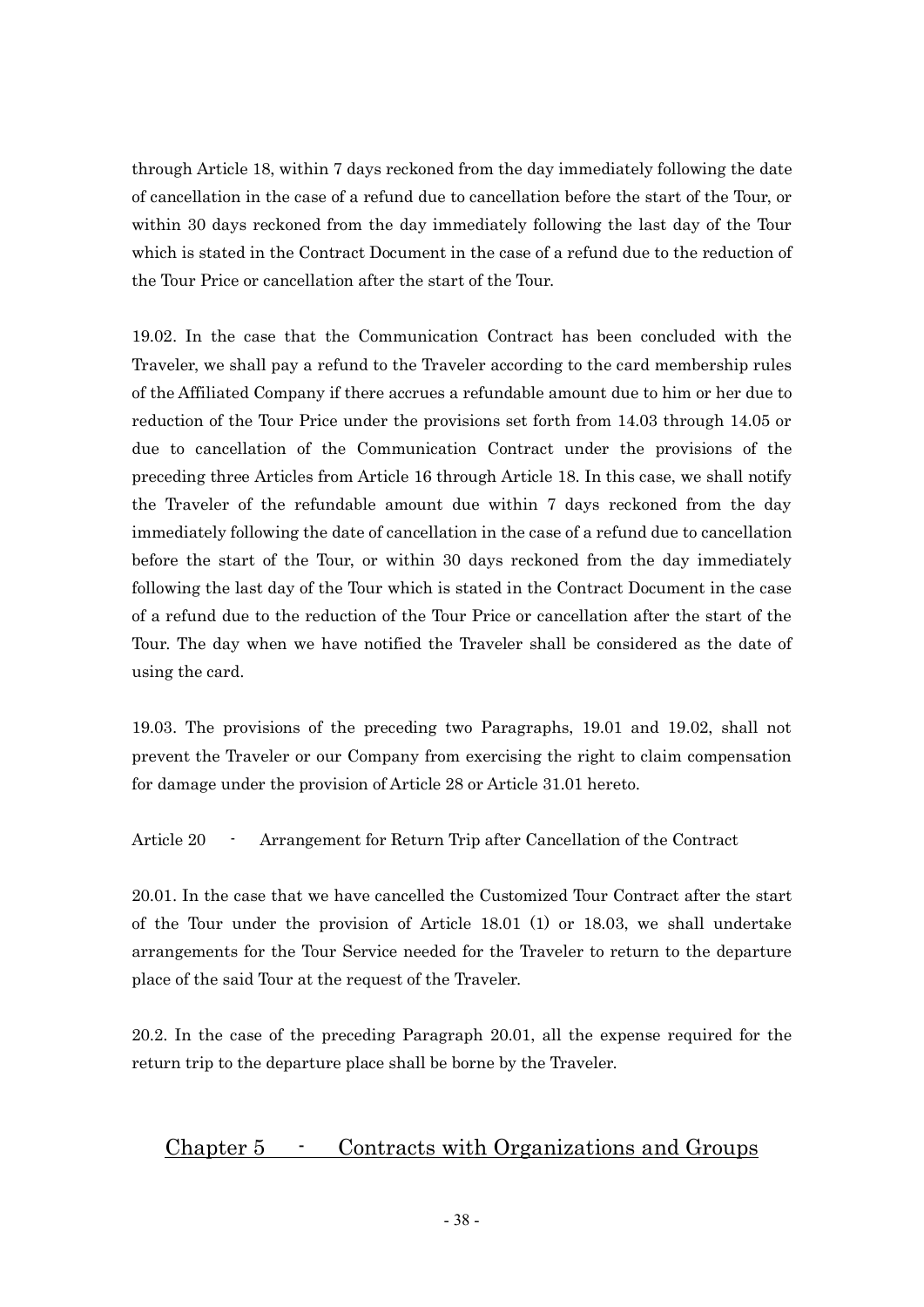through Article 18, within 7 days reckoned from the day immediately following the date of cancellation in the case of a refund due to cancellation before the start of the Tour, or within 30 days reckoned from the day immediately following the last day of the Tour which is stated in the Contract Document in the case of a refund due to the reduction of the Tour Price or cancellation after the start of the Tour.

19.02. In the case that the Communication Contract has been concluded with the Traveler, we shall pay a refund to the Traveler according to the card membership rules of the Affiliated Company if there accrues a refundable amount due to him or her due to reduction of the Tour Price under the provisions set forth from 14.03 through 14.05 or due to cancellation of the Communication Contract under the provisions of the preceding three Articles from Article 16 through Article 18. In this case, we shall notify the Traveler of the refundable amount due within 7 days reckoned from the day immediately following the date of cancellation in the case of a refund due to cancellation before the start of the Tour, or within 30 days reckoned from the day immediately following the last day of the Tour which is stated in the Contract Document in the case of a refund due to the reduction of the Tour Price or cancellation after the start of the Tour. The day when we have notified the Traveler shall be considered as the date of using the card.

19.03. The provisions of the preceding two Paragraphs, 19.01 and 19.02, shall not prevent the Traveler or our Company from exercising the right to claim compensation for damage under the provision of Article 28 or Article 31.01 hereto.

### Article 20 - Arrangement for Return Trip after Cancellation of the Contract

20.01. In the case that we have cancelled the Customized Tour Contract after the start of the Tour under the provision of Article 18.01 (1) or 18.03, we shall undertake arrangements for the Tour Service needed for the Traveler to return to the departure place of the said Tour at the request of the Traveler.

20.2. In the case of the preceding Paragraph 20.01, all the expense required for the return trip to the departure place shall be borne by the Traveler.

## Chapter 5 - Contracts with Organizations and Groups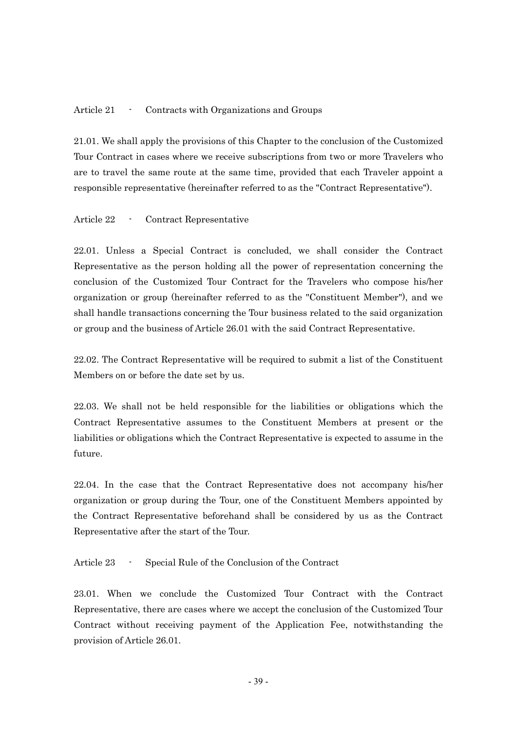### Article 21 - Contracts with Organizations and Groups

21.01. We shall apply the provisions of this Chapter to the conclusion of the Customized Tour Contract in cases where we receive subscriptions from two or more Travelers who are to travel the same route at the same time, provided that each Traveler appoint a responsible representative (hereinafter referred to as the "Contract Representative").

### Article 22 - Contract Representative

22.01. Unless a Special Contract is concluded, we shall consider the Contract Representative as the person holding all the power of representation concerning the conclusion of the Customized Tour Contract for the Travelers who compose his/her organization or group (hereinafter referred to as the "Constituent Member"), and we shall handle transactions concerning the Tour business related to the said organization or group and the business of Article 26.01 with the said Contract Representative.

22.02. The Contract Representative will be required to submit a list of the Constituent Members on or before the date set by us.

22.03. We shall not be held responsible for the liabilities or obligations which the Contract Representative assumes to the Constituent Members at present or the liabilities or obligations which the Contract Representative is expected to assume in the future.

22.04. In the case that the Contract Representative does not accompany his/her organization or group during the Tour, one of the Constituent Members appointed by the Contract Representative beforehand shall be considered by us as the Contract Representative after the start of the Tour.

### Article 23 - Special Rule of the Conclusion of the Contract

23.01. When we conclude the Customized Tour Contract with the Contract Representative, there are cases where we accept the conclusion of the Customized Tour Contract without receiving payment of the Application Fee, notwithstanding the provision of Article 26.01.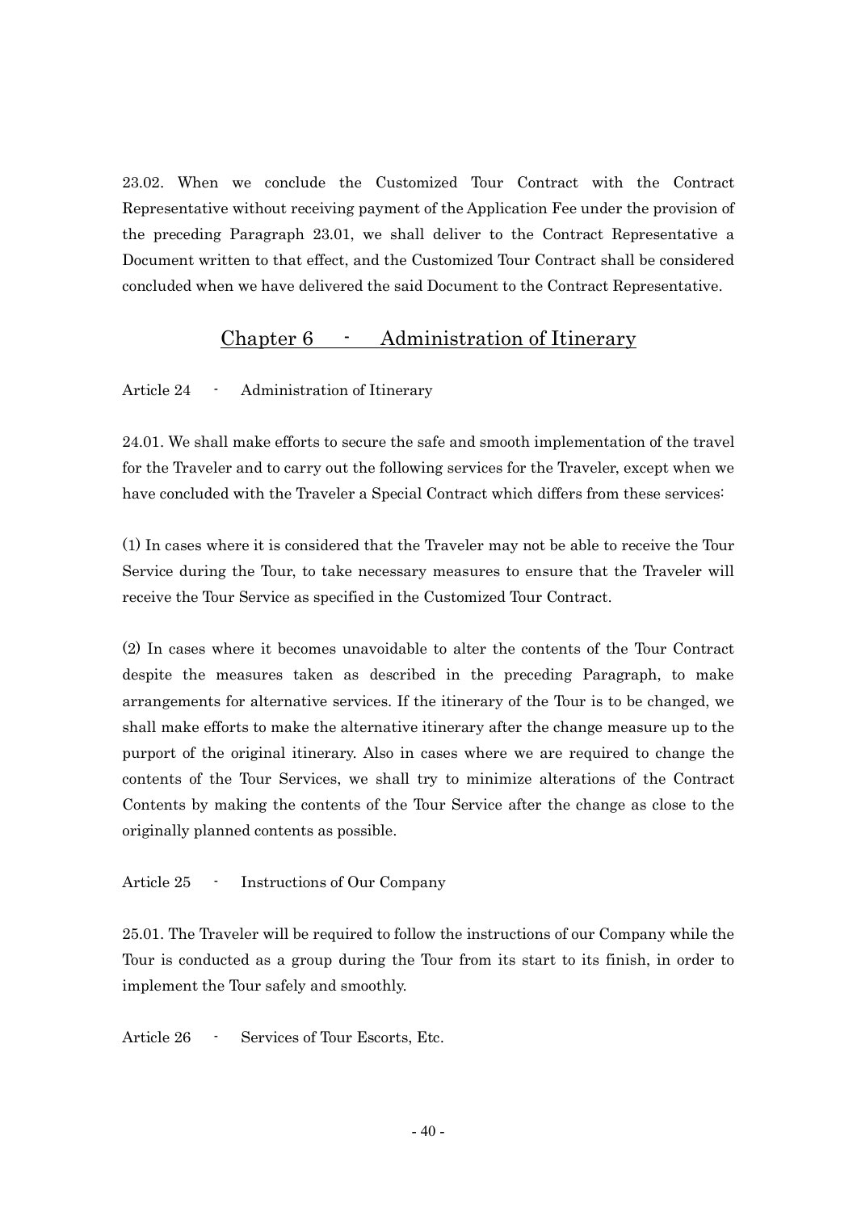23.02. When we conclude the Customized Tour Contract with the Contract Representative without receiving payment of the Application Fee under the provision of the preceding Paragraph 23.01, we shall deliver to the Contract Representative a Document written to that effect, and the Customized Tour Contract shall be considered concluded when we have delivered the said Document to the Contract Representative.

## Chapter 6 - Administration of Itinerary

### Article 24 - Administration of Itinerary

24.01. We shall make efforts to secure the safe and smooth implementation of the travel for the Traveler and to carry out the following services for the Traveler, except when we have concluded with the Traveler a Special Contract which differs from these services:

(1) In cases where it is considered that the Traveler may not be able to receive the Tour Service during the Tour, to take necessary measures to ensure that the Traveler will receive the Tour Service as specified in the Customized Tour Contract.

(2) In cases where it becomes unavoidable to alter the contents of the Tour Contract despite the measures taken as described in the preceding Paragraph, to make arrangements for alternative services. If the itinerary of the Tour is to be changed, we shall make efforts to make the alternative itinerary after the change measure up to the purport of the original itinerary. Also in cases where we are required to change the contents of the Tour Services, we shall try to minimize alterations of the Contract Contents by making the contents of the Tour Service after the change as close to the originally planned contents as possible.

### Article 25 - Instructions of Our Company

25.01. The Traveler will be required to follow the instructions of our Company while the Tour is conducted as a group during the Tour from its start to its finish, in order to implement the Tour safely and smoothly.

### Article 26 - Services of Tour Escorts, Etc.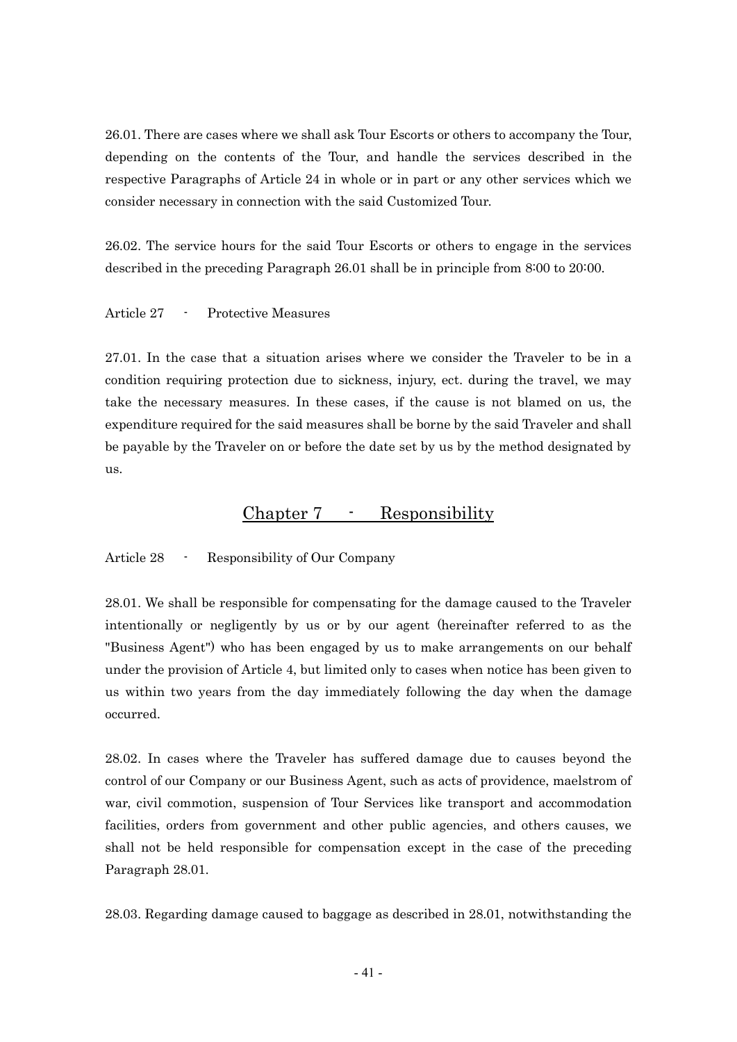26.01. There are cases where we shall ask Tour Escorts or others to accompany the Tour, depending on the contents of the Tour, and handle the services described in the respective Paragraphs of Article 24 in whole or in part or any other services which we consider necessary in connection with the said Customized Tour.

26.02. The service hours for the said Tour Escorts or others to engage in the services described in the preceding Paragraph 26.01 shall be in principle from 8:00 to 20:00.

Article 27 - Protective Measures

27.01. In the case that a situation arises where we consider the Traveler to be in a condition requiring protection due to sickness, injury, ect. during the travel, we may take the necessary measures. In these cases, if the cause is not blamed on us, the expenditure required for the said measures shall be borne by the said Traveler and shall be payable by the Traveler on or before the date set by us by the method designated by us.

## Chapter 7 - Responsibility

Article 28 - Responsibility of Our Company

28.01. We shall be responsible for compensating for the damage caused to the Traveler intentionally or negligently by us or by our agent (hereinafter referred to as the "Business Agent") who has been engaged by us to make arrangements on our behalf under the provision of Article 4, but limited only to cases when notice has been given to us within two years from the day immediately following the day when the damage occurred.

28.02. In cases where the Traveler has suffered damage due to causes beyond the control of our Company or our Business Agent, such as acts of providence, maelstrom of war, civil commotion, suspension of Tour Services like transport and accommodation facilities, orders from government and other public agencies, and others causes, we shall not be held responsible for compensation except in the case of the preceding Paragraph 28.01.

28.03. Regarding damage caused to baggage as described in 28.01, notwithstanding the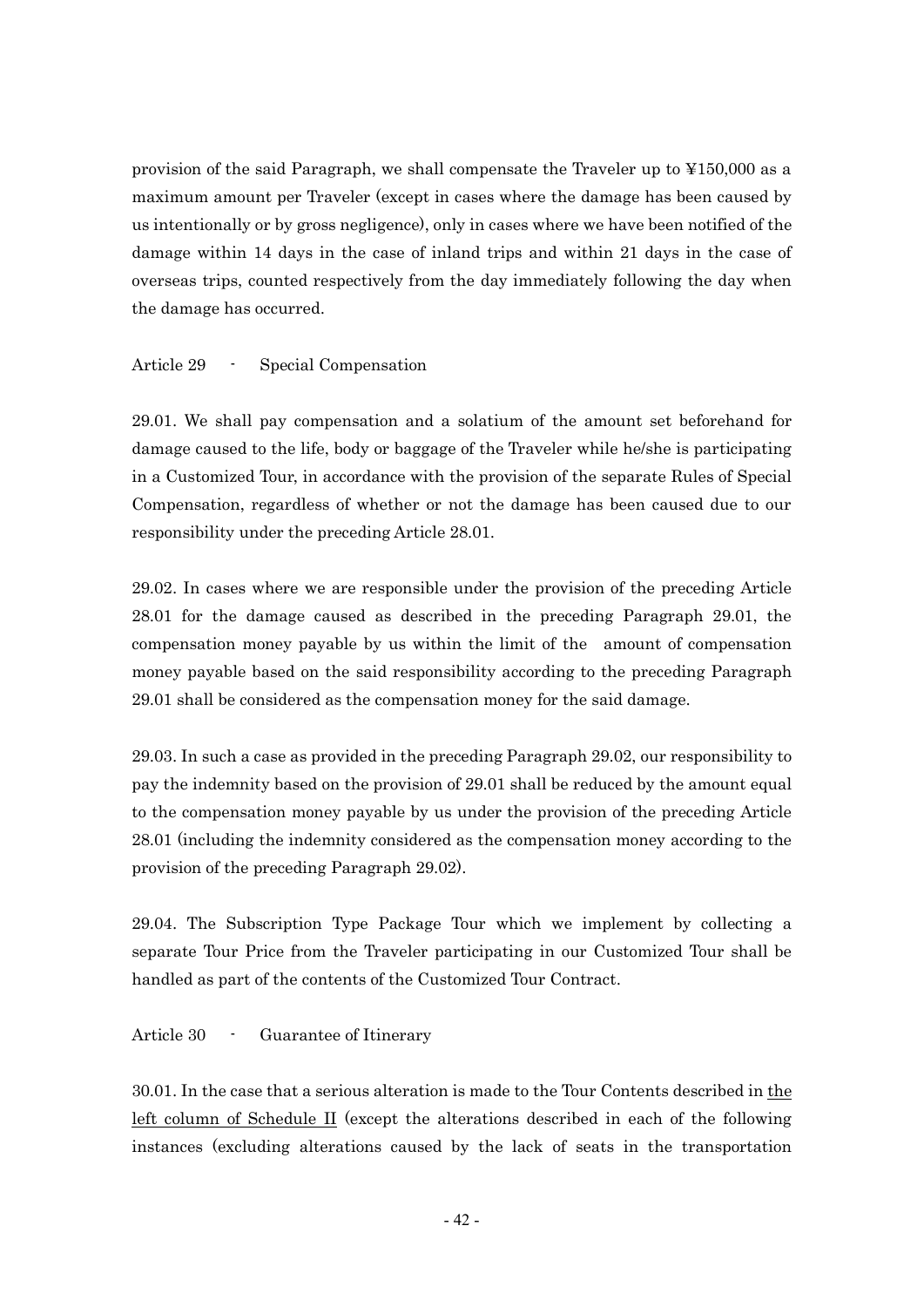provision of the said Paragraph, we shall compensate the Traveler up to ¥150,000 as a maximum amount per Traveler (except in cases where the damage has been caused by us intentionally or by gross negligence), only in cases where we have been notified of the damage within 14 days in the case of inland trips and within 21 days in the case of overseas trips, counted respectively from the day immediately following the day when the damage has occurred.

## Article 29 - Special Compensation

29.01. We shall pay compensation and a solatium of the amount set beforehand for damage caused to the life, body or baggage of the Traveler while he/she is participating in a Customized Tour, in accordance with the provision of the separate Rules of Special Compensation, regardless of whether or not the damage has been caused due to our responsibility under the preceding Article 28.01.

29.02. In cases where we are responsible under the provision of the preceding Article 28.01 for the damage caused as described in the preceding Paragraph 29.01, the compensation money payable by us within the limit of the amount of compensation money payable based on the said responsibility according to the preceding Paragraph 29.01 shall be considered as the compensation money for the said damage.

29.03. In such a case as provided in the preceding Paragraph 29.02, our responsibility to pay the indemnity based on the provision of 29.01 shall be reduced by the amount equal to the compensation money payable by us under the provision of the preceding Article 28.01 (including the indemnity considered as the compensation money according to the provision of the preceding Paragraph 29.02).

29.04. The Subscription Type Package Tour which we implement by collecting a separate Tour Price from the Traveler participating in our Customized Tour shall be handled as part of the contents of the Customized Tour Contract.

## Article 30 - Guarantee of Itinerary

30.01. In the case that a serious alteration is made to the Tour Contents described in the left column of Schedule II (except the alterations described in each of the following instances (excluding alterations caused by the lack of seats in the transportation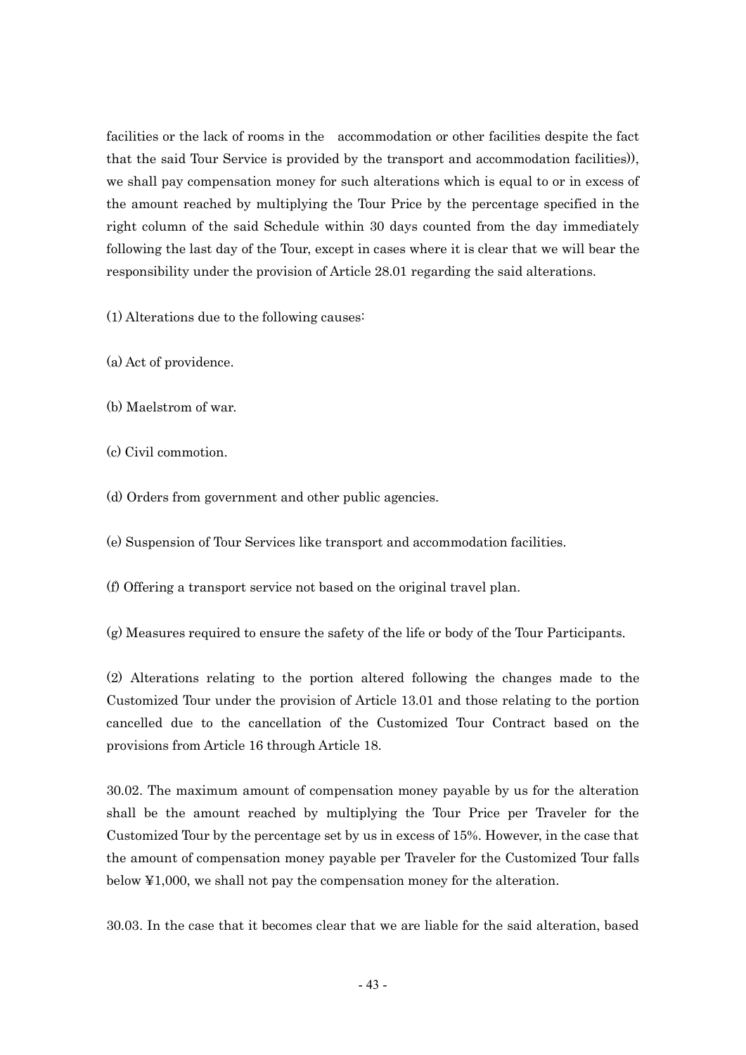facilities or the lack of rooms in the accommodation or other facilities despite the fact that the said Tour Service is provided by the transport and accommodation facilities)), we shall pay compensation money for such alterations which is equal to or in excess of the amount reached by multiplying the Tour Price by the percentage specified in the right column of the said Schedule within 30 days counted from the day immediately following the last day of the Tour, except in cases where it is clear that we will bear the responsibility under the provision of Article 28.01 regarding the said alterations.

(1) Alterations due to the following causes:

(a) Act of providence.

(b) Maelstrom of war.

(c) Civil commotion.

(d) Orders from government and other public agencies.

(e) Suspension of Tour Services like transport and accommodation facilities.

(f) Offering a transport service not based on the original travel plan.

(g) Measures required to ensure the safety of the life or body of the Tour Participants.

(2) Alterations relating to the portion altered following the changes made to the Customized Tour under the provision of Article 13.01 and those relating to the portion cancelled due to the cancellation of the Customized Tour Contract based on the provisions from Article 16 through Article 18.

30.02. The maximum amount of compensation money payable by us for the alteration shall be the amount reached by multiplying the Tour Price per Traveler for the Customized Tour by the percentage set by us in excess of 15%. However, in the case that the amount of compensation money payable per Traveler for the Customized Tour falls below ¥1,000, we shall not pay the compensation money for the alteration.

30.03. In the case that it becomes clear that we are liable for the said alteration, based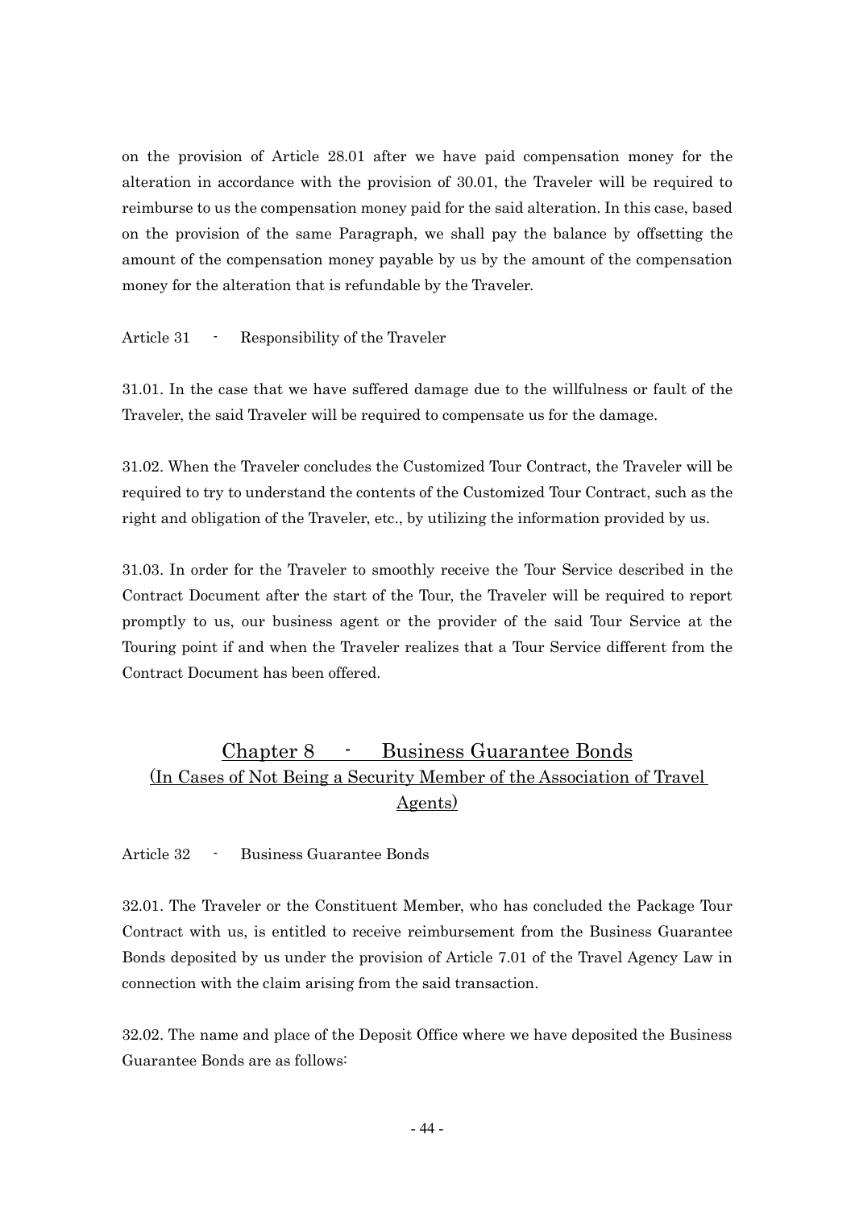on the provision of Article 28.01 after we have paid compensation money for the alteration in accordance with the provision of 30.01, the Traveler will be required to reimburse to us the compensation money paid for the said alteration. In this case, based on the provision of the same Paragraph, we shall pay the balance by offsetting the amount of the compensation money payable by us by the amount of the compensation money for the alteration that is refundable by the Traveler.

Article 31 - Responsibility of the Traveler

31.01. In the case that we have suffered damage due to the willfulness or fault of the Traveler, the said Traveler will be required to compensate us for the damage.

31.02. When the Traveler concludes the Customized Tour Contract, the Traveler will be required to try to understand the contents of the Customized Tour Contract, such as the right and obligation of the Traveler, etc., by utilizing the information provided by us.

31.03. In order for the Traveler to smoothly receive the Tour Service described in the Contract Document after the start of the Tour, the Traveler will be required to report promptly to us, our business agent or the provider of the said Tour Service at the Touring point if and when the Traveler realizes that a Tour Service different from the Contract Document has been offered.

## Chapter 8 - Business Guarantee Bonds (In Cases of Not Being a Security Member of the Association of Travel Agents)

Article 32 - Business Guarantee Bonds

32.01. The Traveler or the Constituent Member, who has concluded the Package Tour Contract with us, is entitled to receive reimbursement from the Business Guarantee Bonds deposited by us under the provision of Article 7.01 of the Travel Agency Law in connection with the claim arising from the said transaction.

32.02. The name and place of the Deposit Office where we have deposited the Business Guarantee Bonds are as follows: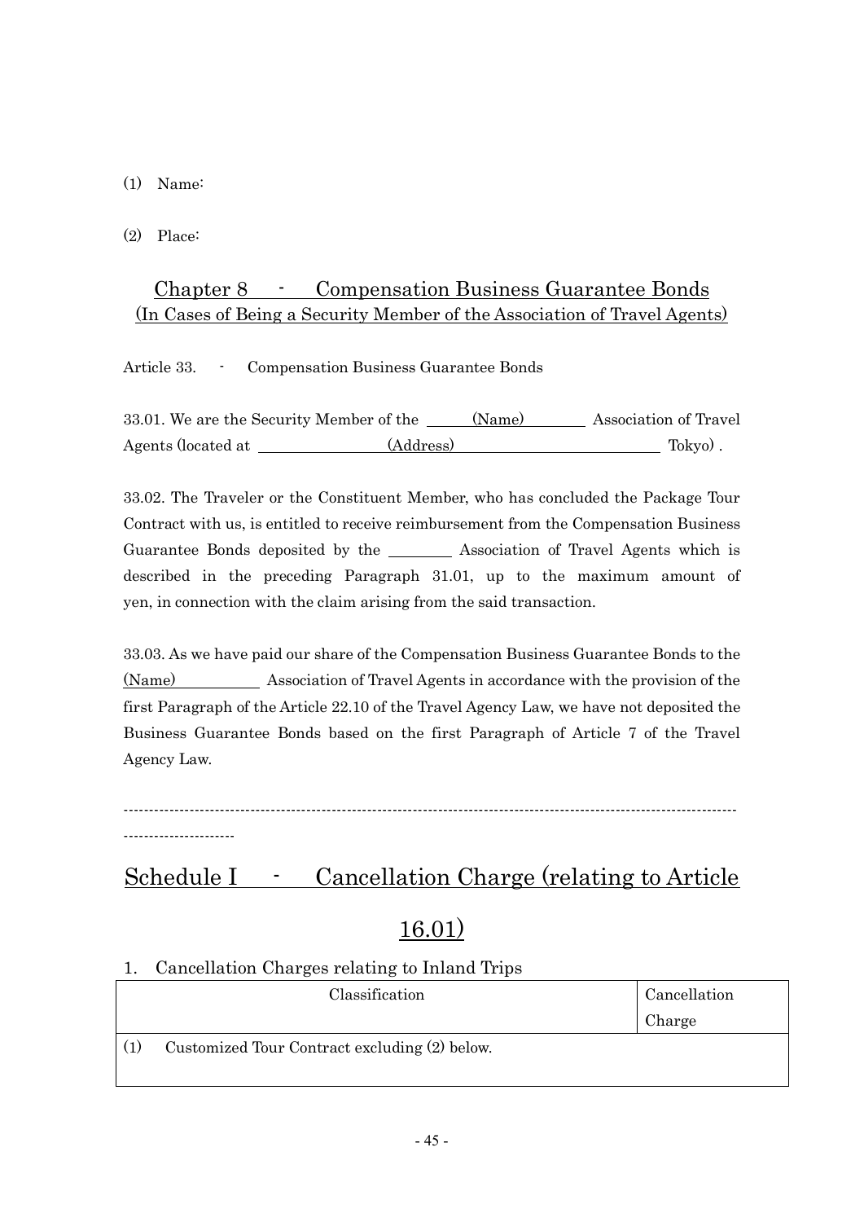(1) Name:

(2) Place:

## Chapter 8 - Compensation Business Guarantee Bonds (In Cases of Being a Security Member of the Association of Travel Agents)

Article 33. - Compensation Business Guarantee Bonds

33.01. We are the Security Member of the (Name) Association of Travel Agents (located at (Address) Tokyo) .

33.02. The Traveler or the Constituent Member, who has concluded the Package Tour Contract with us, is entitled to receive reimbursement from the Compensation Business Guarantee Bonds deposited by the \_\_\_\_\_\_\_\_ Association of Travel Agents which is described in the preceding Paragraph 31.01, up to the maximum amount of yen, in connection with the claim arising from the said transaction.

33.03. As we have paid our share of the Compensation Business Guarantee Bonds to the (Name) Association of Travel Agents in accordance with the provision of the first Paragraph of the Article 22.10 of the Travel Agency Law, we have not deposited the Business Guarantee Bonds based on the first Paragraph of Article 7 of the Travel Agency Law.

---

## Schedule I - Cancellation Charge (relating to Article 16.01)

1. Cancellation Charges relating to Inland Trips

| Classification | Cancellation Charge |
|---|---|
| (1) Customized Tour Contract excluding (2) below. | |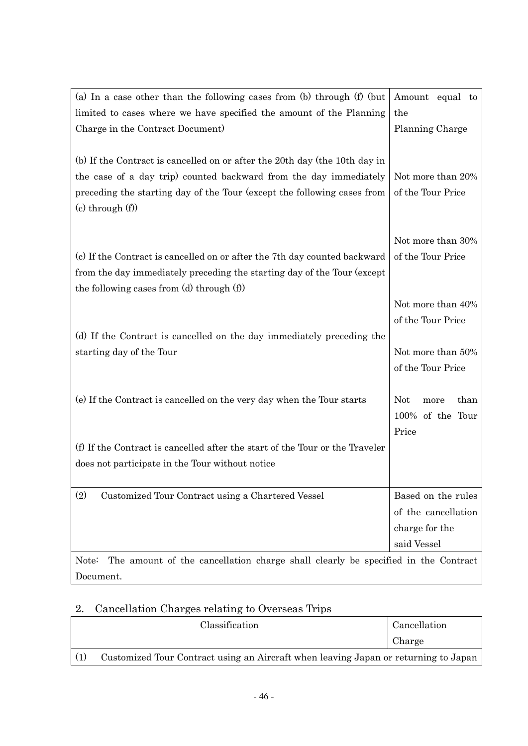| | |
|---|---|
| (a) In a case other than the following cases from (b) through (f) (but limited to cases where we have specified the amount of the Planning Charge in the Contract Document) | Amount equal to the Planning Charge |
| (b) If the Contract is cancelled on or after the 20th day (the 10th day in the case of a day trip) counted backward from the day immediately preceding the starting day of the Tour (except the following cases from (c) through (f)) | Not more than 20% of the Tour Price |
| (c) If the Contract is cancelled on or after the 7th day counted backward from the day immediately preceding the starting day of the Tour (except the following cases from (d) through (f)) | Not more than 30% of the Tour Price |
| (d) If the Contract is cancelled on the day immediately preceding the starting day of the Tour | Not more than 40% of the Tour Price |
| (e) If the Contract is cancelled on the very day when the Tour starts | Not more than 50% of the Tour Price |
| (f) If the Contract is cancelled after the start of the Tour or the Traveler does not participate in the Tour without notice | Not more than 100% of the Tour Price |
| (2) Customized Tour Contract using a Chartered Vessel | Based on the rules of the cancellation charge for the said Vessel |
| Note: The amount of the cancellation charge shall clearly be specified in the Contract Document. | |

## 2. Cancellation Charges relating to Overseas Trips

| Classification | Cancellation Charge |
|---|---|
| (1) Customized Tour Contract using an Aircraft when leaving Japan or returning to Japan | |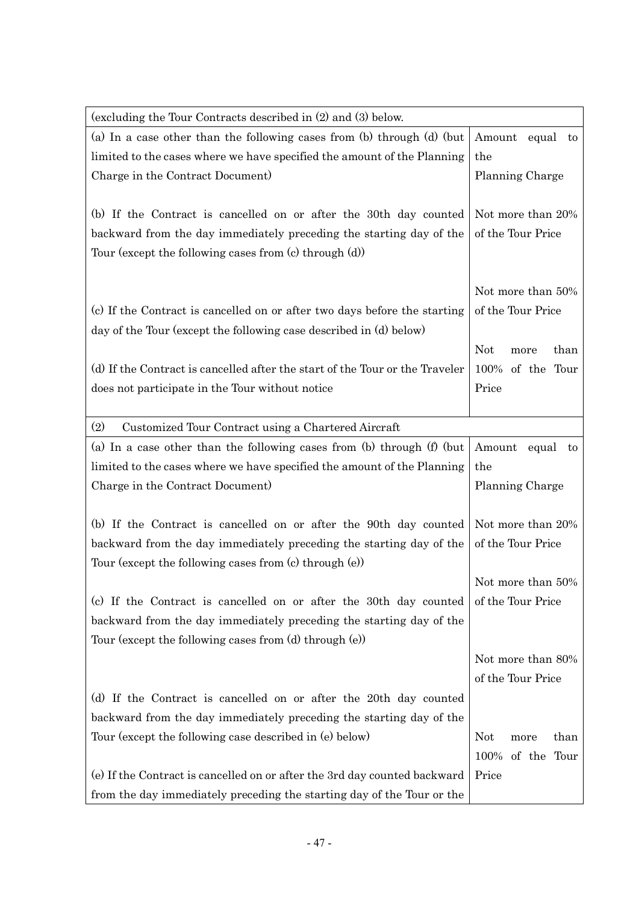| (excluding the Tour Contracts described in (2) and (3) below. | |
|---|---|
| (a) In a case other than the following cases from (b) through (d) (but limited to the cases where we have specified the amount of the Planning Charge in the Contract Document) | Amount equal to the Planning Charge |
| (b) If the Contract is cancelled on or after the 30th day counted backward from the day immediately preceding the starting day of the Tour (except the following cases from (c) through (d)) | Not more than 20% of the Tour Price |
| (c) If the Contract is cancelled on or after two days before the starting day of the Tour (except the following case described in (d) below) | Not more than 50% of the Tour Price |
| (d) If the Contract is cancelled after the start of the Tour or the Traveler does not participate in the Tour without notice | Not more than 100% of the Tour Price |
| (2) Customized Tour Contract using a Chartered Aircraft | |
| (a) In a case other than the following cases from (b) through (f) (but limited to the cases where we have specified the amount of the Planning Charge in the Contract Document) | Amount equal to the Planning Charge |
| (b) If the Contract is cancelled on or after the 90th day counted backward from the day immediately preceding the starting day of the Tour (except the following cases from (c) through (e)) | Not more than 20% of the Tour Price |
| (c) If the Contract is cancelled on or after the 30th day counted backward from the day immediately preceding the starting day of the Tour (except the following cases from (d) through (e)) | Not more than 50% of the Tour Price |
| (d) If the Contract is cancelled on or after the 20th day counted backward from the day immediately preceding the starting day of the Tour (except the following case described in (e) below) | Not more than 80% of the Tour Price |
| (e) If the Contract is cancelled on or after the 3rd day counted backward from the day immediately preceding the starting day of the Tour or the | Not more than 100% of the Tour Price |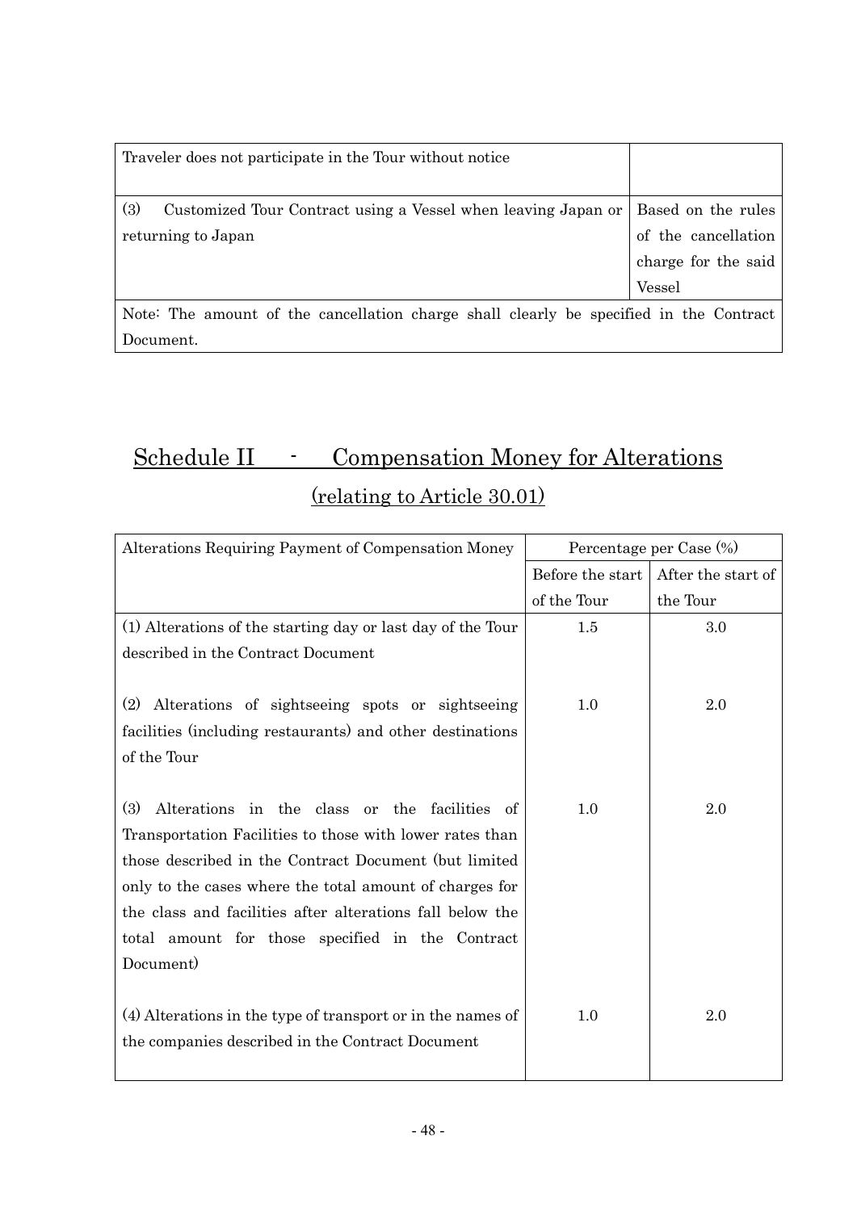| | |
|---|---|
| Traveler does not participate in the Tour without notice | |
| (3) Customized Tour Contract using a Vessel when leaving Japan or returning to Japan | Based on the rules of the cancellation charge for the said Vessel |
| Note: The amount of the cancellation charge shall clearly be specified in the Contract Document. | |

## Schedule II - Compensation Money for Alterations (relating to Article 30.01)

| Alterations Requiring Payment of Compensation Money | Percentage per Case (%) | |
|---|---|---|
| | Before the start of the Tour | After the start of the Tour |
| (1) Alterations of the starting day or last day of the Tour described in the Contract Document | 1.5 | 3.0 |
| (2) Alterations of sightseeing spots or sightseeing facilities (including restaurants) and other destinations of the Tour | 1.0 | 2.0 |
| (3) Alterations in the class or the facilities of Transportation Facilities to those with lower rates than those described in the Contract Document (but limited only to the cases where the total amount of charges for the class and facilities after alterations fall below the total amount for those specified in the Contract Document) | 1.0 | 2.0 |
| (4) Alterations in the type of transport or in the names of the companies described in the Contract Document | 1.0 | 2.0 |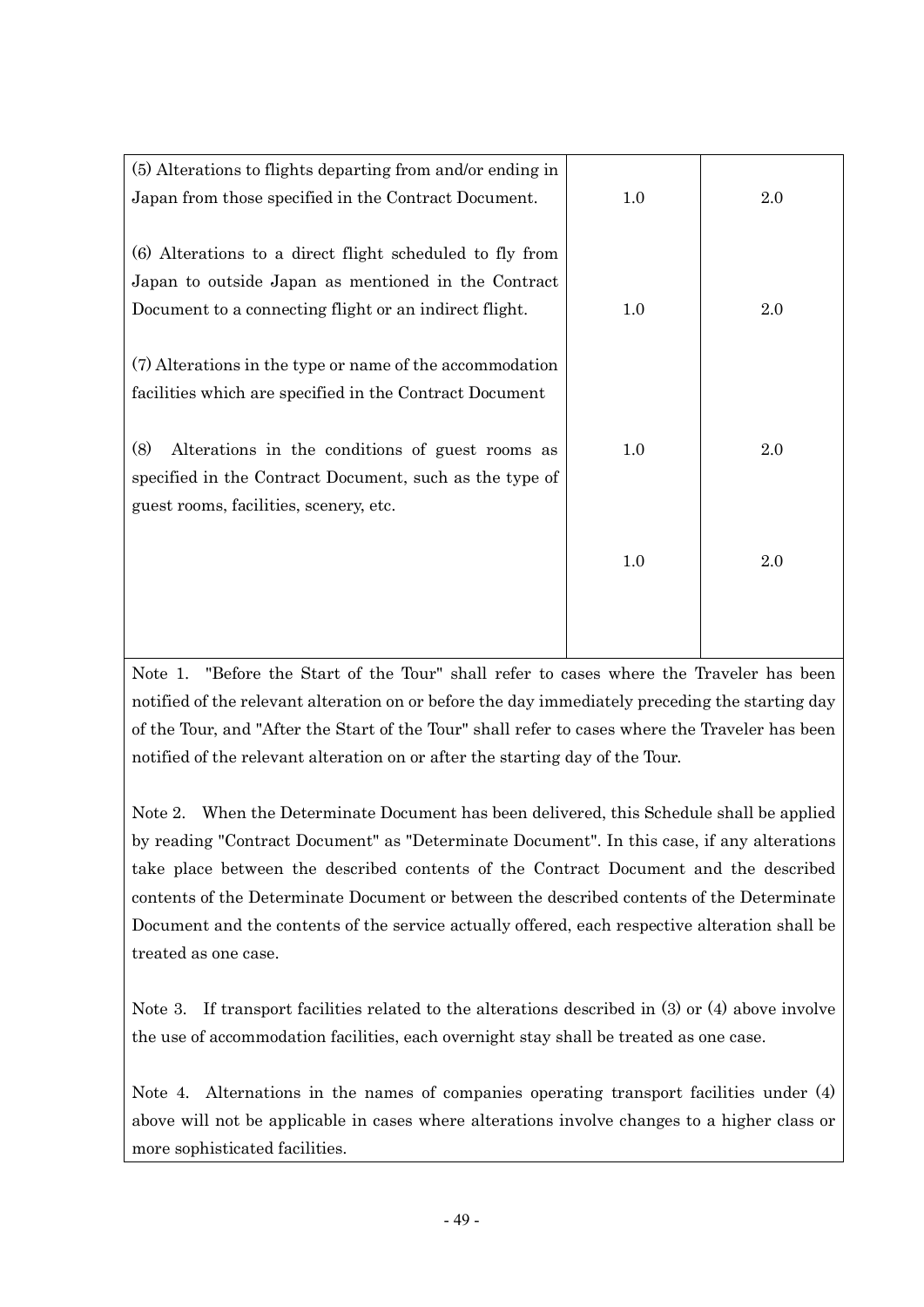| | | |
|---|---|---|
| (5) Alterations to flights departing from and/or ending in Japan from those specified in the Contract Document. | 1.0 | 2.0 |
| (6) Alterations to a direct flight scheduled to fly from Japan to outside Japan as mentioned in the Contract Document to a connecting flight or an indirect flight. | 1.0 | 2.0 |
| (7) Alterations in the type or name of the accommodation facilities which are specified in the Contract Document | 1.0 | 2.0 |
| (8) Alterations in the conditions of guest rooms as specified in the Contract Document, such as the type of guest rooms, facilities, scenery, etc. | 1.0 | 2.0 |

Note 1. "Before the Start of the Tour" shall refer to cases where the Traveler has been notified of the relevant alteration on or before the day immediately preceding the starting day of the Tour, and "After the Start of the Tour" shall refer to cases where the Traveler has been notified of the relevant alteration on or after the starting day of the Tour.

Note 2. When the Determinate Document has been delivered, this Schedule shall be applied by reading "Contract Document" as "Determinate Document". In this case, if any alterations take place between the described contents of the Contract Document and the described contents of the Determinate Document or between the described contents of the Determinate Document and the contents of the service actually offered, each respective alteration shall be treated as one case.

Note 3. If transport facilities related to the alterations described in (3) or (4) above involve the use of accommodation facilities, each overnight stay shall be treated as one case.

Note 4. Alternations in the names of companies operating transport facilities under (4) above will not be applicable in cases where alterations involve changes to a higher class or more sophisticated facilities.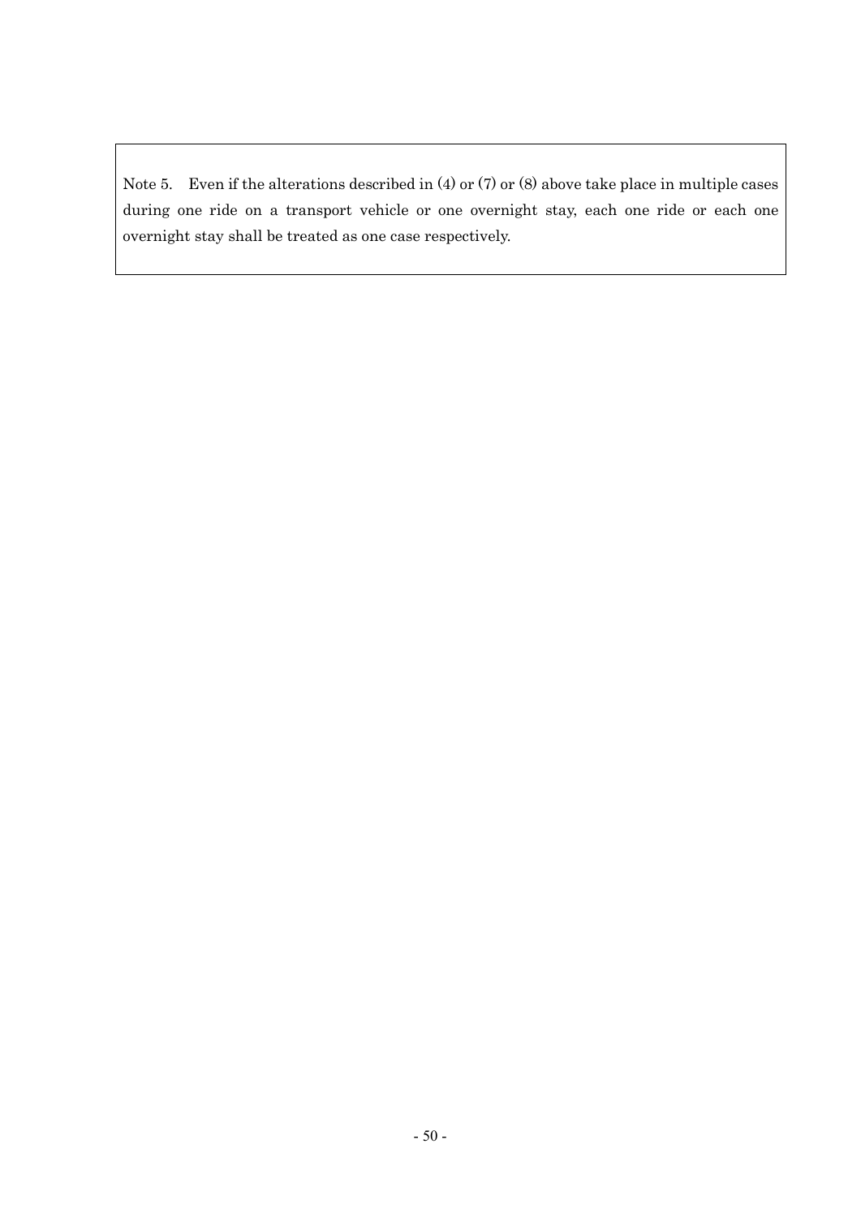Note 5. Even if the alterations described in (4) or (7) or (8) above take place in multiple cases during one ride on a transport vehicle or one overnight stay, each one ride or each one overnight stay shall be treated as one case respectively.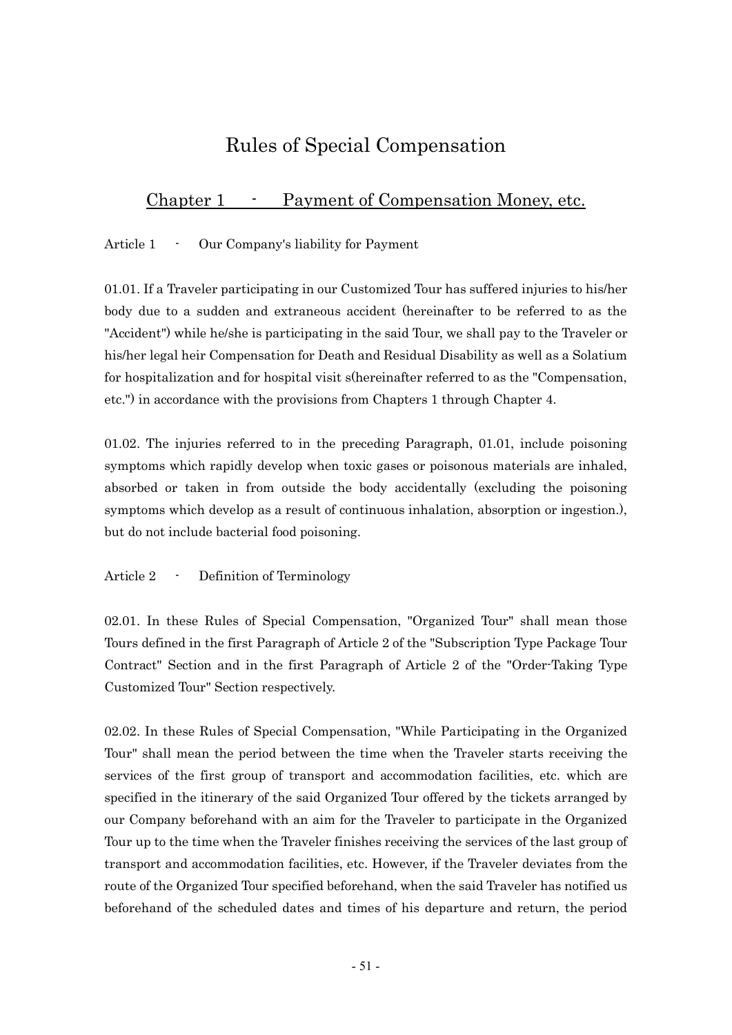# Rules of Special Compensation

## Chapter 1 - Payment of Compensation Money, etc.

Article 1 - Our Company's liability for Payment

01.01. If a Traveler participating in our Customized Tour has suffered injuries to his/her body due to a sudden and extraneous accident (hereinafter to be referred to as the "Accident") while he/she is participating in the said Tour, we shall pay to the Traveler or his/her legal heir Compensation for Death and Residual Disability as well as a Solatium for hospitalization and for hospital visit s(hereinafter referred to as the "Compensation, etc.") in accordance with the provisions from Chapters 1 through Chapter 4.

01.02. The injuries referred to in the preceding Paragraph, 01.01, include poisoning symptoms which rapidly develop when toxic gases or poisonous materials are inhaled, absorbed or taken in from outside the body accidentally (excluding the poisoning symptoms which develop as a result of continuous inhalation, absorption or ingestion.), but do not include bacterial food poisoning.

Article 2 - Definition of Terminology

02.01. In these Rules of Special Compensation, "Organized Tour" shall mean those Tours defined in the first Paragraph of Article 2 of the "Subscription Type Package Tour Contract" Section and in the first Paragraph of Article 2 of the "Order-Taking Type Customized Tour" Section respectively.

02.02. In these Rules of Special Compensation, "While Participating in the Organized Tour" shall mean the period between the time when the Traveler starts receiving the services of the first group of transport and accommodation facilities, etc. which are specified in the itinerary of the said Organized Tour offered by the tickets arranged by our Company beforehand with an aim for the Traveler to participate in the Organized Tour up to the time when the Traveler finishes receiving the services of the last group of transport and accommodation facilities, etc. However, if the Traveler deviates from the route of the Organized Tour specified beforehand, when the said Traveler has notified us beforehand of the scheduled dates and times of his departure and return, the period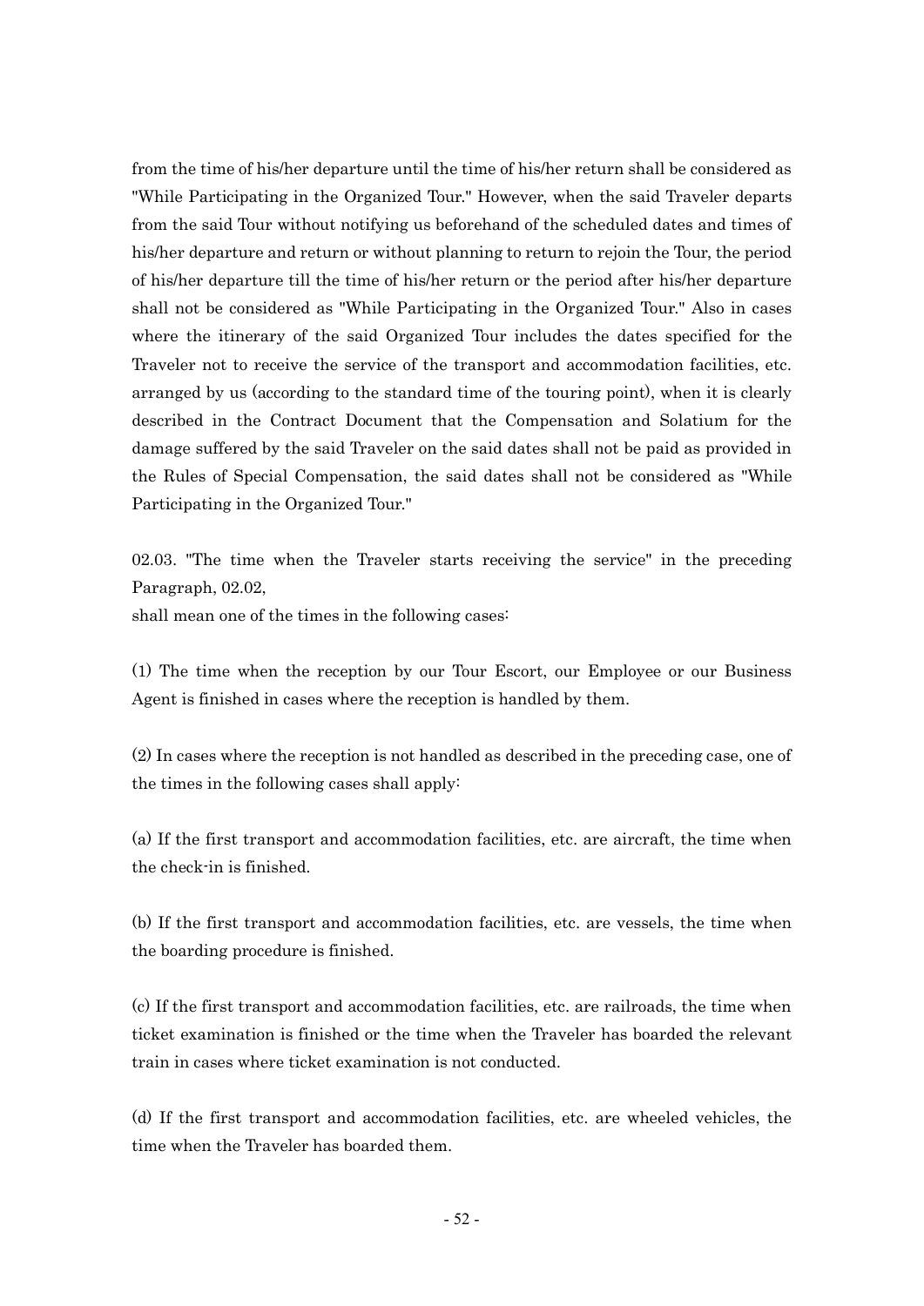from the time of his/her departure until the time of his/her return shall be considered as "While Participating in the Organized Tour." However, when the said Traveler departs from the said Tour without notifying us beforehand of the scheduled dates and times of his/her departure and return or without planning to return to rejoin the Tour, the period of his/her departure till the time of his/her return or the period after his/her departure shall not be considered as "While Participating in the Organized Tour." Also in cases where the itinerary of the said Organized Tour includes the dates specified for the Traveler not to receive the service of the transport and accommodation facilities, etc. arranged by us (according to the standard time of the touring point), when it is clearly described in the Contract Document that the Compensation and Solatium for the damage suffered by the said Traveler on the said dates shall not be paid as provided in the Rules of Special Compensation, the said dates shall not be considered as "While Participating in the Organized Tour."

02.03. "The time when the Traveler starts receiving the service" in the preceding Paragraph, 02.02,
shall mean one of the times in the following cases:

(1) The time when the reception by our Tour Escort, our Employee or our Business Agent is finished in cases where the reception is handled by them.

(2) In cases where the reception is not handled as described in the preceding case, one of the times in the following cases shall apply:

(a) If the first transport and accommodation facilities, etc. are aircraft, the time when the check-in is finished.

(b) If the first transport and accommodation facilities, etc. are vessels, the time when the boarding procedure is finished.

(c) If the first transport and accommodation facilities, etc. are railroads, the time when ticket examination is finished or the time when the Traveler has boarded the relevant train in cases where ticket examination is not conducted.

(d) If the first transport and accommodation facilities, etc. are wheeled vehicles, the time when the Traveler has boarded them.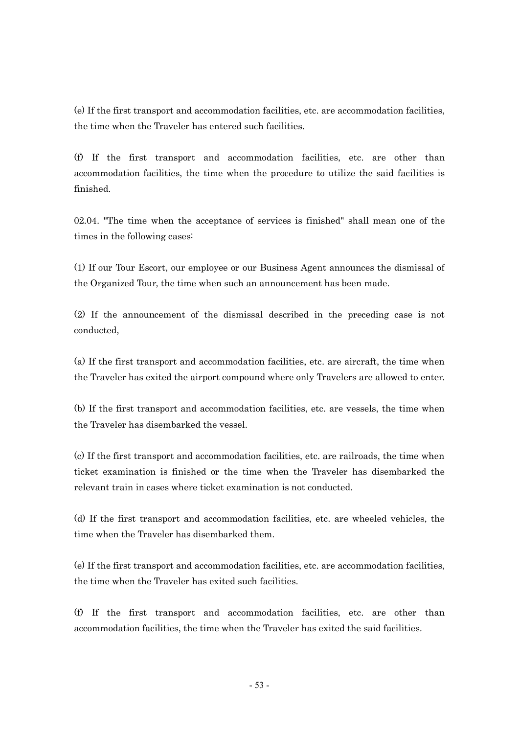(e) If the first transport and accommodation facilities, etc. are accommodation facilities, the time when the Traveler has entered such facilities.

(f) If the first transport and accommodation facilities, etc. are other than accommodation facilities, the time when the procedure to utilize the said facilities is finished.

02.04. "The time when the acceptance of services is finished" shall mean one of the times in the following cases:

(1) If our Tour Escort, our employee or our Business Agent announces the dismissal of the Organized Tour, the time when such an announcement has been made.

(2) If the announcement of the dismissal described in the preceding case is not conducted,

(a) If the first transport and accommodation facilities, etc. are aircraft, the time when the Traveler has exited the airport compound where only Travelers are allowed to enter.

(b) If the first transport and accommodation facilities, etc. are vessels, the time when the Traveler has disembarked the vessel.

(c) If the first transport and accommodation facilities, etc. are railroads, the time when ticket examination is finished or the time when the Traveler has disembarked the relevant train in cases where ticket examination is not conducted.

(d) If the first transport and accommodation facilities, etc. are wheeled vehicles, the time when the Traveler has disembarked them.

(e) If the first transport and accommodation facilities, etc. are accommodation facilities, the time when the Traveler has exited such facilities.

(f) If the first transport and accommodation facilities, etc. are other than accommodation facilities, the time when the Traveler has exited the said facilities.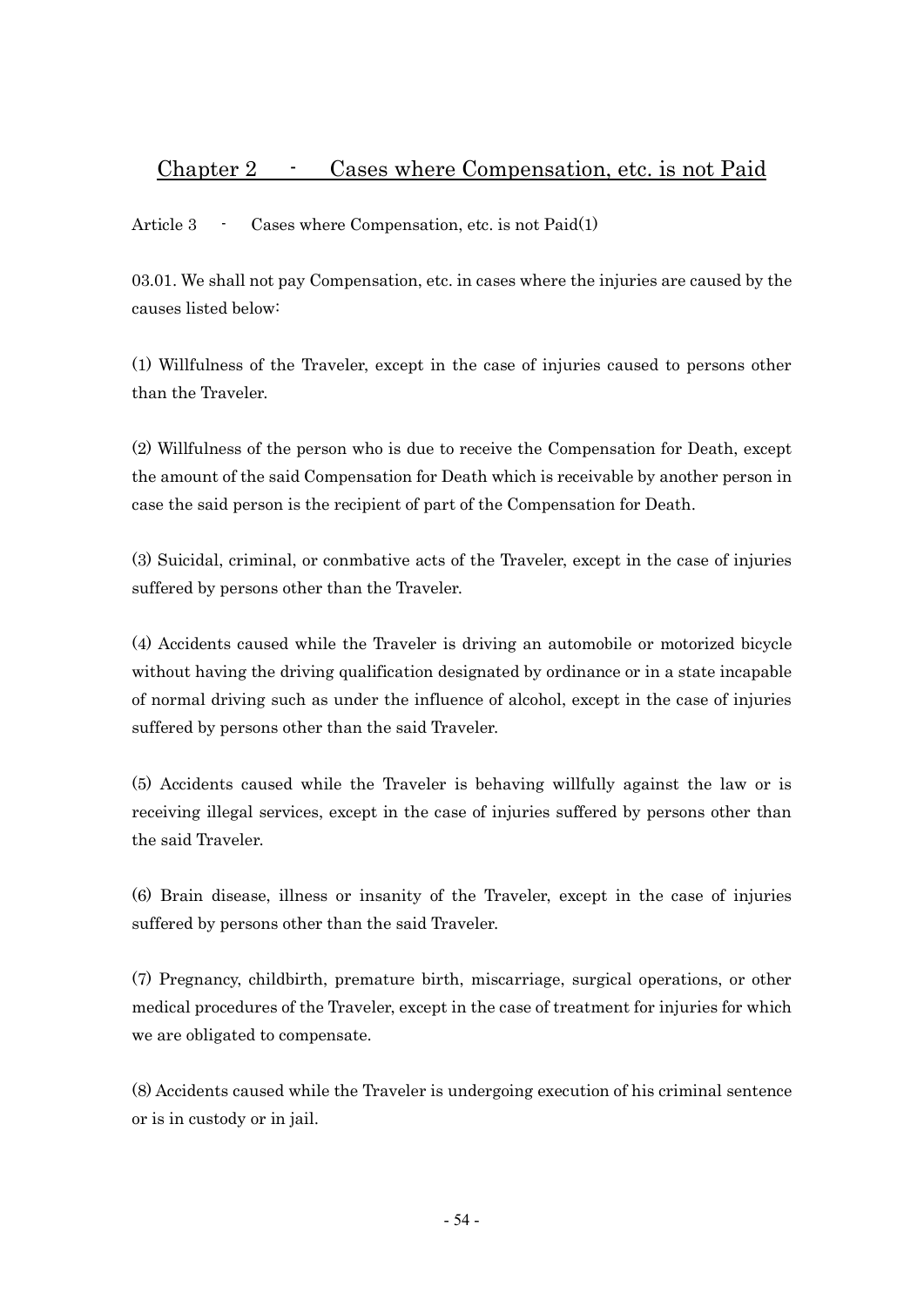## Chapter 2 - Cases where Compensation, etc. is not Paid

### Article 3 - Cases where Compensation, etc. is not Paid(1)

03.01. We shall not pay Compensation, etc. in cases where the injuries are caused by the causes listed below:

(1) Willfulness of the Traveler, except in the case of injuries caused to persons other than the Traveler.

(2) Willfulness of the person who is due to receive the Compensation for Death, except the amount of the said Compensation for Death which is receivable by another person in case the said person is the recipient of part of the Compensation for Death.

(3) Suicidal, criminal, or conmbative acts of the Traveler, except in the case of injuries suffered by persons other than the Traveler.

(4) Accidents caused while the Traveler is driving an automobile or motorized bicycle without having the driving qualification designated by ordinance or in a state incapable of normal driving such as under the influence of alcohol, except in the case of injuries suffered by persons other than the said Traveler.

(5) Accidents caused while the Traveler is behaving willfully against the law or is receiving illegal services, except in the case of injuries suffered by persons other than the said Traveler.

(6) Brain disease, illness or insanity of the Traveler, except in the case of injuries suffered by persons other than the said Traveler.

(7) Pregnancy, childbirth, premature birth, miscarriage, surgical operations, or other medical procedures of the Traveler, except in the case of treatment for injuries for which we are obligated to compensate.

(8) Accidents caused while the Traveler is undergoing execution of his criminal sentence or is in custody or in jail.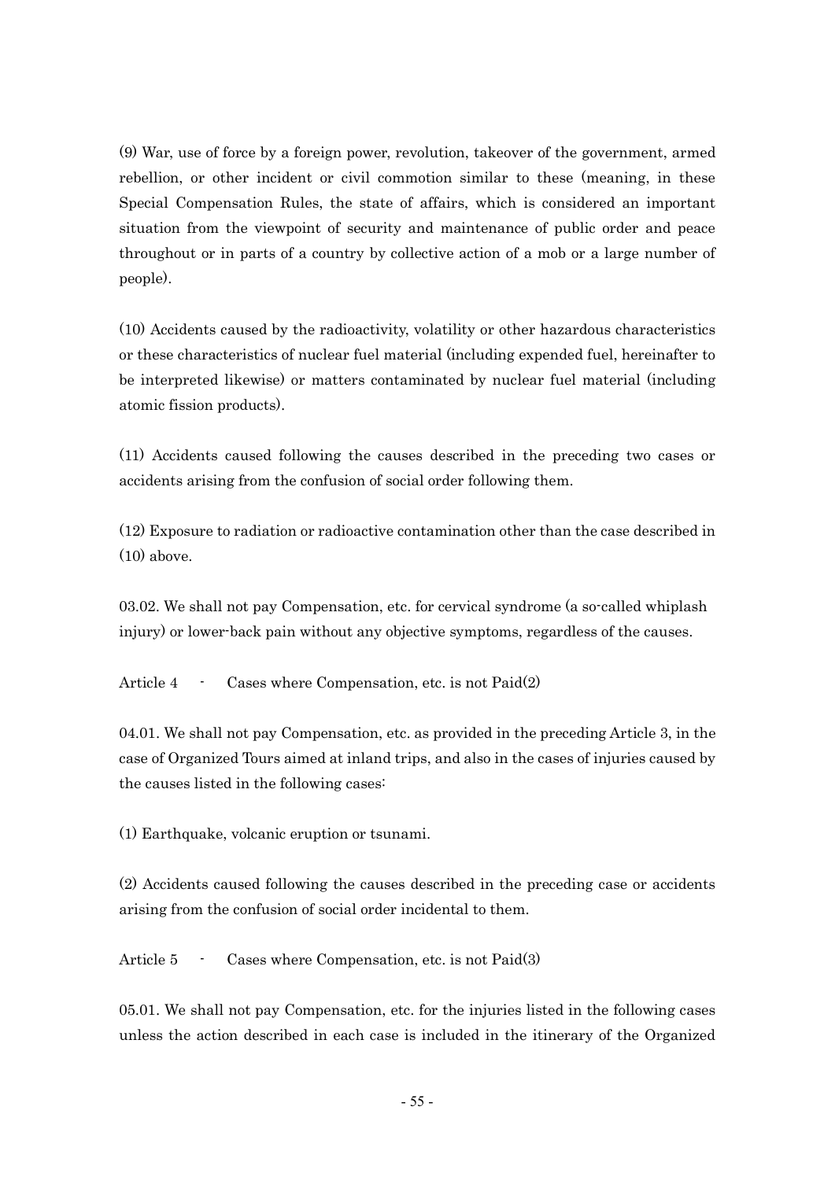(9) War, use of force by a foreign power, revolution, takeover of the government, armed rebellion, or other incident or civil commotion similar to these (meaning, in these Special Compensation Rules, the state of affairs, which is considered an important situation from the viewpoint of security and maintenance of public order and peace throughout or in parts of a country by collective action of a mob or a large number of people).

(10) Accidents caused by the radioactivity, volatility or other hazardous characteristics or these characteristics of nuclear fuel material (including expended fuel, hereinafter to be interpreted likewise) or matters contaminated by nuclear fuel material (including atomic fission products).

(11) Accidents caused following the causes described in the preceding two cases or accidents arising from the confusion of social order following them.

(12) Exposure to radiation or radioactive contamination other than the case described in (10) above.

03.02. We shall not pay Compensation, etc. for cervical syndrome (a so-called whiplash injury) or lower-back pain without any objective symptoms, regardless of the causes.

Article 4 - Cases where Compensation, etc. is not Paid(2)

04.01. We shall not pay Compensation, etc. as provided in the preceding Article 3, in the case of Organized Tours aimed at inland trips, and also in the cases of injuries caused by the causes listed in the following cases:

(1) Earthquake, volcanic eruption or tsunami.

(2) Accidents caused following the causes described in the preceding case or accidents arising from the confusion of social order incidental to them.

Article 5 - Cases where Compensation, etc. is not Paid(3)

05.01. We shall not pay Compensation, etc. for the injuries listed in the following cases unless the action described in each case is included in the itinerary of the Organized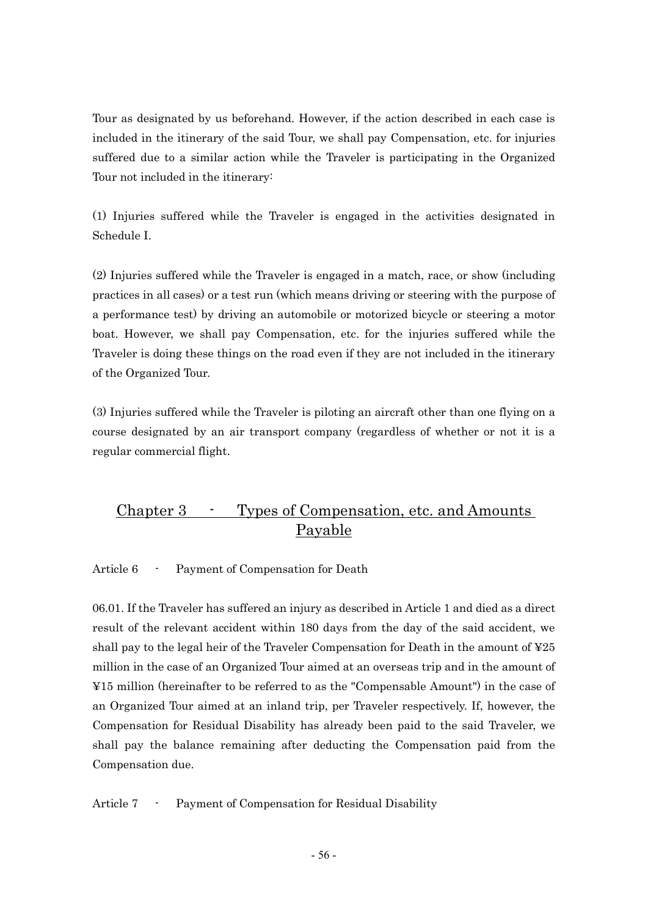Tour as designated by us beforehand. However, if the action described in each case is included in the itinerary of the said Tour, we shall pay Compensation, etc. for injuries suffered due to a similar action while the Traveler is participating in the Organized Tour not included in the itinerary:

(1) Injuries suffered while the Traveler is engaged in the activities designated in Schedule I.

(2) Injuries suffered while the Traveler is engaged in a match, race, or show (including practices in all cases) or a test run (which means driving or steering with the purpose of a performance test) by driving an automobile or motorized bicycle or steering a motor boat. However, we shall pay Compensation, etc. for the injuries suffered while the Traveler is doing these things on the road even if they are not included in the itinerary of the Organized Tour.

(3) Injuries suffered while the Traveler is piloting an aircraft other than one flying on a course designated by an air transport company (regardless of whether or not it is a regular commercial flight.

## Chapter 3 - Types of Compensation, etc. and Amounts Payable

Article 6 - Payment of Compensation for Death

06.01. If the Traveler has suffered an injury as described in Article 1 and died as a direct result of the relevant accident within 180 days from the day of the said accident, we shall pay to the legal heir of the Traveler Compensation for Death in the amount of ¥25 million in the case of an Organized Tour aimed at an overseas trip and in the amount of ¥15 million (hereinafter to be referred to as the "Compensable Amount") in the case of an Organized Tour aimed at an inland trip, per Traveler respectively. If, however, the Compensation for Residual Disability has already been paid to the said Traveler, we shall pay the balance remaining after deducting the Compensation paid from the Compensation due.

Article 7 - Payment of Compensation for Residual Disability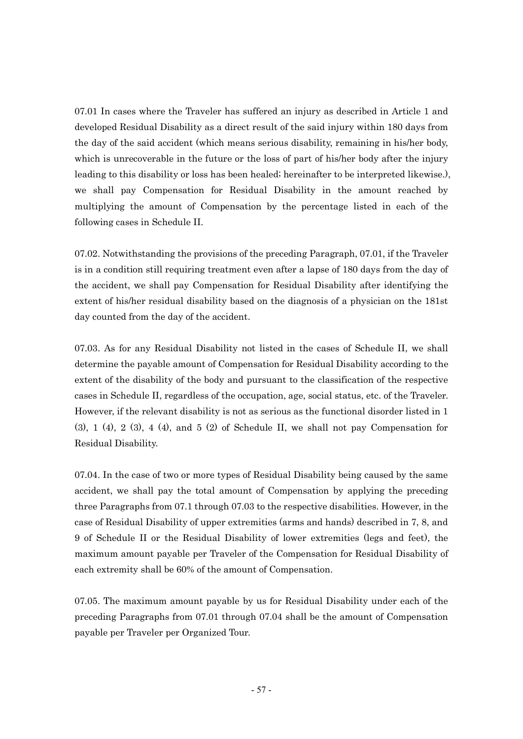07.01 In cases where the Traveler has suffered an injury as described in Article 1 and developed Residual Disability as a direct result of the said injury within 180 days from the day of the said accident (which means serious disability, remaining in his/her body, which is unrecoverable in the future or the loss of part of his/her body after the injury leading to this disability or loss has been healed; hereinafter to be interpreted likewise.), we shall pay Compensation for Residual Disability in the amount reached by multiplying the amount of Compensation by the percentage listed in each of the following cases in Schedule II.

07.02. Notwithstanding the provisions of the preceding Paragraph, 07.01, if the Traveler is in a condition still requiring treatment even after a lapse of 180 days from the day of the accident, we shall pay Compensation for Residual Disability after identifying the extent of his/her residual disability based on the diagnosis of a physician on the 181st day counted from the day of the accident.

07.03. As for any Residual Disability not listed in the cases of Schedule II, we shall determine the payable amount of Compensation for Residual Disability according to the extent of the disability of the body and pursuant to the classification of the respective cases in Schedule II, regardless of the occupation, age, social status, etc. of the Traveler. However, if the relevant disability is not as serious as the functional disorder listed in 1 (3), 1 (4), 2 (3), 4 (4), and 5 (2) of Schedule II, we shall not pay Compensation for Residual Disability.

07.04. In the case of two or more types of Residual Disability being caused by the same accident, we shall pay the total amount of Compensation by applying the preceding three Paragraphs from 07.1 through 07.03 to the respective disabilities. However, in the case of Residual Disability of upper extremities (arms and hands) described in 7, 8, and 9 of Schedule II or the Residual Disability of lower extremities (legs and feet), the maximum amount payable per Traveler of the Compensation for Residual Disability of each extremity shall be 60% of the amount of Compensation.

07.05. The maximum amount payable by us for Residual Disability under each of the preceding Paragraphs from 07.01 through 07.04 shall be the amount of Compensation payable per Traveler per Organized Tour.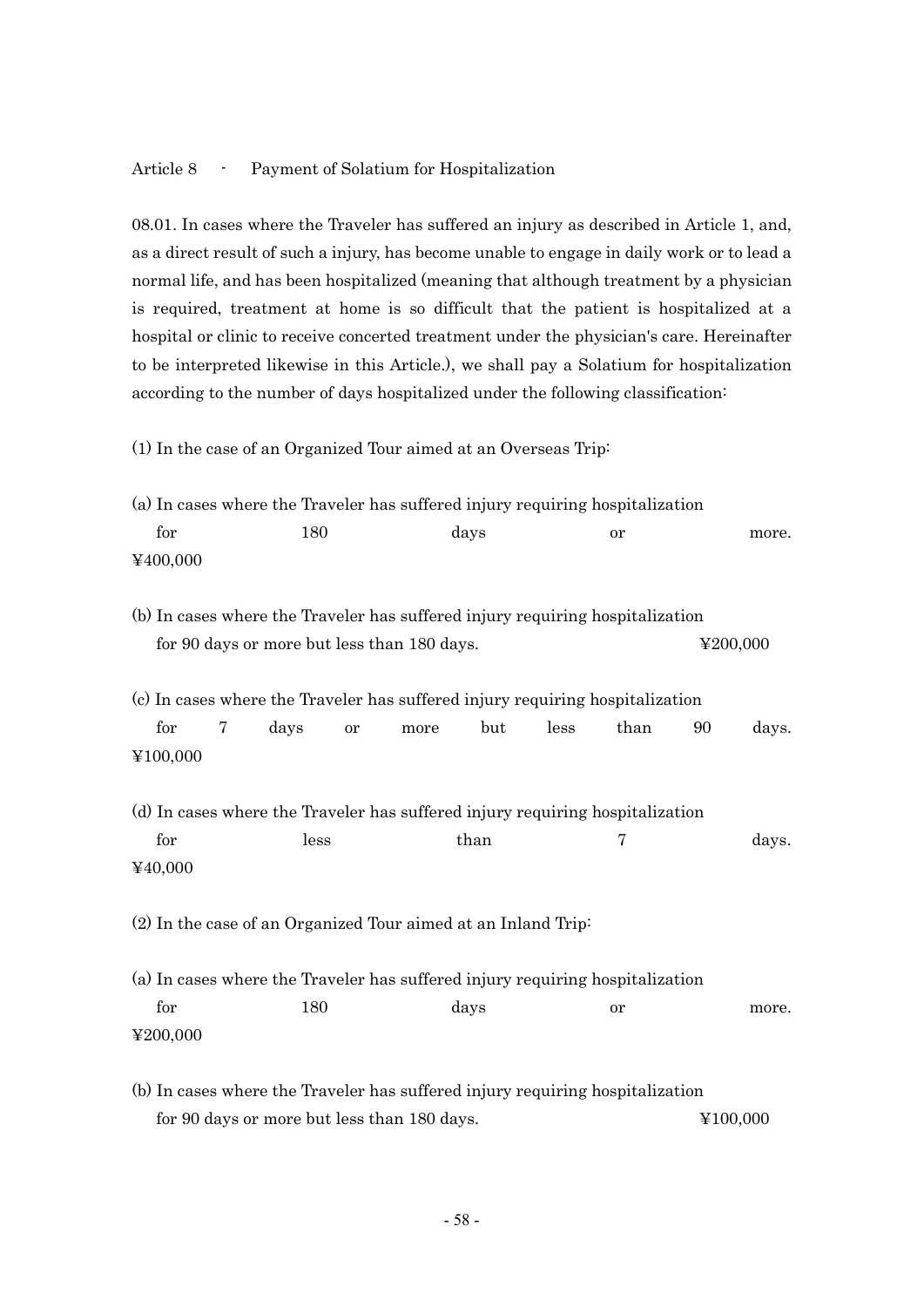Article 8 - Payment of Solatium for Hospitalization

08.01. In cases where the Traveler has suffered an injury as described in Article 1, and, as a direct result of such a injury, has become unable to engage in daily work or to lead a normal life, and has been hospitalized (meaning that although treatment by a physician is required, treatment at home is so difficult that the patient is hospitalized at a hospital or clinic to receive concerted treatment under the physician's care. Hereinafter to be interpreted likewise in this Article.), we shall pay a Solatium for hospitalization according to the number of days hospitalized under the following classification:

(1) In the case of an Organized Tour aimed at an Overseas Trip:

(a) In cases where the Traveler has suffered injury requiring hospitalization for 180 days or more. ¥400,000

(b) In cases where the Traveler has suffered injury requiring hospitalization for 90 days or more but less than 180 days. ¥200,000

(c) In cases where the Traveler has suffered injury requiring hospitalization for 7 days or more but less than 90 days. ¥100,000

(d) In cases where the Traveler has suffered injury requiring hospitalization for less than 7 days. ¥40,000

(2) In the case of an Organized Tour aimed at an Inland Trip:

(a) In cases where the Traveler has suffered injury requiring hospitalization for 180 days or more. ¥200,000

(b) In cases where the Traveler has suffered injury requiring hospitalization for 90 days or more but less than 180 days. ¥100,000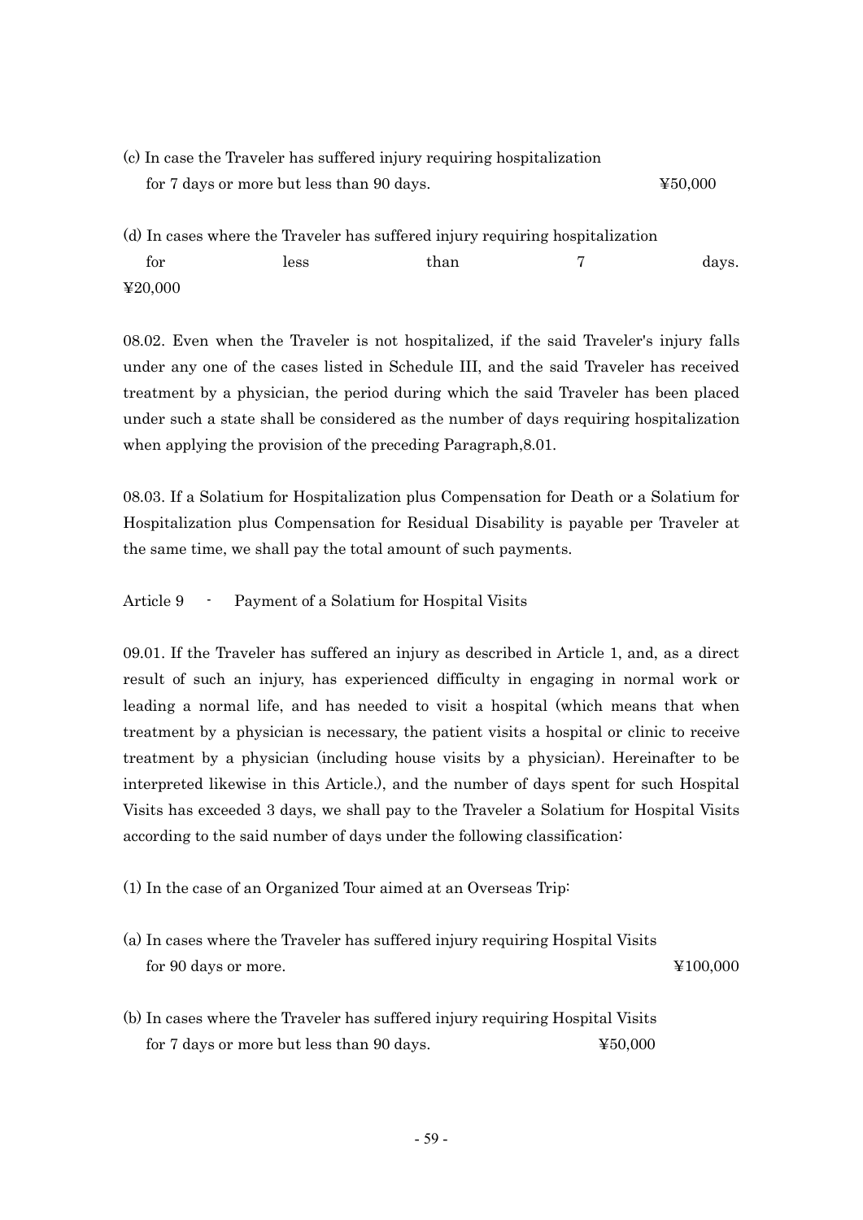(c) In case the Traveler has suffered injury requiring hospitalization for 7 days or more but less than 90 days. ¥50,000

(d) In cases where the Traveler has suffered injury requiring hospitalization for less than 7 days. ¥20,000

08.02. Even when the Traveler is not hospitalized, if the said Traveler's injury falls under any one of the cases listed in Schedule III, and the said Traveler has received treatment by a physician, the period during which the said Traveler has been placed under such a state shall be considered as the number of days requiring hospitalization when applying the provision of the preceding Paragraph,8.01.

08.03. If a Solatium for Hospitalization plus Compensation for Death or a Solatium for Hospitalization plus Compensation for Residual Disability is payable per Traveler at the same time, we shall pay the total amount of such payments.

Article 9 - Payment of a Solatium for Hospital Visits

09.01. If the Traveler has suffered an injury as described in Article 1, and, as a direct result of such an injury, has experienced difficulty in engaging in normal work or leading a normal life, and has needed to visit a hospital (which means that when treatment by a physician is necessary, the patient visits a hospital or clinic to receive treatment by a physician (including house visits by a physician). Hereinafter to be interpreted likewise in this Article.), and the number of days spent for such Hospital Visits has exceeded 3 days, we shall pay to the Traveler a Solatium for Hospital Visits according to the said number of days under the following classification:

(1) In the case of an Organized Tour aimed at an Overseas Trip:

(a) In cases where the Traveler has suffered injury requiring Hospital Visits for 90 days or more. ¥100,000

(b) In cases where the Traveler has suffered injury requiring Hospital Visits for 7 days or more but less than 90 days. ¥50,000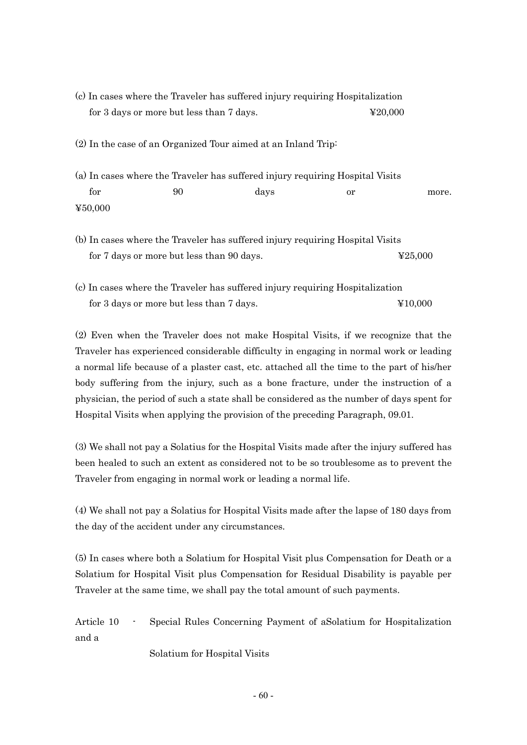(c) In cases where the Traveler has suffered injury requiring Hospitalization for 3 days or more but less than 7 days. ¥20,000

(2) In the case of an Organized Tour aimed at an Inland Trip:

(a) In cases where the Traveler has suffered injury requiring Hospital Visits for 90 days or more. ¥50,000

(b) In cases where the Traveler has suffered injury requiring Hospital Visits for 7 days or more but less than 90 days. ¥25,000

(c) In cases where the Traveler has suffered injury requiring Hospitalization for 3 days or more but less than 7 days. ¥10,000

(2) Even when the Traveler does not make Hospital Visits, if we recognize that the Traveler has experienced considerable difficulty in engaging in normal work or leading a normal life because of a plaster cast, etc. attached all the time to the part of his/her body suffering from the injury, such as a bone fracture, under the instruction of a physician, the period of such a state shall be considered as the number of days spent for Hospital Visits when applying the provision of the preceding Paragraph, 09.01.

(3) We shall not pay a Solatius for the Hospital Visits made after the injury suffered has been healed to such an extent as considered not to be so troublesome as to prevent the Traveler from engaging in normal work or leading a normal life.

(4) We shall not pay a Solatius for Hospital Visits made after the lapse of 180 days from the day of the accident under any circumstances.

(5) In cases where both a Solatium for Hospital Visit plus Compensation for Death or a Solatium for Hospital Visit plus Compensation for Residual Disability is payable per Traveler at the same time, we shall pay the total amount of such payments.

Article 10 - Special Rules Concerning Payment of aSolatium for Hospitalization and a Solatium for Hospital Visits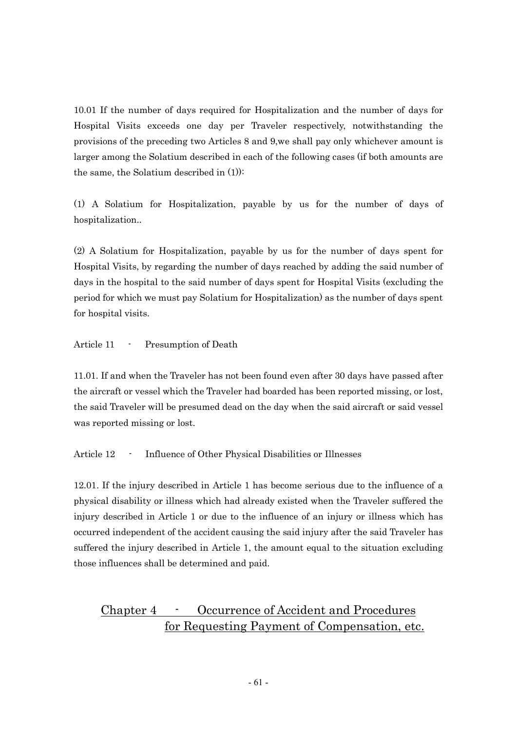10.01 If the number of days required for Hospitalization and the number of days for Hospital Visits exceeds one day per Traveler respectively, notwithstanding the provisions of the preceding two Articles 8 and 9,we shall pay only whichever amount is larger among the Solatium described in each of the following cases (if both amounts are the same, the Solatium described in (1)):

(1) A Solatium for Hospitalization, payable by us for the number of days of hospitalization..

(2) A Solatium for Hospitalization, payable by us for the number of days spent for Hospital Visits, by regarding the number of days reached by adding the said number of days in the hospital to the said number of days spent for Hospital Visits (excluding the period for which we must pay Solatium for Hospitalization) as the number of days spent for hospital visits.

Article 11 - Presumption of Death

11.01. If and when the Traveler has not been found even after 30 days have passed after the aircraft or vessel which the Traveler had boarded has been reported missing, or lost, the said Traveler will be presumed dead on the day when the said aircraft or said vessel was reported missing or lost.

Article 12 - Influence of Other Physical Disabilities or Illnesses

12.01. If the injury described in Article 1 has become serious due to the influence of a physical disability or illness which had already existed when the Traveler suffered the injury described in Article 1 or due to the influence of an injury or illness which has occurred independent of the accident causing the said injury after the said Traveler has suffered the injury described in Article 1, the amount equal to the situation excluding those influences shall be determined and paid.

## Chapter 4 - Occurrence of Accident and Procedures for Requesting Payment of Compensation, etc.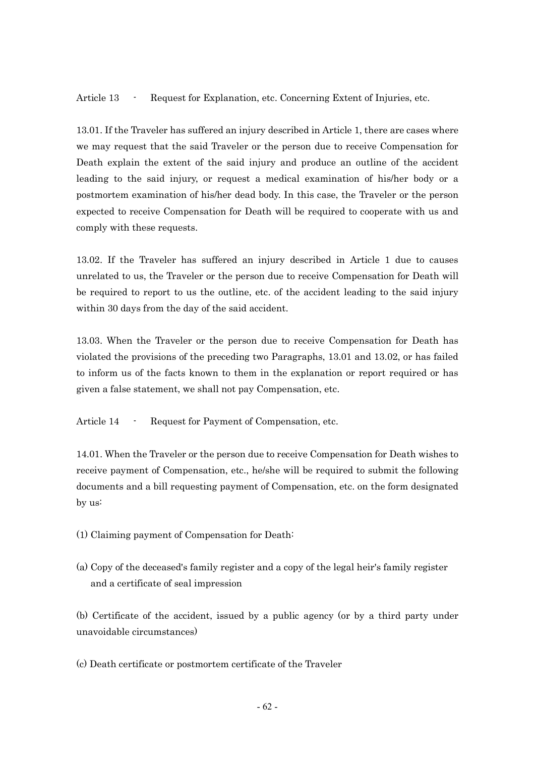## Article 13 - Request for Explanation, etc. Concerning Extent of Injuries, etc.

13.01. If the Traveler has suffered an injury described in Article 1, there are cases where we may request that the said Traveler or the person due to receive Compensation for Death explain the extent of the said injury and produce an outline of the accident leading to the said injury, or request a medical examination of his/her body or a postmortem examination of his/her dead body. In this case, the Traveler or the person expected to receive Compensation for Death will be required to cooperate with us and comply with these requests.

13.02. If the Traveler has suffered an injury described in Article 1 due to causes unrelated to us, the Traveler or the person due to receive Compensation for Death will be required to report to us the outline, etc. of the accident leading to the said injury within 30 days from the day of the said accident.

13.03. When the Traveler or the person due to receive Compensation for Death has violated the provisions of the preceding two Paragraphs, 13.01 and 13.02, or has failed to inform us of the facts known to them in the explanation or report required or has given a false statement, we shall not pay Compensation, etc.

## Article 14 - Request for Payment of Compensation, etc.

14.01. When the Traveler or the person due to receive Compensation for Death wishes to receive payment of Compensation, etc., he/she will be required to submit the following documents and a bill requesting payment of Compensation, etc. on the form designated by us:

(1) Claiming payment of Compensation for Death:

(a) Copy of the deceased's family register and a copy of the legal heir's family register and a certificate of seal impression

(b) Certificate of the accident, issued by a public agency (or by a third party under unavoidable circumstances)

(c) Death certificate or postmortem certificate of the Traveler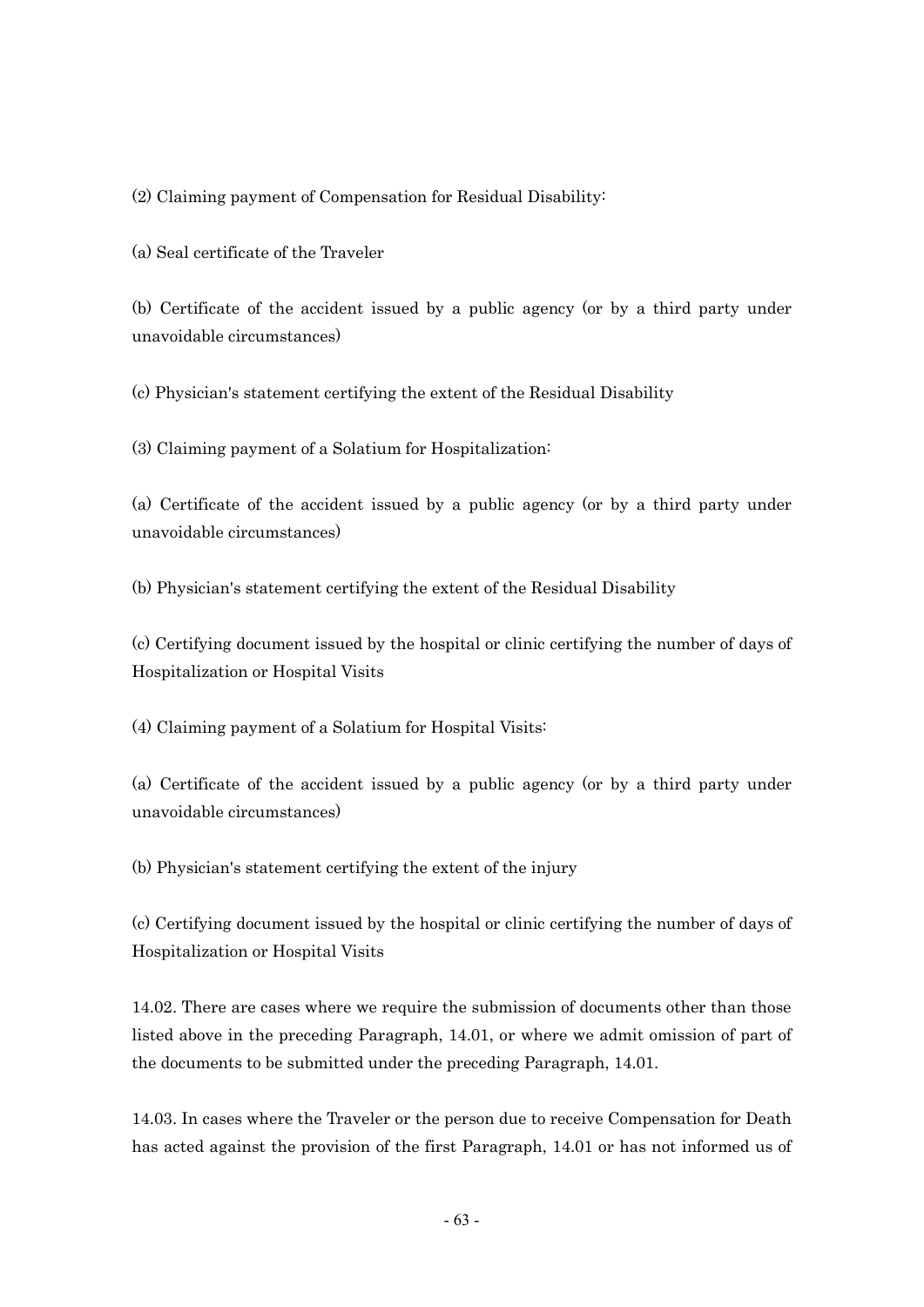(2) Claiming payment of Compensation for Residual Disability:

(a) Seal certificate of the Traveler

(b) Certificate of the accident issued by a public agency (or by a third party under unavoidable circumstances)

(c) Physician's statement certifying the extent of the Residual Disability

(3) Claiming payment of a Solatium for Hospitalization:

(a) Certificate of the accident issued by a public agency (or by a third party under unavoidable circumstances)

(b) Physician's statement certifying the extent of the Residual Disability

(c) Certifying document issued by the hospital or clinic certifying the number of days of Hospitalization or Hospital Visits

(4) Claiming payment of a Solatium for Hospital Visits:

(a) Certificate of the accident issued by a public agency (or by a third party under unavoidable circumstances)

(b) Physician's statement certifying the extent of the injury

(c) Certifying document issued by the hospital or clinic certifying the number of days of Hospitalization or Hospital Visits

14.02. There are cases where we require the submission of documents other than those listed above in the preceding Paragraph, 14.01, or where we admit omission of part of the documents to be submitted under the preceding Paragraph, 14.01.

14.03. In cases where the Traveler or the person due to receive Compensation for Death has acted against the provision of the first Paragraph, 14.01 or has not informed us of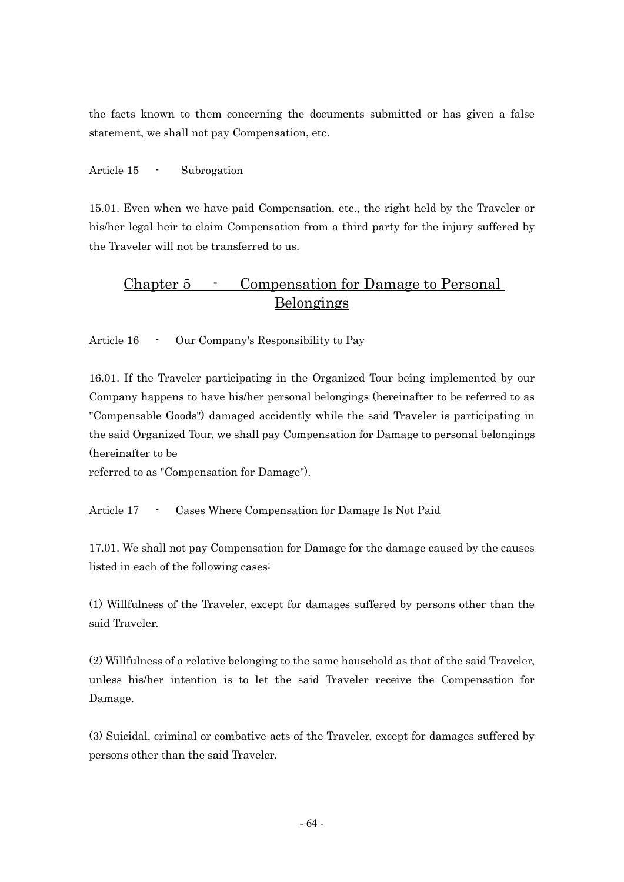the facts known to them concerning the documents submitted or has given a false statement, we shall not pay Compensation, etc.

Article 15 - Subrogation

15.01. Even when we have paid Compensation, etc., the right held by the Traveler or his/her legal heir to claim Compensation from a third party for the injury suffered by the Traveler will not be transferred to us.

## Chapter 5 - Compensation for Damage to Personal Belongings

Article 16 - Our Company's Responsibility to Pay

16.01. If the Traveler participating in the Organized Tour being implemented by our Company happens to have his/her personal belongings (hereinafter to be referred to as "Compensable Goods") damaged accidently while the said Traveler is participating in the said Organized Tour, we shall pay Compensation for Damage to personal belongings (hereinafter to be
referred to as "Compensation for Damage").

Article 17 - Cases Where Compensation for Damage Is Not Paid

17.01. We shall not pay Compensation for Damage for the damage caused by the causes listed in each of the following cases:

(1) Willfulness of the Traveler, except for damages suffered by persons other than the said Traveler.

(2) Willfulness of a relative belonging to the same household as that of the said Traveler, unless his/her intention is to let the said Traveler receive the Compensation for Damage.

(3) Suicidal, criminal or combative acts of the Traveler, except for damages suffered by persons other than the said Traveler.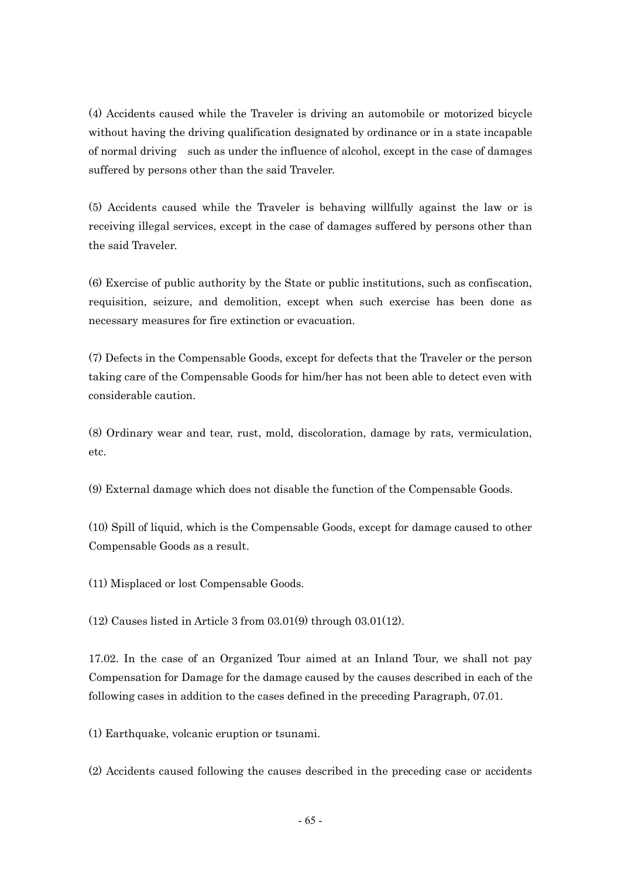(4) Accidents caused while the Traveler is driving an automobile or motorized bicycle without having the driving qualification designated by ordinance or in a state incapable of normal driving such as under the influence of alcohol, except in the case of damages suffered by persons other than the said Traveler.

(5) Accidents caused while the Traveler is behaving willfully against the law or is receiving illegal services, except in the case of damages suffered by persons other than the said Traveler.

(6) Exercise of public authority by the State or public institutions, such as confiscation, requisition, seizure, and demolition, except when such exercise has been done as necessary measures for fire extinction or evacuation.

(7) Defects in the Compensable Goods, except for defects that the Traveler or the person taking care of the Compensable Goods for him/her has not been able to detect even with considerable caution.

(8) Ordinary wear and tear, rust, mold, discoloration, damage by rats, vermiculation, etc.

(9) External damage which does not disable the function of the Compensable Goods.

(10) Spill of liquid, which is the Compensable Goods, except for damage caused to other Compensable Goods as a result.

(11) Misplaced or lost Compensable Goods.

(12) Causes listed in Article 3 from 03.01(9) through 03.01(12).

17.02. In the case of an Organized Tour aimed at an Inland Tour, we shall not pay Compensation for Damage for the damage caused by the causes described in each of the following cases in addition to the cases defined in the preceding Paragraph, 07.01.

(1) Earthquake, volcanic eruption or tsunami.

(2) Accidents caused following the causes described in the preceding case or accidents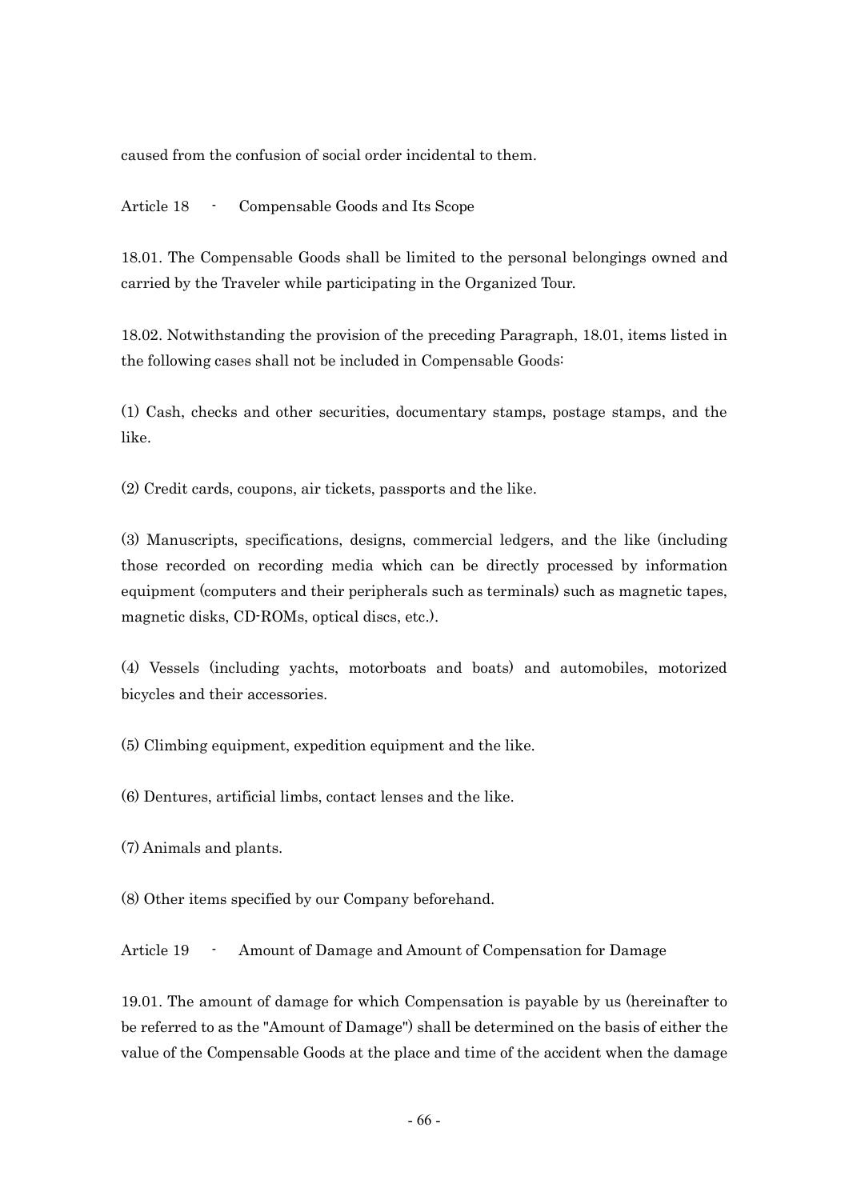caused from the confusion of social order incidental to them.

## Article 18 - Compensable Goods and Its Scope

18.01. The Compensable Goods shall be limited to the personal belongings owned and carried by the Traveler while participating in the Organized Tour.

18.02. Notwithstanding the provision of the preceding Paragraph, 18.01, items listed in the following cases shall not be included in Compensable Goods:

(1) Cash, checks and other securities, documentary stamps, postage stamps, and the like.

(2) Credit cards, coupons, air tickets, passports and the like.

(3) Manuscripts, specifications, designs, commercial ledgers, and the like (including those recorded on recording media which can be directly processed by information equipment (computers and their peripherals such as terminals) such as magnetic tapes, magnetic disks, CD-ROMs, optical discs, etc.).

(4) Vessels (including yachts, motorboats and boats) and automobiles, motorized bicycles and their accessories.

(5) Climbing equipment, expedition equipment and the like.

(6) Dentures, artificial limbs, contact lenses and the like.

(7) Animals and plants.

(8) Other items specified by our Company beforehand.

## Article 19 - Amount of Damage and Amount of Compensation for Damage

19.01. The amount of damage for which Compensation is payable by us (hereinafter to be referred to as the "Amount of Damage") shall be determined on the basis of either the value of the Compensable Goods at the place and time of the accident when the damage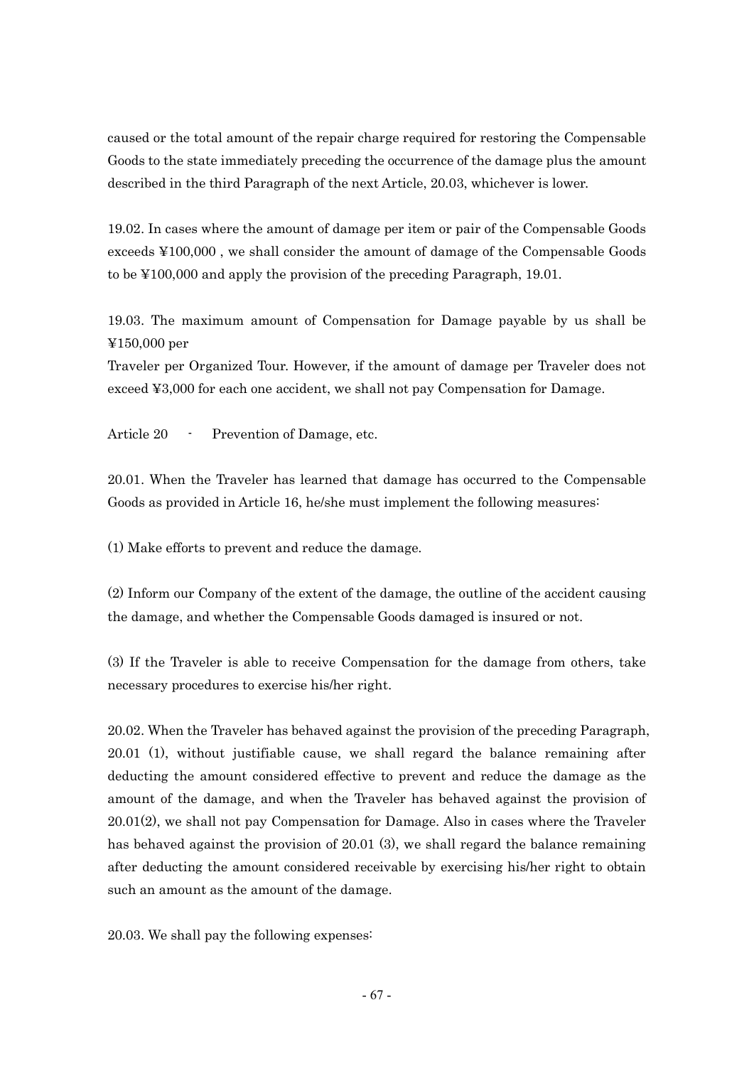caused or the total amount of the repair charge required for restoring the Compensable Goods to the state immediately preceding the occurrence of the damage plus the amount described in the third Paragraph of the next Article, 20.03, whichever is lower.

19.02. In cases where the amount of damage per item or pair of the Compensable Goods exceeds ¥100,000 , we shall consider the amount of damage of the Compensable Goods to be ¥100,000 and apply the provision of the preceding Paragraph, 19.01.

19.03. The maximum amount of Compensation for Damage payable by us shall be ¥150,000 per
Traveler per Organized Tour. However, if the amount of damage per Traveler does not exceed ¥3,000 for each one accident, we shall not pay Compensation for Damage.

Article 20 - Prevention of Damage, etc.

20.01. When the Traveler has learned that damage has occurred to the Compensable Goods as provided in Article 16, he/she must implement the following measures:

(1) Make efforts to prevent and reduce the damage.

(2) Inform our Company of the extent of the damage, the outline of the accident causing the damage, and whether the Compensable Goods damaged is insured or not.

(3) If the Traveler is able to receive Compensation for the damage from others, take necessary procedures to exercise his/her right.

20.02. When the Traveler has behaved against the provision of the preceding Paragraph, 20.01 (1), without justifiable cause, we shall regard the balance remaining after deducting the amount considered effective to prevent and reduce the damage as the amount of the damage, and when the Traveler has behaved against the provision of 20.01(2), we shall not pay Compensation for Damage. Also in cases where the Traveler has behaved against the provision of 20.01 (3), we shall regard the balance remaining after deducting the amount considered receivable by exercising his/her right to obtain such an amount as the amount of the damage.

20.03. We shall pay the following expenses: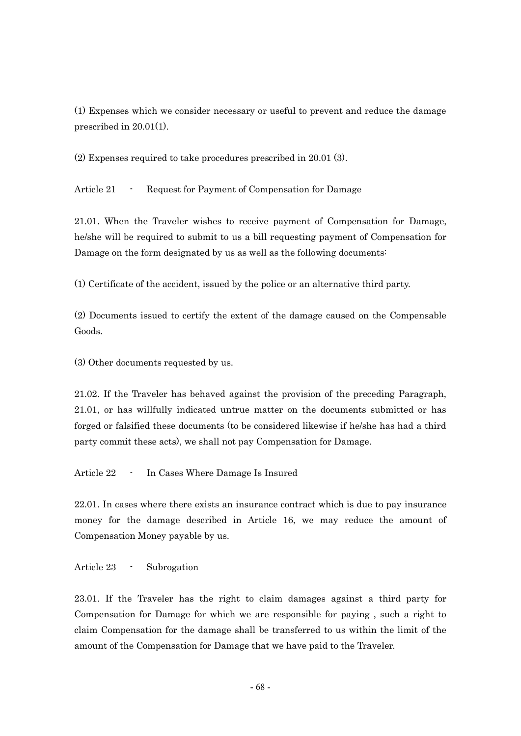(1) Expenses which we consider necessary or useful to prevent and reduce the damage prescribed in 20.01(1).

(2) Expenses required to take procedures prescribed in 20.01 (3).

### Article 21 - Request for Payment of Compensation for Damage

21.01. When the Traveler wishes to receive payment of Compensation for Damage, he/she will be required to submit to us a bill requesting payment of Compensation for Damage on the form designated by us as well as the following documents:

(1) Certificate of the accident, issued by the police or an alternative third party.

(2) Documents issued to certify the extent of the damage caused on the Compensable Goods.

(3) Other documents requested by us.

21.02. If the Traveler has behaved against the provision of the preceding Paragraph, 21.01, or has willfully indicated untrue matter on the documents submitted or has forged or falsified these documents (to be considered likewise if he/she has had a third party commit these acts), we shall not pay Compensation for Damage.

### Article 22 - In Cases Where Damage Is Insured

22.01. In cases where there exists an insurance contract which is due to pay insurance money for the damage described in Article 16, we may reduce the amount of Compensation Money payable by us.

### Article 23 - Subrogation

23.01. If the Traveler has the right to claim damages against a third party for Compensation for Damage for which we are responsible for paying , such a right to claim Compensation for the damage shall be transferred to us within the limit of the amount of the Compensation for Damage that we have paid to the Traveler.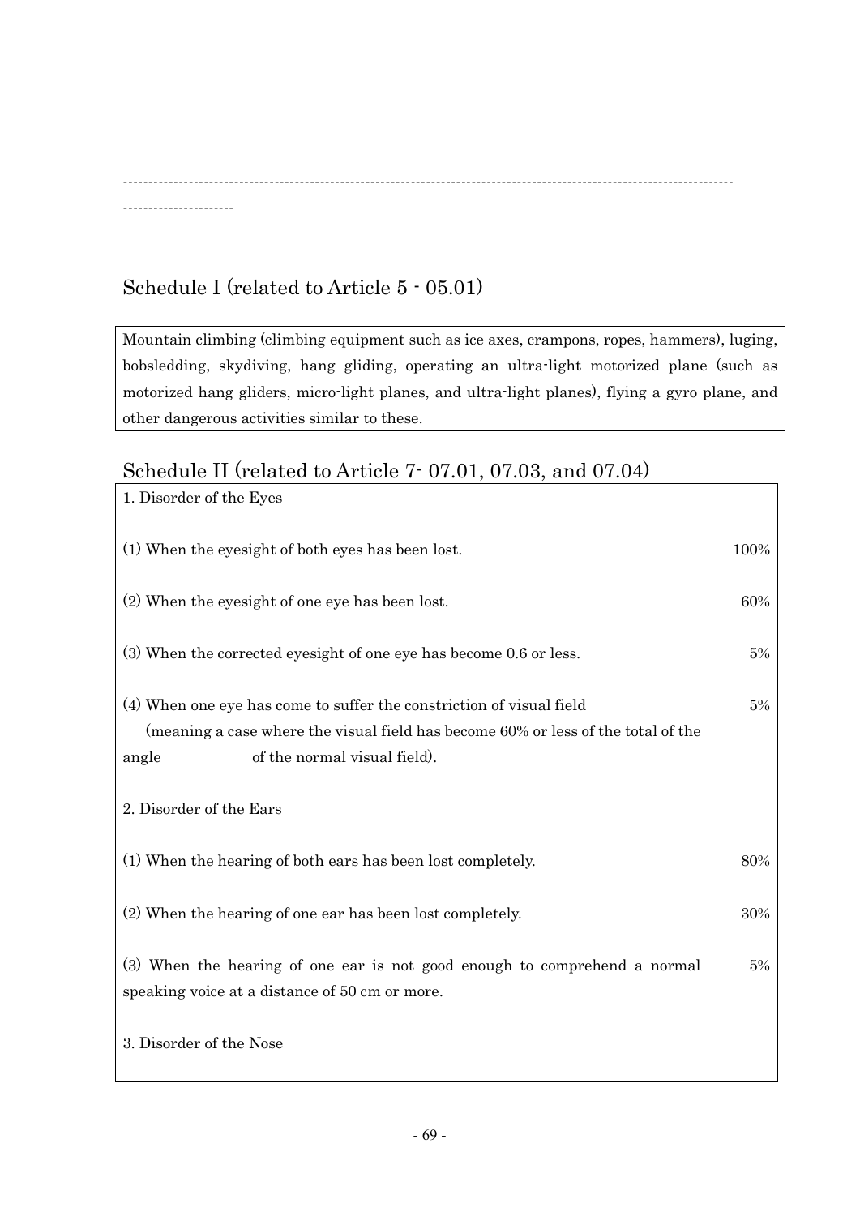---

## Schedule I (related to Article 5 - 05.01)

| Mountain climbing (climbing equipment such as ice axes, crampons, ropes, hammers), luging, bobsledding, skydiving, hang gliding, operating an ultra-light motorized plane (such as motorized hang gliders, micro-light planes, and ultra-light planes), flying a gyro plane, and other dangerous activities similar to these. |
|---|

## Schedule II (related to Article 7- 07.01, 07.03, and 07.04)

| | |
|---|---|
| 1. Disorder of the Eyes | |
| (1) When the eyesight of both eyes has been lost. | 100% |
| (2) When the eyesight of one eye has been lost. | 60% |
| (3) When the corrected eyesight of one eye has become 0.6 or less. | 5% |
| (4) When one eye has come to suffer the constriction of visual field (meaning a case where the visual field has become 60% or less of the total of the angle of the normal visual field). | 5% |
| 2. Disorder of the Ears | |
| (1) When the hearing of both ears has been lost completely. | 80% |
| (2) When the hearing of one ear has been lost completely. | 30% |
| (3) When the hearing of one ear is not good enough to comprehend a normal speaking voice at a distance of 50 cm or more. | 5% |
| 3. Disorder of the Nose | |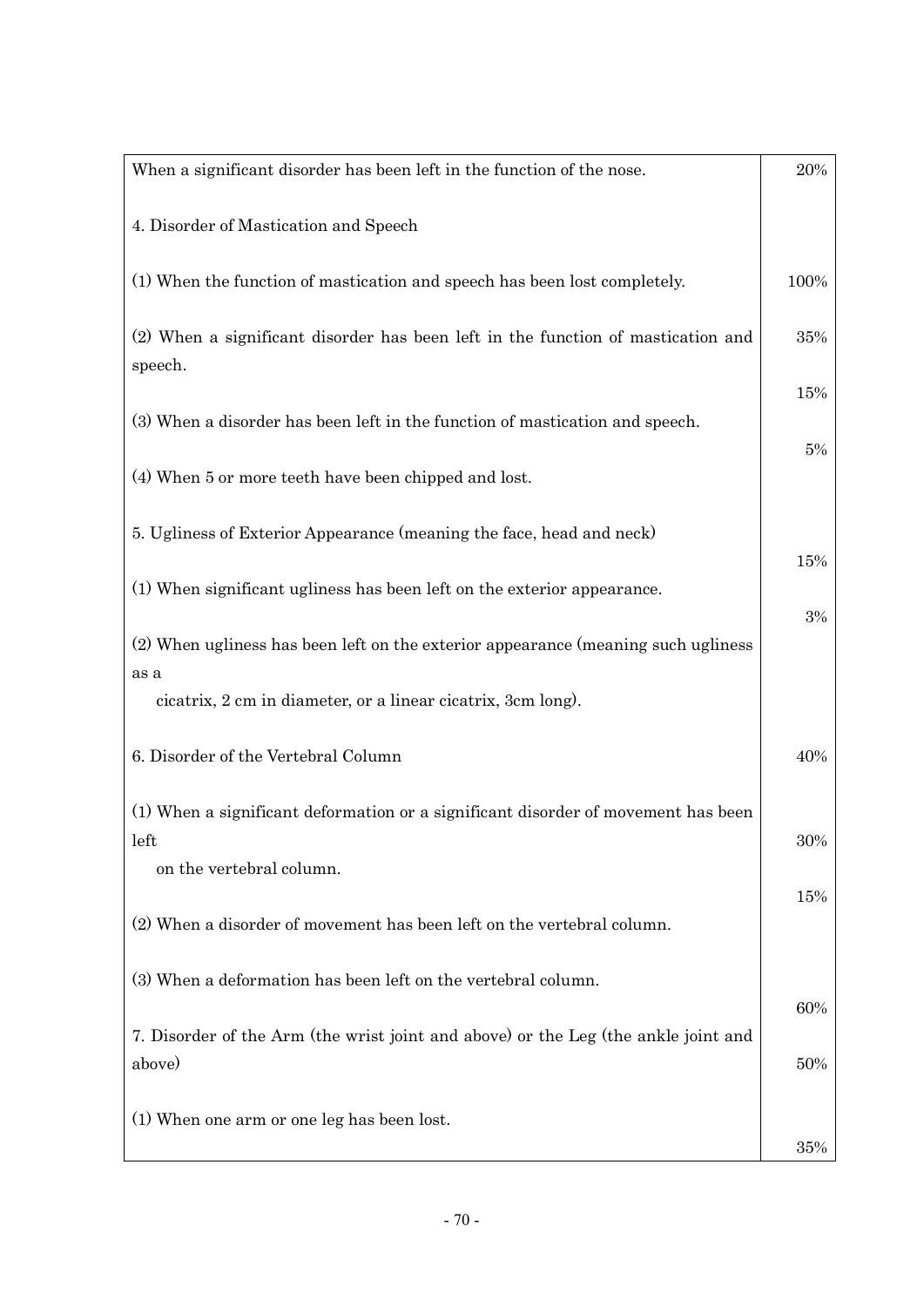| | |
|---|---|
| When a significant disorder has been left in the function of the nose. | 20% |
| 4. Disorder of Mastication and Speech | |
| (1) When the function of mastication and speech has been lost completely. | 100% |
| (2) When a significant disorder has been left in the function of mastication and speech. | 35% |
| (3) When a disorder has been left in the function of mastication and speech. | 15% |
| (4) When 5 or more teeth have been chipped and lost. | 5% |
| 5. Ugliness of Exterior Appearance (meaning the face, head and neck) | |
| (1) When significant ugliness has been left on the exterior appearance. | 15% |
| (2) When ugliness has been left on the exterior appearance (meaning such ugliness as a cicatrix, 2 cm in diameter, or a linear cicatrix, 3cm long). | 3% |
| 6. Disorder of the Vertebral Column | |
| (1) When a significant deformation or a significant disorder of movement has been left on the vertebral column. | 40% |
| (2) When a disorder of movement has been left on the vertebral column. | 30% |
| (3) When a deformation has been left on the vertebral column. | 15% |
| 7. Disorder of the Arm (the wrist joint and above) or the Leg (the ankle joint and above) | |
| (1) When one arm or one leg has been lost. | 60% |
| | 50% |
| | 35% |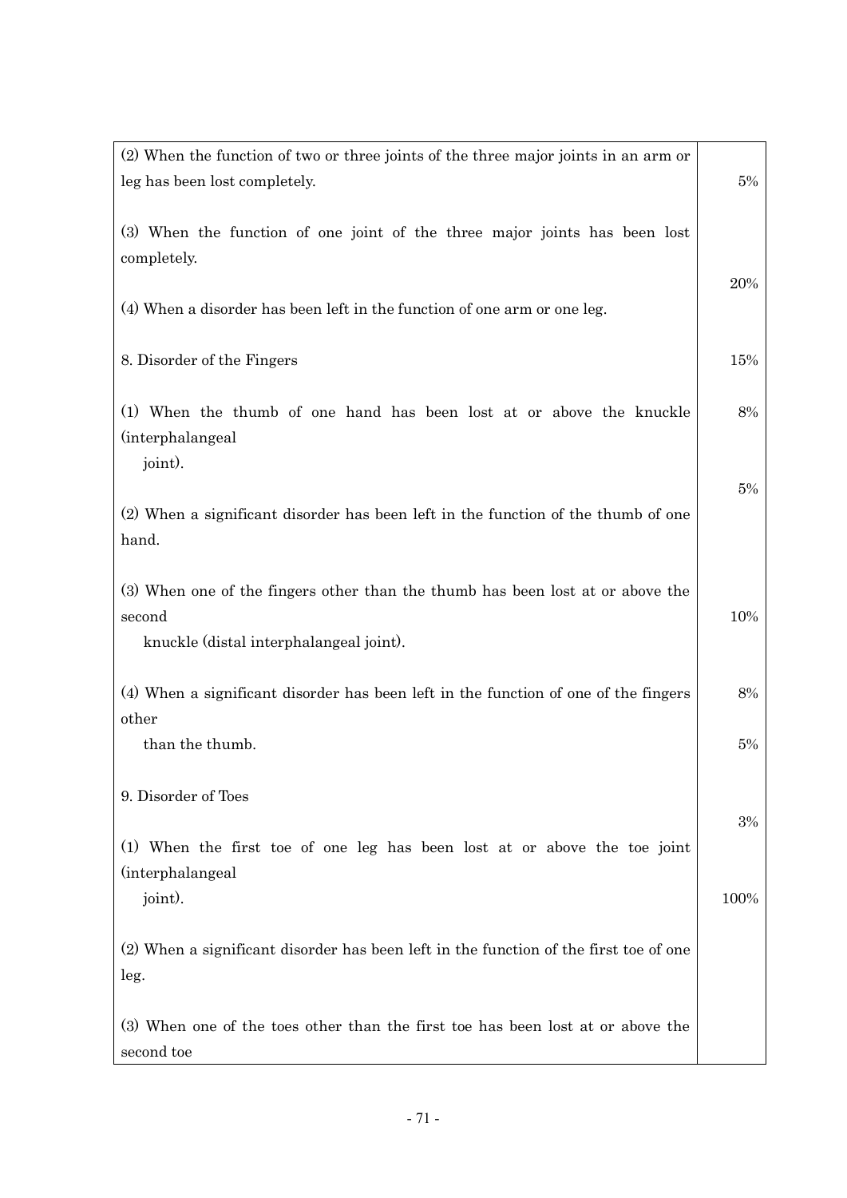| | |
|---|---|
| (2) When the function of two or three joints of the three major joints in an arm or leg has been lost completely. | 5% |
| (3) When the function of one joint of the three major joints has been lost completely. | |
| | 20% |
| (4) When a disorder has been left in the function of one arm or one leg. | |
| 8. Disorder of the Fingers | 15% |
| (1) When the thumb of one hand has been lost at or above the knuckle (interphalangeal joint). | 8% |
| | 5% |
| (2) When a significant disorder has been left in the function of the thumb of one hand. | |
| (3) When one of the fingers other than the thumb has been lost at or above the second knuckle (distal interphalangeal joint). | 10% |
| (4) When a significant disorder has been left in the function of one of the fingers other than the thumb. | 8% |
| | 5% |
| 9. Disorder of Toes | |
| | 3% |
| (1) When the first toe of one leg has been lost at or above the toe joint (interphalangeal joint). | 100% |
| (2) When a significant disorder has been left in the function of the first toe of one leg. | |
| (3) When one of the toes other than the first toe has been lost at or above the second toe | |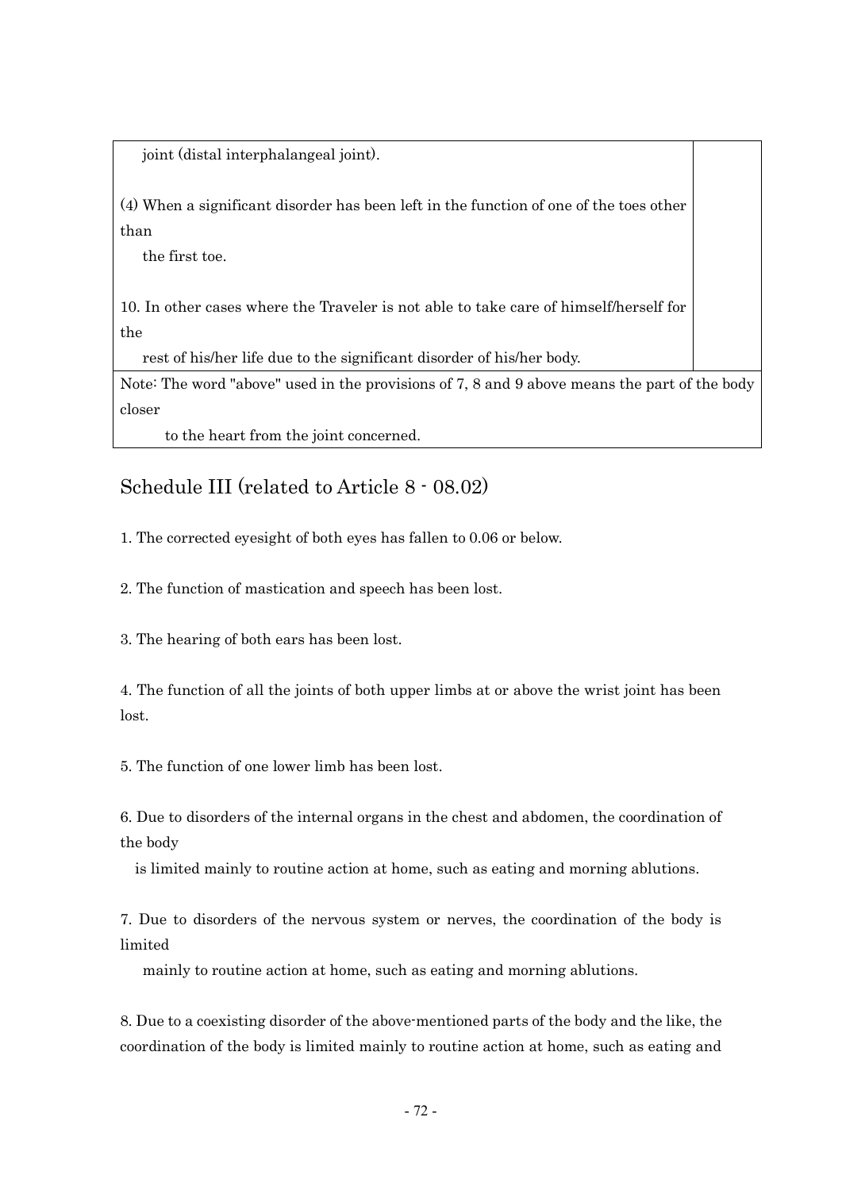| | |
|---|---|
| joint (distal interphalangeal joint).<br><br>(4) When a significant disorder has been left in the function of one of the toes other than the first toe.<br><br>10. In other cases where the Traveler is not able to take care of himself/herself for the rest of his/her life due to the significant disorder of his/her body. | |
| Note: The word "above" used in the provisions of 7, 8 and 9 above means the part of the body closer to the heart from the joint concerned. | |

## Schedule III (related to Article 8 - 08.02)

1. The corrected eyesight of both eyes has fallen to 0.06 or below.

2. The function of mastication and speech has been lost.

3. The hearing of both ears has been lost.

4. The function of all the joints of both upper limbs at or above the wrist joint has been lost.

5. The function of one lower limb has been lost.

6. Due to disorders of the internal organs in the chest and abdomen, the coordination of the body is limited mainly to routine action at home, such as eating and morning ablutions.

7. Due to disorders of the nervous system or nerves, the coordination of the body is limited mainly to routine action at home, such as eating and morning ablutions.

8. Due to a coexisting disorder of the above-mentioned parts of the body and the like, the coordination of the body is limited mainly to routine action at home, such as eating and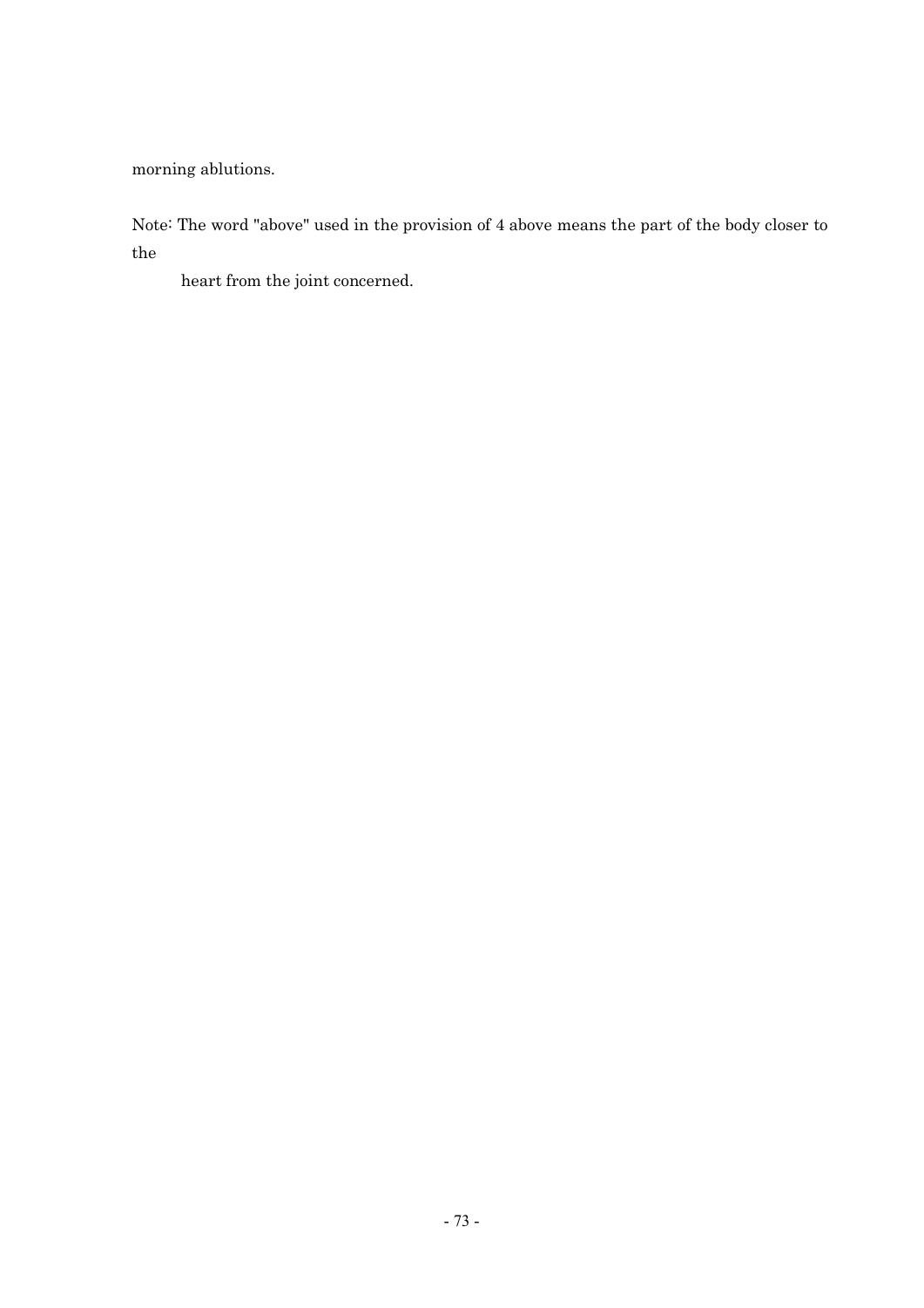morning ablutions.

Note: The word "above" used in the provision of 4 above means the part of the body closer to the heart from the joint concerned.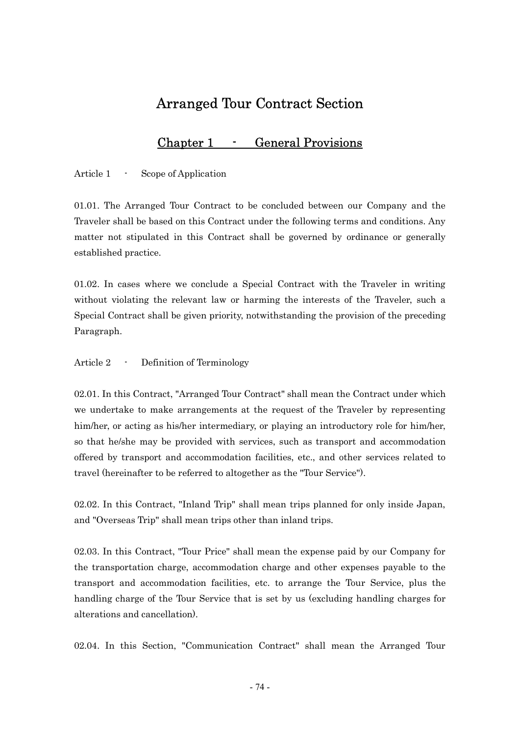# Arranged Tour Contract Section

## Chapter 1 - General Provisions

Article 1 - Scope of Application

01.01. The Arranged Tour Contract to be concluded between our Company and the Traveler shall be based on this Contract under the following terms and conditions. Any matter not stipulated in this Contract shall be governed by ordinance or generally established practice.

01.02. In cases where we conclude a Special Contract with the Traveler in writing without violating the relevant law or harming the interests of the Traveler, such a Special Contract shall be given priority, notwithstanding the provision of the preceding Paragraph.

Article 2 - Definition of Terminology

02.01. In this Contract, "Arranged Tour Contract" shall mean the Contract under which we undertake to make arrangements at the request of the Traveler by representing him/her, or acting as his/her intermediary, or playing an introductory role for him/her, so that he/she may be provided with services, such as transport and accommodation offered by transport and accommodation facilities, etc., and other services related to travel (hereinafter to be referred to altogether as the "Tour Service").

02.02. In this Contract, "Inland Trip" shall mean trips planned for only inside Japan, and "Overseas Trip" shall mean trips other than inland trips.

02.03. In this Contract, "Tour Price" shall mean the expense paid by our Company for the transportation charge, accommodation charge and other expenses payable to the transport and accommodation facilities, etc. to arrange the Tour Service, plus the handling charge of the Tour Service that is set by us (excluding handling charges for alterations and cancellation).

02.04. In this Section, "Communication Contract" shall mean the Arranged Tour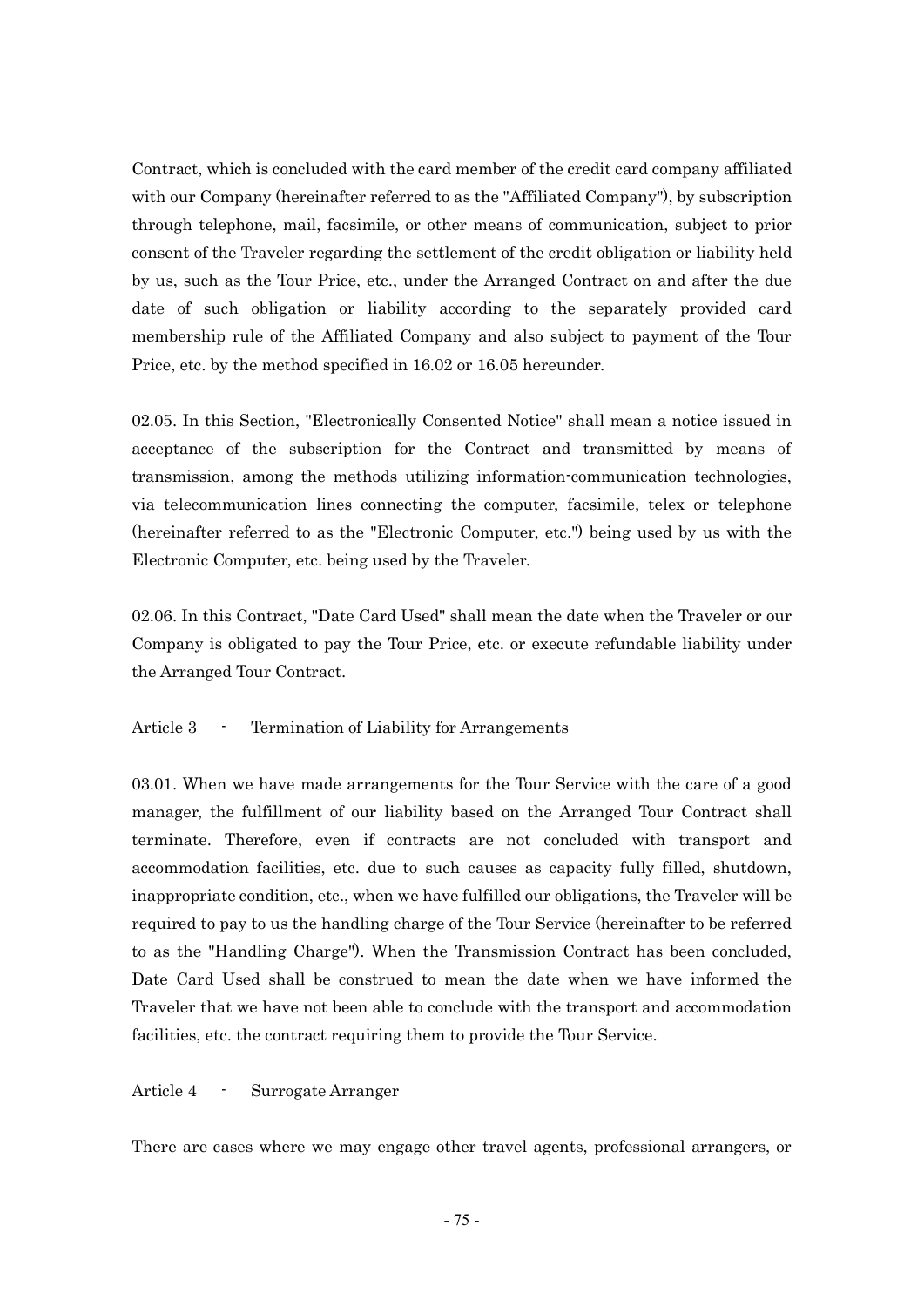Contract, which is concluded with the card member of the credit card company affiliated with our Company (hereinafter referred to as the "Affiliated Company"), by subscription through telephone, mail, facsimile, or other means of communication, subject to prior consent of the Traveler regarding the settlement of the credit obligation or liability held by us, such as the Tour Price, etc., under the Arranged Contract on and after the due date of such obligation or liability according to the separately provided card membership rule of the Affiliated Company and also subject to payment of the Tour Price, etc. by the method specified in 16.02 or 16.05 hereunder.

02.05. In this Section, "Electronically Consented Notice" shall mean a notice issued in acceptance of the subscription for the Contract and transmitted by means of transmission, among the methods utilizing information-communication technologies, via telecommunication lines connecting the computer, facsimile, telex or telephone (hereinafter referred to as the "Electronic Computer, etc.") being used by us with the Electronic Computer, etc. being used by the Traveler.

02.06. In this Contract, "Date Card Used" shall mean the date when the Traveler or our Company is obligated to pay the Tour Price, etc. or execute refundable liability under the Arranged Tour Contract.

## Article 3 - Termination of Liability for Arrangements

03.01. When we have made arrangements for the Tour Service with the care of a good manager, the fulfillment of our liability based on the Arranged Tour Contract shall terminate. Therefore, even if contracts are not concluded with transport and accommodation facilities, etc. due to such causes as capacity fully filled, shutdown, inappropriate condition, etc., when we have fulfilled our obligations, the Traveler will be required to pay to us the handling charge of the Tour Service (hereinafter to be referred to as the "Handling Charge"). When the Transmission Contract has been concluded, Date Card Used shall be construed to mean the date when we have informed the Traveler that we have not been able to conclude with the transport and accommodation facilities, etc. the contract requiring them to provide the Tour Service.

## Article 4 - Surrogate Arranger

There are cases where we may engage other travel agents, professional arrangers, or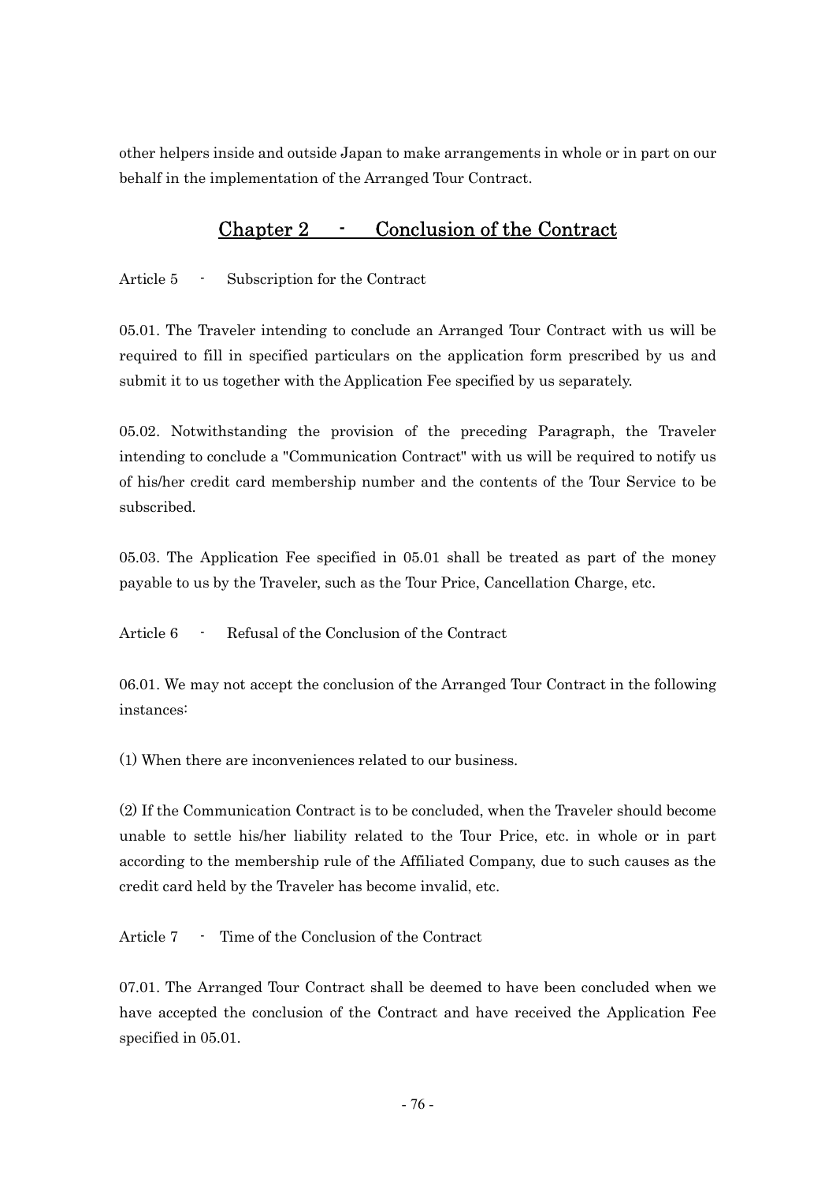other helpers inside and outside Japan to make arrangements in whole or in part on our behalf in the implementation of the Arranged Tour Contract.

## Chapter 2 - Conclusion of the Contract

Article 5 - Subscription for the Contract

05.01. The Traveler intending to conclude an Arranged Tour Contract with us will be required to fill in specified particulars on the application form prescribed by us and submit it to us together with the Application Fee specified by us separately.

05.02. Notwithstanding the provision of the preceding Paragraph, the Traveler intending to conclude a "Communication Contract" with us will be required to notify us of his/her credit card membership number and the contents of the Tour Service to be subscribed.

05.03. The Application Fee specified in 05.01 shall be treated as part of the money payable to us by the Traveler, such as the Tour Price, Cancellation Charge, etc.

Article 6 - Refusal of the Conclusion of the Contract

06.01. We may not accept the conclusion of the Arranged Tour Contract in the following instances:

(1) When there are inconveniences related to our business.

(2) If the Communication Contract is to be concluded, when the Traveler should become unable to settle his/her liability related to the Tour Price, etc. in whole or in part according to the membership rule of the Affiliated Company, due to such causes as the credit card held by the Traveler has become invalid, etc.

Article 7 - Time of the Conclusion of the Contract

07.01. The Arranged Tour Contract shall be deemed to have been concluded when we have accepted the conclusion of the Contract and have received the Application Fee specified in 05.01.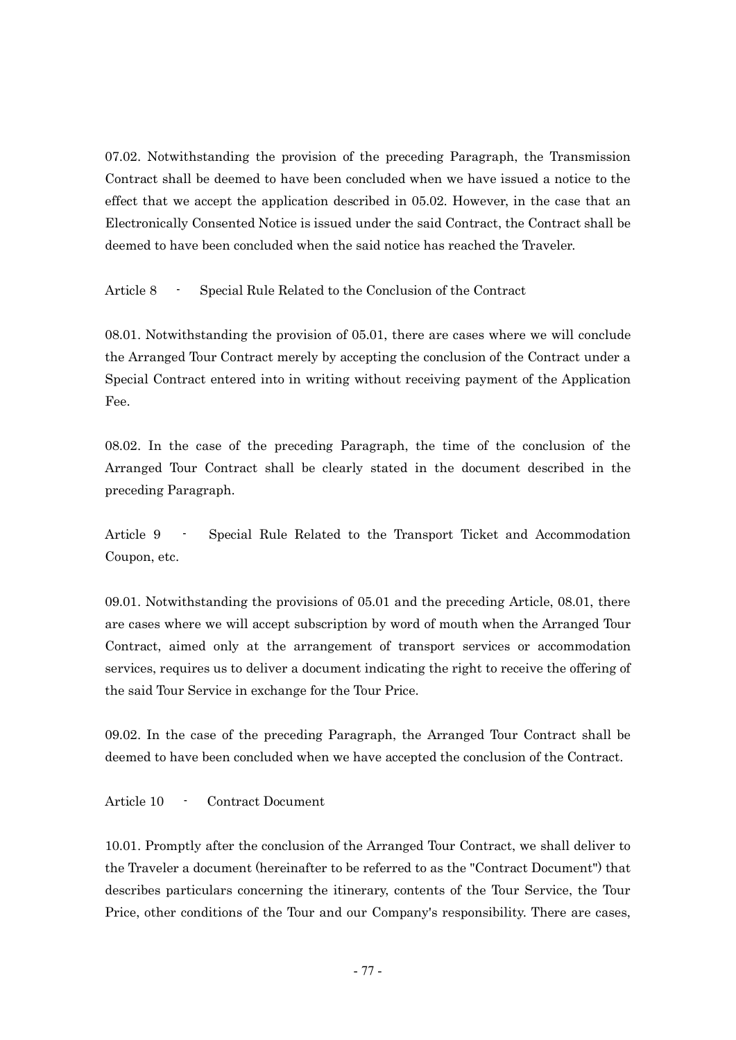07.02. Notwithstanding the provision of the preceding Paragraph, the Transmission Contract shall be deemed to have been concluded when we have issued a notice to the effect that we accept the application described in 05.02. However, in the case that an Electronically Consented Notice is issued under the said Contract, the Contract shall be deemed to have been concluded when the said notice has reached the Traveler.

Article 8 - Special Rule Related to the Conclusion of the Contract

08.01. Notwithstanding the provision of 05.01, there are cases where we will conclude the Arranged Tour Contract merely by accepting the conclusion of the Contract under a Special Contract entered into in writing without receiving payment of the Application Fee.

08.02. In the case of the preceding Paragraph, the time of the conclusion of the Arranged Tour Contract shall be clearly stated in the document described in the preceding Paragraph.

Article 9 - Special Rule Related to the Transport Ticket and Accommodation Coupon, etc.

09.01. Notwithstanding the provisions of 05.01 and the preceding Article, 08.01, there are cases where we will accept subscription by word of mouth when the Arranged Tour Contract, aimed only at the arrangement of transport services or accommodation services, requires us to deliver a document indicating the right to receive the offering of the said Tour Service in exchange for the Tour Price.

09.02. In the case of the preceding Paragraph, the Arranged Tour Contract shall be deemed to have been concluded when we have accepted the conclusion of the Contract.

Article 10 - Contract Document

10.01. Promptly after the conclusion of the Arranged Tour Contract, we shall deliver to the Traveler a document (hereinafter to be referred to as the "Contract Document") that describes particulars concerning the itinerary, contents of the Tour Service, the Tour Price, other conditions of the Tour and our Company's responsibility. There are cases,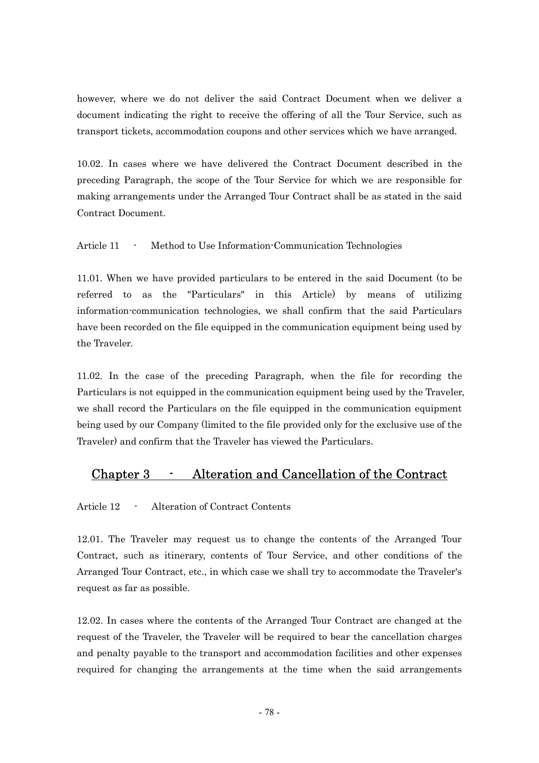however, where we do not deliver the said Contract Document when we deliver a document indicating the right to receive the offering of all the Tour Service, such as transport tickets, accommodation coupons and other services which we have arranged.

10.02. In cases where we have delivered the Contract Document described in the preceding Paragraph, the scope of the Tour Service for which we are responsible for making arrangements under the Arranged Tour Contract shall be as stated in the said Contract Document.

Article 11 - Method to Use Information-Communication Technologies

11.01. When we have provided particulars to be entered in the said Document (to be referred to as the "Particulars" in this Article) by means of utilizing information-communication technologies, we shall confirm that the said Particulars have been recorded on the file equipped in the communication equipment being used by the Traveler.

11.02. In the case of the preceding Paragraph, when the file for recording the Particulars is not equipped in the communication equipment being used by the Traveler, we shall record the Particulars on the file equipped in the communication equipment being used by our Company (limited to the file provided only for the exclusive use of the Traveler) and confirm that the Traveler has viewed the Particulars.

## Chapter 3 - Alteration and Cancellation of the Contract

Article 12 - Alteration of Contract Contents

12.01. The Traveler may request us to change the contents of the Arranged Tour Contract, such as itinerary, contents of Tour Service, and other conditions of the Arranged Tour Contract, etc., in which case we shall try to accommodate the Traveler's request as far as possible.

12.02. In cases where the contents of the Arranged Tour Contract are changed at the request of the Traveler, the Traveler will be required to bear the cancellation charges and penalty payable to the transport and accommodation facilities and other expenses required for changing the arrangements at the time when the said arrangements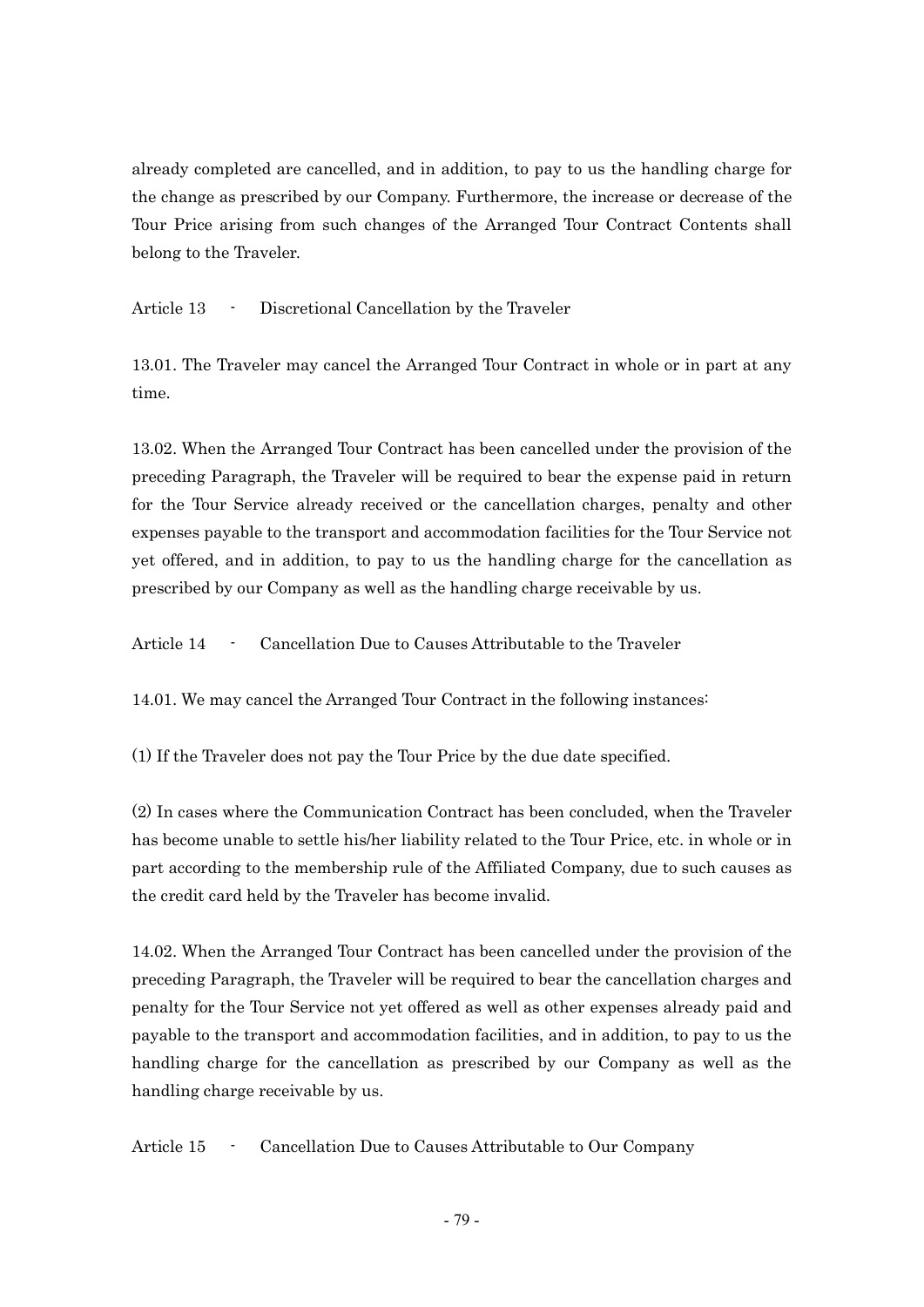already completed are cancelled, and in addition, to pay to us the handling charge for the change as prescribed by our Company. Furthermore, the increase or decrease of the Tour Price arising from such changes of the Arranged Tour Contract Contents shall belong to the Traveler.

## Article 13 - Discretional Cancellation by the Traveler

13.01. The Traveler may cancel the Arranged Tour Contract in whole or in part at any time.

13.02. When the Arranged Tour Contract has been cancelled under the provision of the preceding Paragraph, the Traveler will be required to bear the expense paid in return for the Tour Service already received or the cancellation charges, penalty and other expenses payable to the transport and accommodation facilities for the Tour Service not yet offered, and in addition, to pay to us the handling charge for the cancellation as prescribed by our Company as well as the handling charge receivable by us.

## Article 14 - Cancellation Due to Causes Attributable to the Traveler

14.01. We may cancel the Arranged Tour Contract in the following instances:

(1) If the Traveler does not pay the Tour Price by the due date specified.

(2) In cases where the Communication Contract has been concluded, when the Traveler has become unable to settle his/her liability related to the Tour Price, etc. in whole or in part according to the membership rule of the Affiliated Company, due to such causes as the credit card held by the Traveler has become invalid.

14.02. When the Arranged Tour Contract has been cancelled under the provision of the preceding Paragraph, the Traveler will be required to bear the cancellation charges and penalty for the Tour Service not yet offered as well as other expenses already paid and payable to the transport and accommodation facilities, and in addition, to pay to us the handling charge for the cancellation as prescribed by our Company as well as the handling charge receivable by us.

## Article 15 - Cancellation Due to Causes Attributable to Our Company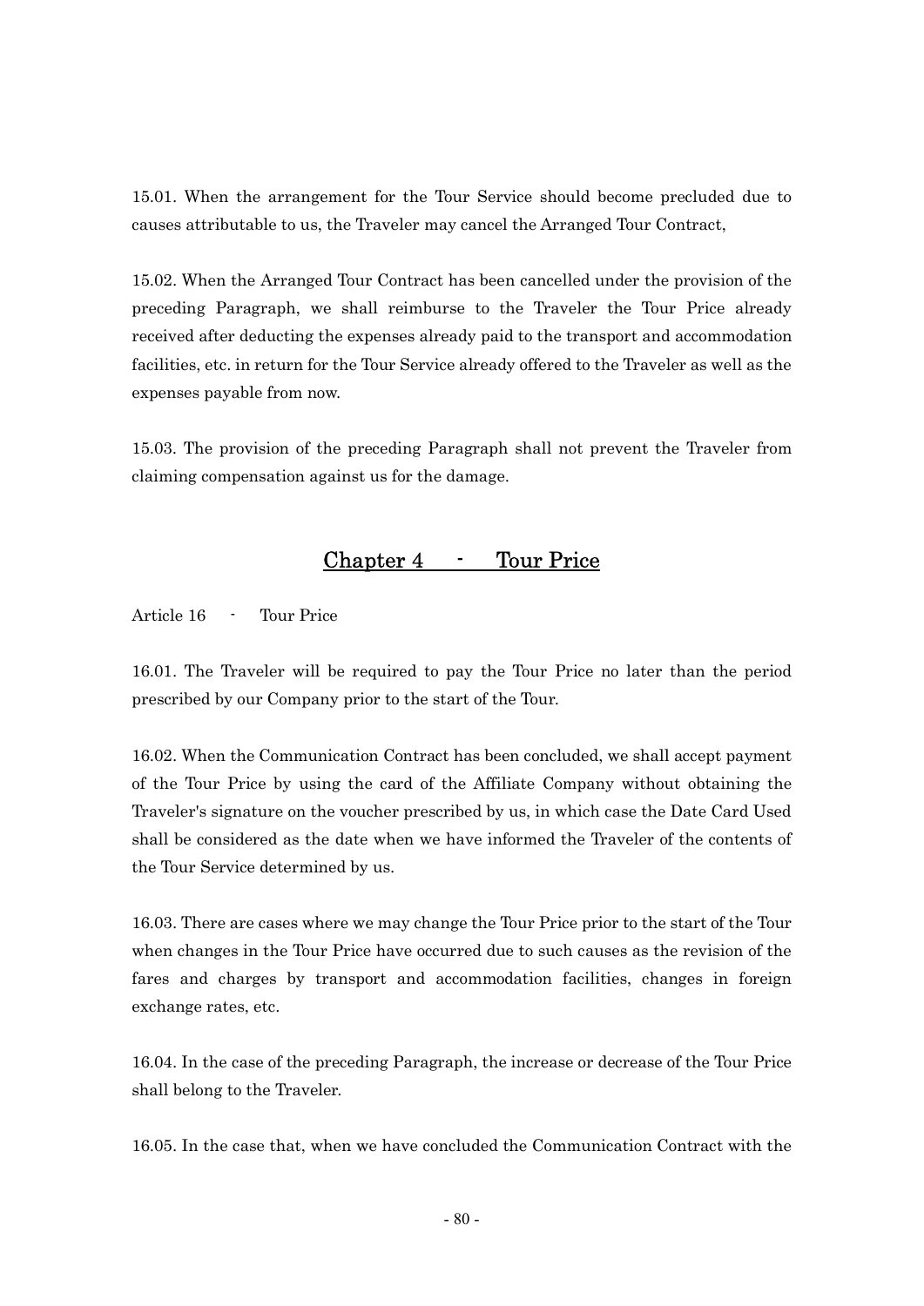15.01. When the arrangement for the Tour Service should become precluded due to causes attributable to us, the Traveler may cancel the Arranged Tour Contract,

15.02. When the Arranged Tour Contract has been cancelled under the provision of the preceding Paragraph, we shall reimburse to the Traveler the Tour Price already received after deducting the expenses already paid to the transport and accommodation facilities, etc. in return for the Tour Service already offered to the Traveler as well as the expenses payable from now.

15.03. The provision of the preceding Paragraph shall not prevent the Traveler from claiming compensation against us for the damage.

## Chapter 4 - Tour Price

Article 16 - Tour Price

16.01. The Traveler will be required to pay the Tour Price no later than the period prescribed by our Company prior to the start of the Tour.

16.02. When the Communication Contract has been concluded, we shall accept payment of the Tour Price by using the card of the Affiliate Company without obtaining the Traveler's signature on the voucher prescribed by us, in which case the Date Card Used shall be considered as the date when we have informed the Traveler of the contents of the Tour Service determined by us.

16.03. There are cases where we may change the Tour Price prior to the start of the Tour when changes in the Tour Price have occurred due to such causes as the revision of the fares and charges by transport and accommodation facilities, changes in foreign exchange rates, etc.

16.04. In the case of the preceding Paragraph, the increase or decrease of the Tour Price shall belong to the Traveler.

16.05. In the case that, when we have concluded the Communication Contract with the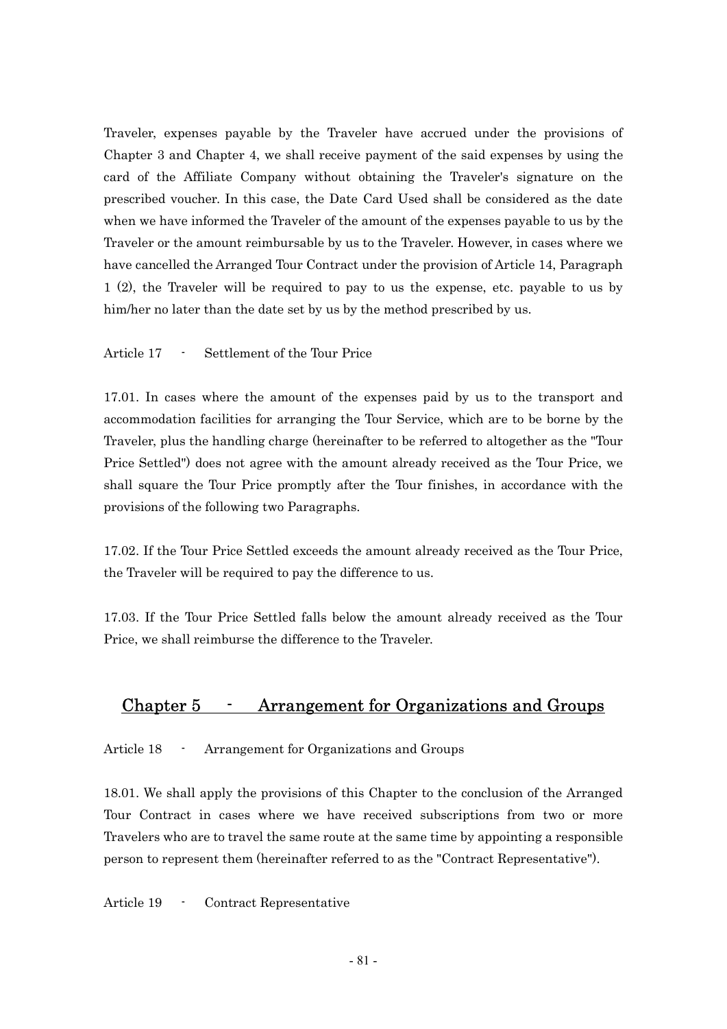Traveler, expenses payable by the Traveler have accrued under the provisions of Chapter 3 and Chapter 4, we shall receive payment of the said expenses by using the card of the Affiliate Company without obtaining the Traveler's signature on the prescribed voucher. In this case, the Date Card Used shall be considered as the date when we have informed the Traveler of the amount of the expenses payable to us by the Traveler or the amount reimbursable by us to the Traveler. However, in cases where we have cancelled the Arranged Tour Contract under the provision of Article 14, Paragraph 1 (2), the Traveler will be required to pay to us the expense, etc. payable to us by him/her no later than the date set by us by the method prescribed by us.

Article 17 - Settlement of the Tour Price

17.01. In cases where the amount of the expenses paid by us to the transport and accommodation facilities for arranging the Tour Service, which are to be borne by the Traveler, plus the handling charge (hereinafter to be referred to altogether as the "Tour Price Settled") does not agree with the amount already received as the Tour Price, we shall square the Tour Price promptly after the Tour finishes, in accordance with the provisions of the following two Paragraphs.

17.02. If the Tour Price Settled exceeds the amount already received as the Tour Price, the Traveler will be required to pay the difference to us.

17.03. If the Tour Price Settled falls below the amount already received as the Tour Price, we shall reimburse the difference to the Traveler.

## Chapter 5 - Arrangement for Organizations and Groups

Article 18 - Arrangement for Organizations and Groups

18.01. We shall apply the provisions of this Chapter to the conclusion of the Arranged Tour Contract in cases where we have received subscriptions from two or more Travelers who are to travel the same route at the same time by appointing a responsible person to represent them (hereinafter referred to as the "Contract Representative").

Article 19 - Contract Representative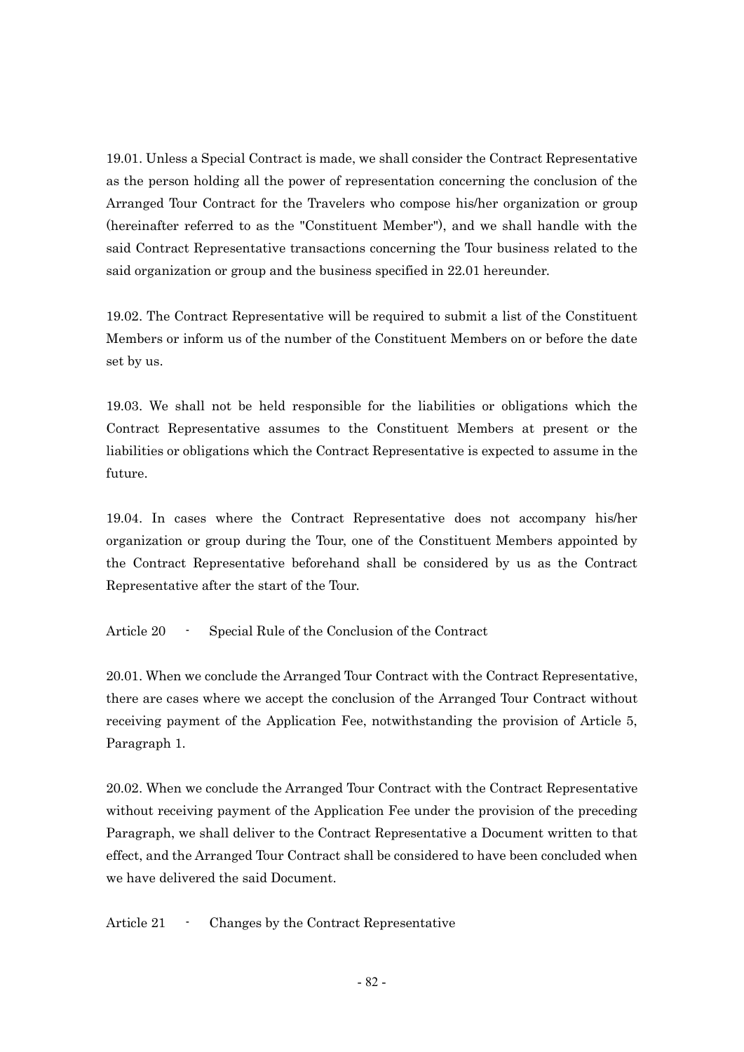19.01. Unless a Special Contract is made, we shall consider the Contract Representative as the person holding all the power of representation concerning the conclusion of the Arranged Tour Contract for the Travelers who compose his/her organization or group (hereinafter referred to as the "Constituent Member"), and we shall handle with the said Contract Representative transactions concerning the Tour business related to the said organization or group and the business specified in 22.01 hereunder.

19.02. The Contract Representative will be required to submit a list of the Constituent Members or inform us of the number of the Constituent Members on or before the date set by us.

19.03. We shall not be held responsible for the liabilities or obligations which the Contract Representative assumes to the Constituent Members at present or the liabilities or obligations which the Contract Representative is expected to assume in the future.

19.04. In cases where the Contract Representative does not accompany his/her organization or group during the Tour, one of the Constituent Members appointed by the Contract Representative beforehand shall be considered by us as the Contract Representative after the start of the Tour.

## Article 20 - Special Rule of the Conclusion of the Contract

20.01. When we conclude the Arranged Tour Contract with the Contract Representative, there are cases where we accept the conclusion of the Arranged Tour Contract without receiving payment of the Application Fee, notwithstanding the provision of Article 5, Paragraph 1.

20.02. When we conclude the Arranged Tour Contract with the Contract Representative without receiving payment of the Application Fee under the provision of the preceding Paragraph, we shall deliver to the Contract Representative a Document written to that effect, and the Arranged Tour Contract shall be considered to have been concluded when we have delivered the said Document.

## Article 21 - Changes by the Contract Representative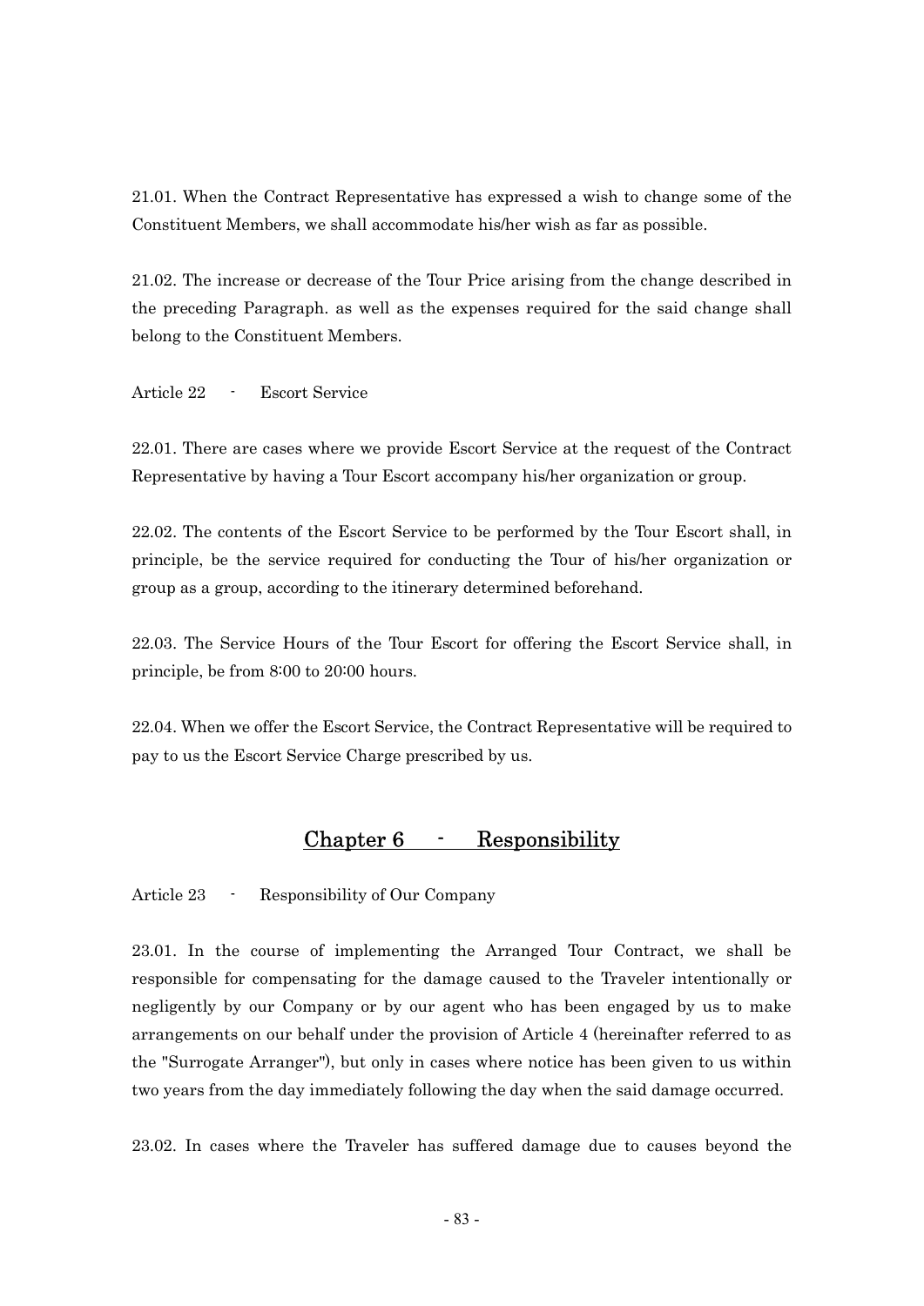21.01. When the Contract Representative has expressed a wish to change some of the Constituent Members, we shall accommodate his/her wish as far as possible.

21.02. The increase or decrease of the Tour Price arising from the change described in the preceding Paragraph. as well as the expenses required for the said change shall belong to the Constituent Members.

Article 22 - Escort Service

22.01. There are cases where we provide Escort Service at the request of the Contract Representative by having a Tour Escort accompany his/her organization or group.

22.02. The contents of the Escort Service to be performed by the Tour Escort shall, in principle, be the service required for conducting the Tour of his/her organization or group as a group, according to the itinerary determined beforehand.

22.03. The Service Hours of the Tour Escort for offering the Escort Service shall, in principle, be from 8:00 to 20:00 hours.

22.04. When we offer the Escort Service, the Contract Representative will be required to pay to us the Escort Service Charge prescribed by us.

## Chapter 6 - Responsibility

Article 23 - Responsibility of Our Company

23.01. In the course of implementing the Arranged Tour Contract, we shall be responsible for compensating for the damage caused to the Traveler intentionally or negligently by our Company or by our agent who has been engaged by us to make arrangements on our behalf under the provision of Article 4 (hereinafter referred to as the "Surrogate Arranger"), but only in cases where notice has been given to us within two years from the day immediately following the day when the said damage occurred.

23.02. In cases where the Traveler has suffered damage due to causes beyond the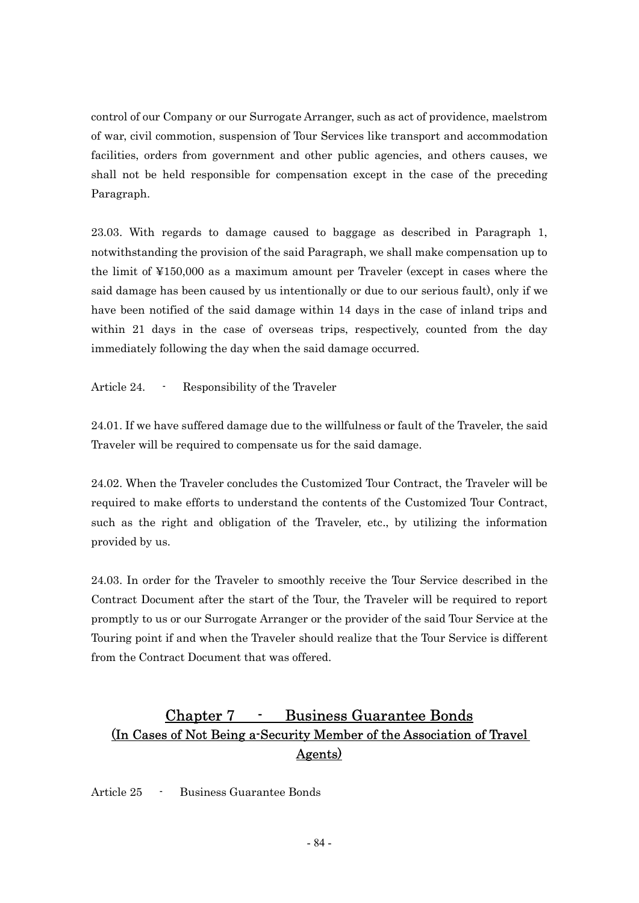control of our Company or our Surrogate Arranger, such as act of providence, maelstrom of war, civil commotion, suspension of Tour Services like transport and accommodation facilities, orders from government and other public agencies, and others causes, we shall not be held responsible for compensation except in the case of the preceding Paragraph.

23.03. With regards to damage caused to baggage as described in Paragraph 1, notwithstanding the provision of the said Paragraph, we shall make compensation up to the limit of ¥150,000 as a maximum amount per Traveler (except in cases where the said damage has been caused by us intentionally or due to our serious fault), only if we have been notified of the said damage within 14 days in the case of inland trips and within 21 days in the case of overseas trips, respectively, counted from the day immediately following the day when the said damage occurred.

Article 24. - Responsibility of the Traveler

24.01. If we have suffered damage due to the willfulness or fault of the Traveler, the said Traveler will be required to compensate us for the said damage.

24.02. When the Traveler concludes the Customized Tour Contract, the Traveler will be required to make efforts to understand the contents of the Customized Tour Contract, such as the right and obligation of the Traveler, etc., by utilizing the information provided by us.

24.03. In order for the Traveler to smoothly receive the Tour Service described in the Contract Document after the start of the Tour, the Traveler will be required to report promptly to us or our Surrogate Arranger or the provider of the said Tour Service at the Touring point if and when the Traveler should realize that the Tour Service is different from the Contract Document that was offered.

## Chapter 7 - Business Guarantee Bonds (In Cases of Not Being a-Security Member of the Association of Travel Agents)

Article 25 - Business Guarantee Bonds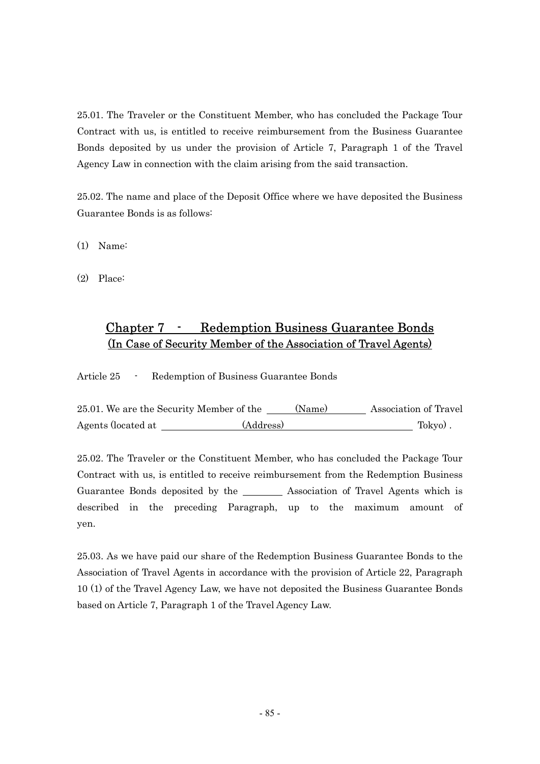25.01. The Traveler or the Constituent Member, who has concluded the Package Tour Contract with us, is entitled to receive reimbursement from the Business Guarantee Bonds deposited by us under the provision of Article 7, Paragraph 1 of the Travel Agency Law in connection with the claim arising from the said transaction.

25.02. The name and place of the Deposit Office where we have deposited the Business Guarantee Bonds is as follows:

(1) Name:

(2) Place:

## Chapter 7 - Redemption Business Guarantee Bonds (In Case of Security Member of the Association of Travel Agents)

Article 25 - Redemption of Business Guarantee Bonds

25.01. We are the Security Member of the \_\_\_\_(Name)\_\_\_\_ Association of Travel Agents (located at \_\_\_\_\_\_\_\_(Address)\_\_\_\_\_\_\_\_ Tokyo) .

25.02. The Traveler or the Constituent Member, who has concluded the Package Tour Contract with us, is entitled to receive reimbursement from the Redemption Business Guarantee Bonds deposited by the \_\_\_\_\_\_\_\_ Association of Travel Agents which is described in the preceding Paragraph, up to the maximum amount of yen.

25.03. As we have paid our share of the Redemption Business Guarantee Bonds to the Association of Travel Agents in accordance with the provision of Article 22, Paragraph 10 (1) of the Travel Agency Law, we have not deposited the Business Guarantee Bonds based on Article 7, Paragraph 1 of the Travel Agency Law.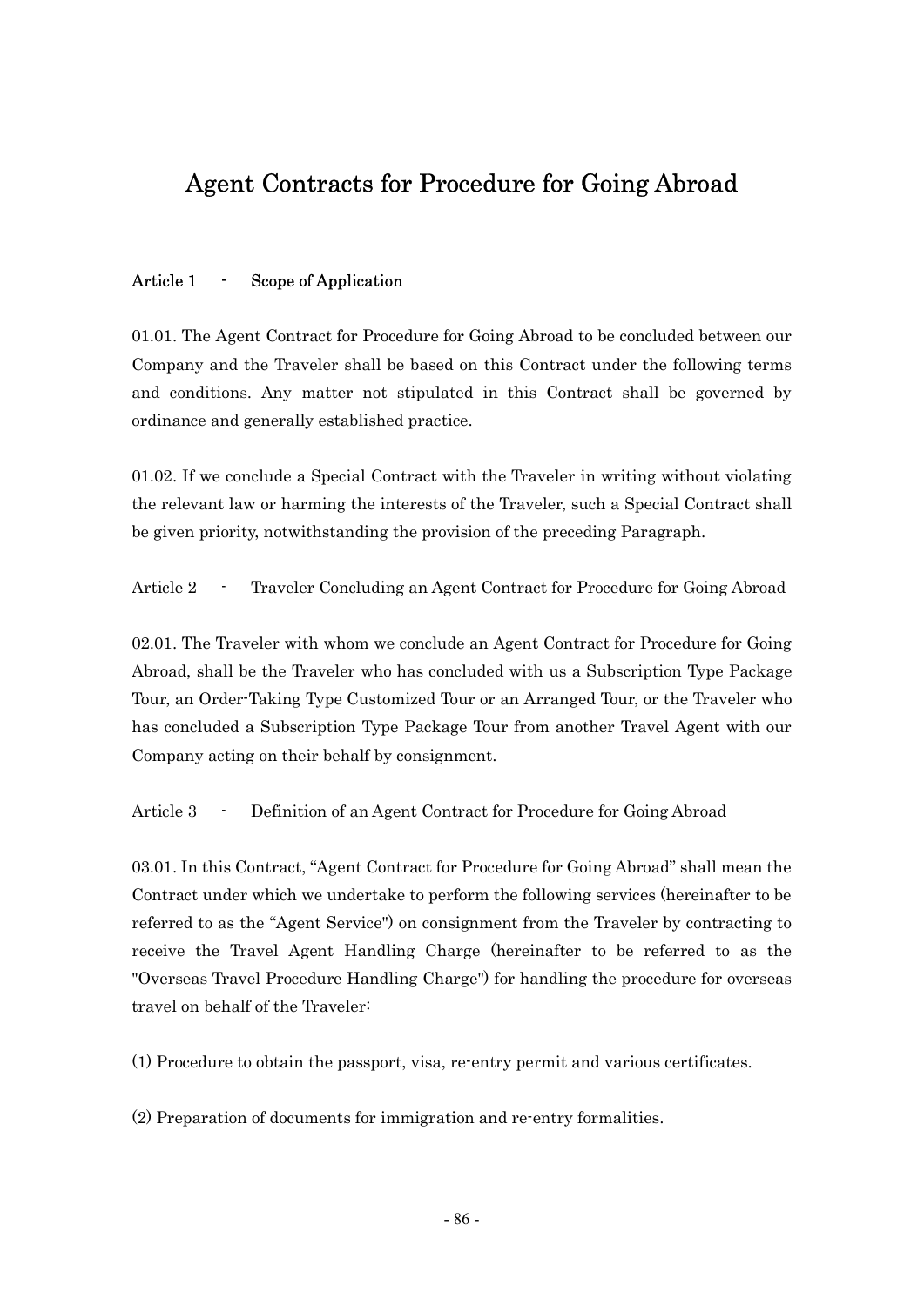# Agent Contracts for Procedure for Going Abroad

**Article 1 - Scope of Application**

01.01. The Agent Contract for Procedure for Going Abroad to be concluded between our Company and the Traveler shall be based on this Contract under the following terms and conditions. Any matter not stipulated in this Contract shall be governed by ordinance and generally established practice.

01.02. If we conclude a Special Contract with the Traveler in writing without violating the relevant law or harming the interests of the Traveler, such a Special Contract shall be given priority, notwithstanding the provision of the preceding Paragraph.

Article 2 - Traveler Concluding an Agent Contract for Procedure for Going Abroad

02.01. The Traveler with whom we conclude an Agent Contract for Procedure for Going Abroad, shall be the Traveler who has concluded with us a Subscription Type Package Tour, an Order-Taking Type Customized Tour or an Arranged Tour, or the Traveler who has concluded a Subscription Type Package Tour from another Travel Agent with our Company acting on their behalf by consignment.

Article 3 - Definition of an Agent Contract for Procedure for Going Abroad

03.01. In this Contract, "Agent Contract for Procedure for Going Abroad" shall mean the Contract under which we undertake to perform the following services (hereinafter to be referred to as the "Agent Service") on consignment from the Traveler by contracting to receive the Travel Agent Handling Charge (hereinafter to be referred to as the "Overseas Travel Procedure Handling Charge") for handling the procedure for overseas travel on behalf of the Traveler:

(1) Procedure to obtain the passport, visa, re-entry permit and various certificates.

(2) Preparation of documents for immigration and re-entry formalities.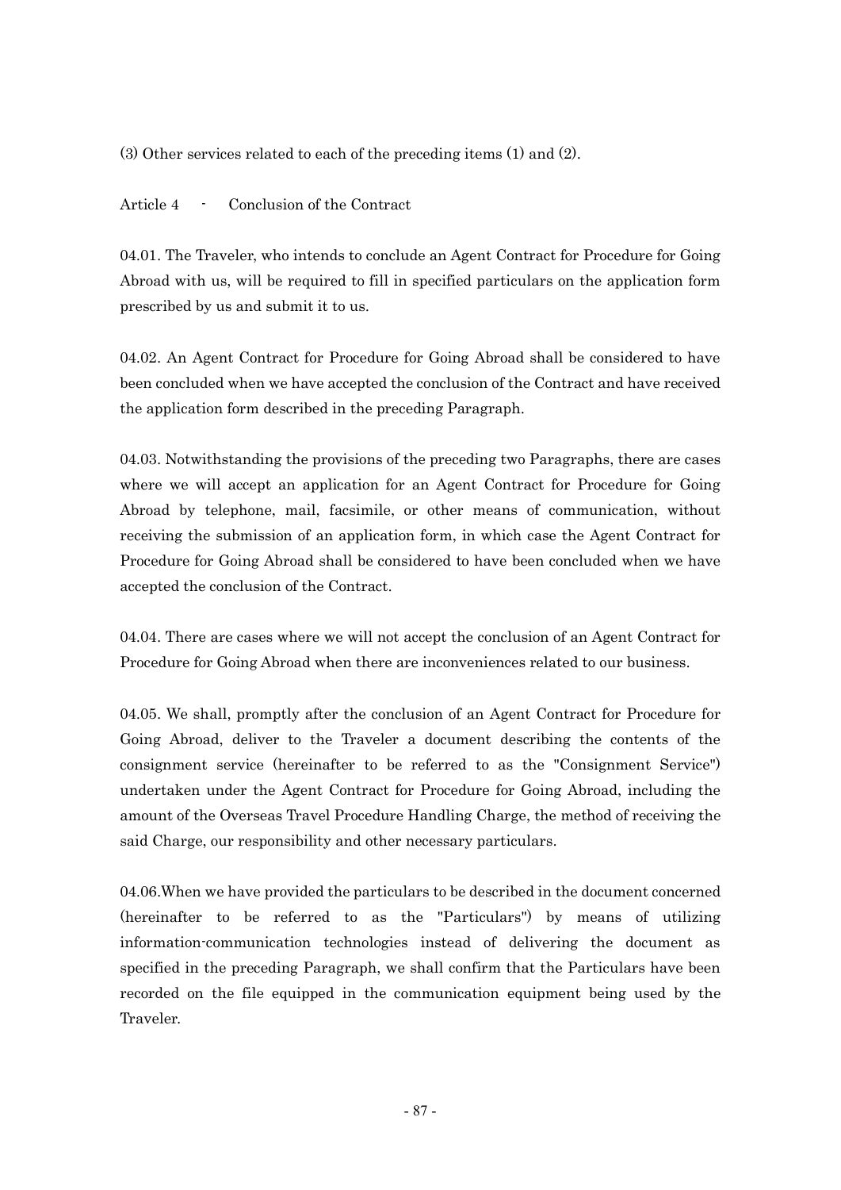(3) Other services related to each of the preceding items (1) and (2).

## Article 4 - Conclusion of the Contract

04.01. The Traveler, who intends to conclude an Agent Contract for Procedure for Going Abroad with us, will be required to fill in specified particulars on the application form prescribed by us and submit it to us.

04.02. An Agent Contract for Procedure for Going Abroad shall be considered to have been concluded when we have accepted the conclusion of the Contract and have received the application form described in the preceding Paragraph.

04.03. Notwithstanding the provisions of the preceding two Paragraphs, there are cases where we will accept an application for an Agent Contract for Procedure for Going Abroad by telephone, mail, facsimile, or other means of communication, without receiving the submission of an application form, in which case the Agent Contract for Procedure for Going Abroad shall be considered to have been concluded when we have accepted the conclusion of the Contract.

04.04. There are cases where we will not accept the conclusion of an Agent Contract for Procedure for Going Abroad when there are inconveniences related to our business.

04.05. We shall, promptly after the conclusion of an Agent Contract for Procedure for Going Abroad, deliver to the Traveler a document describing the contents of the consignment service (hereinafter to be referred to as the "Consignment Service") undertaken under the Agent Contract for Procedure for Going Abroad, including the amount of the Overseas Travel Procedure Handling Charge, the method of receiving the said Charge, our responsibility and other necessary particulars.

04.06.When we have provided the particulars to be described in the document concerned (hereinafter to be referred to as the "Particulars") by means of utilizing information-communication technologies instead of delivering the document as specified in the preceding Paragraph, we shall confirm that the Particulars have been recorded on the file equipped in the communication equipment being used by the Traveler.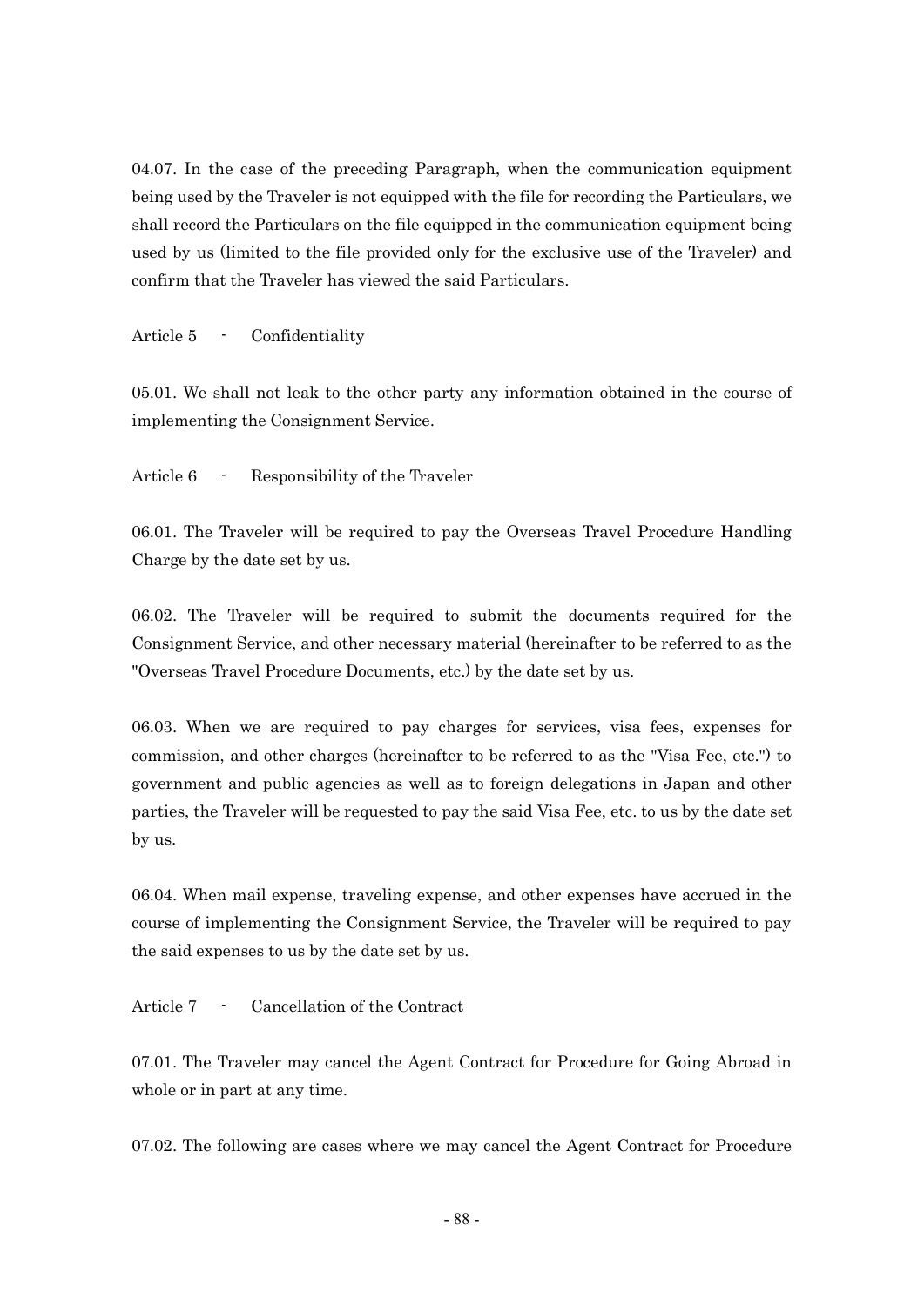04.07. In the case of the preceding Paragraph, when the communication equipment being used by the Traveler is not equipped with the file for recording the Particulars, we shall record the Particulars on the file equipped in the communication equipment being used by us (limited to the file provided only for the exclusive use of the Traveler) and confirm that the Traveler has viewed the said Particulars.

## Article 5 - Confidentiality

05.01. We shall not leak to the other party any information obtained in the course of implementing the Consignment Service.

## Article 6 - Responsibility of the Traveler

06.01. The Traveler will be required to pay the Overseas Travel Procedure Handling Charge by the date set by us.

06.02. The Traveler will be required to submit the documents required for the Consignment Service, and other necessary material (hereinafter to be referred to as the "Overseas Travel Procedure Documents, etc.) by the date set by us.

06.03. When we are required to pay charges for services, visa fees, expenses for commission, and other charges (hereinafter to be referred to as the "Visa Fee, etc.") to government and public agencies as well as to foreign delegations in Japan and other parties, the Traveler will be requested to pay the said Visa Fee, etc. to us by the date set by us.

06.04. When mail expense, traveling expense, and other expenses have accrued in the course of implementing the Consignment Service, the Traveler will be required to pay the said expenses to us by the date set by us.

## Article 7 - Cancellation of the Contract

07.01. The Traveler may cancel the Agent Contract for Procedure for Going Abroad in whole or in part at any time.

07.02. The following are cases where we may cancel the Agent Contract for Procedure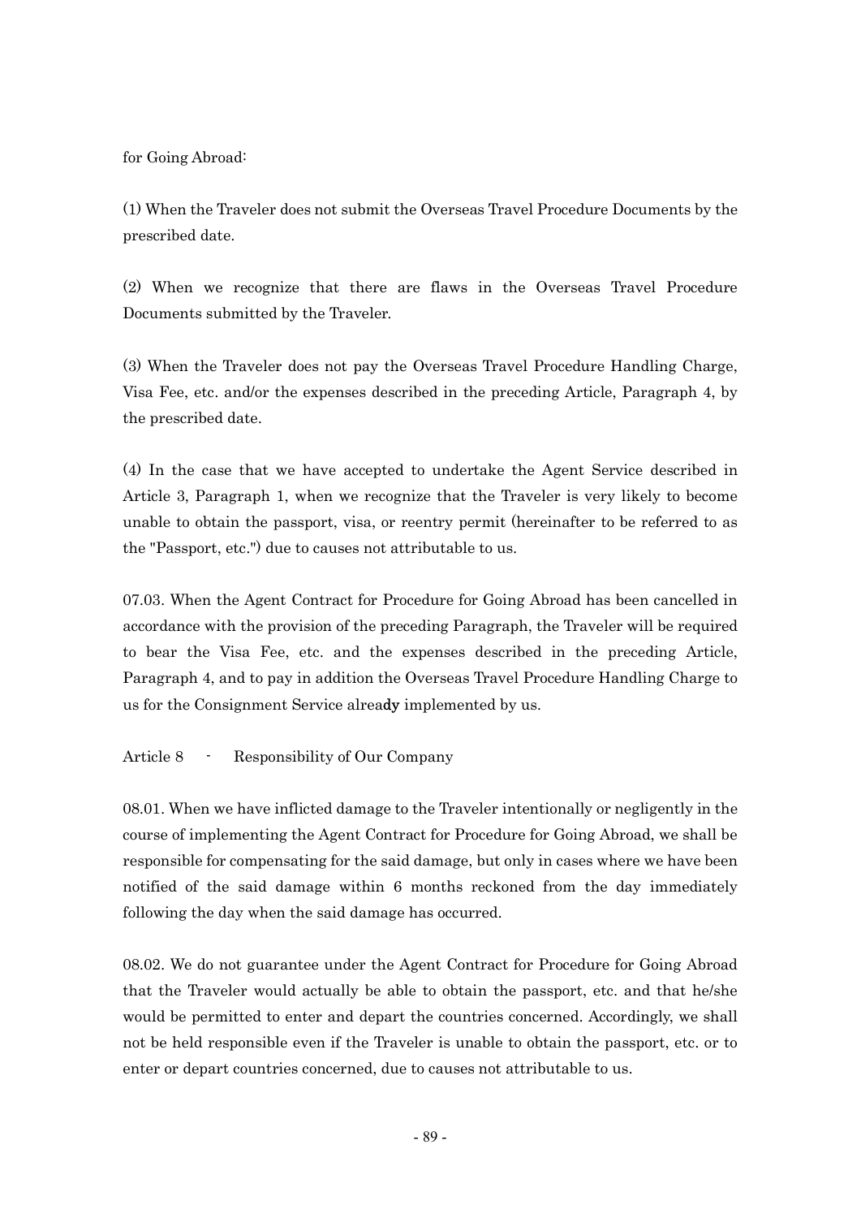for Going Abroad:

(1) When the Traveler does not submit the Overseas Travel Procedure Documents by the prescribed date.

(2) When we recognize that there are flaws in the Overseas Travel Procedure Documents submitted by the Traveler.

(3) When the Traveler does not pay the Overseas Travel Procedure Handling Charge, Visa Fee, etc. and/or the expenses described in the preceding Article, Paragraph 4, by the prescribed date.

(4) In the case that we have accepted to undertake the Agent Service described in Article 3, Paragraph 1, when we recognize that the Traveler is very likely to become unable to obtain the passport, visa, or reentry permit (hereinafter to be referred to as the "Passport, etc.") due to causes not attributable to us.

07.03. When the Agent Contract for Procedure for Going Abroad has been cancelled in accordance with the provision of the preceding Paragraph, the Traveler will be required to bear the Visa Fee, etc. and the expenses described in the preceding Article, Paragraph 4, and to pay in addition the Overseas Travel Procedure Handling Charge to us for the Consignment Service already implemented by us.

## Article 8 - Responsibility of Our Company

08.01. When we have inflicted damage to the Traveler intentionally or negligently in the course of implementing the Agent Contract for Procedure for Going Abroad, we shall be responsible for compensating for the said damage, but only in cases where we have been notified of the said damage within 6 months reckoned from the day immediately following the day when the said damage has occurred.

08.02. We do not guarantee under the Agent Contract for Procedure for Going Abroad that the Traveler would actually be able to obtain the passport, etc. and that he/she would be permitted to enter and depart the countries concerned. Accordingly, we shall not be held responsible even if the Traveler is unable to obtain the passport, etc. or to enter or depart countries concerned, due to causes not attributable to us.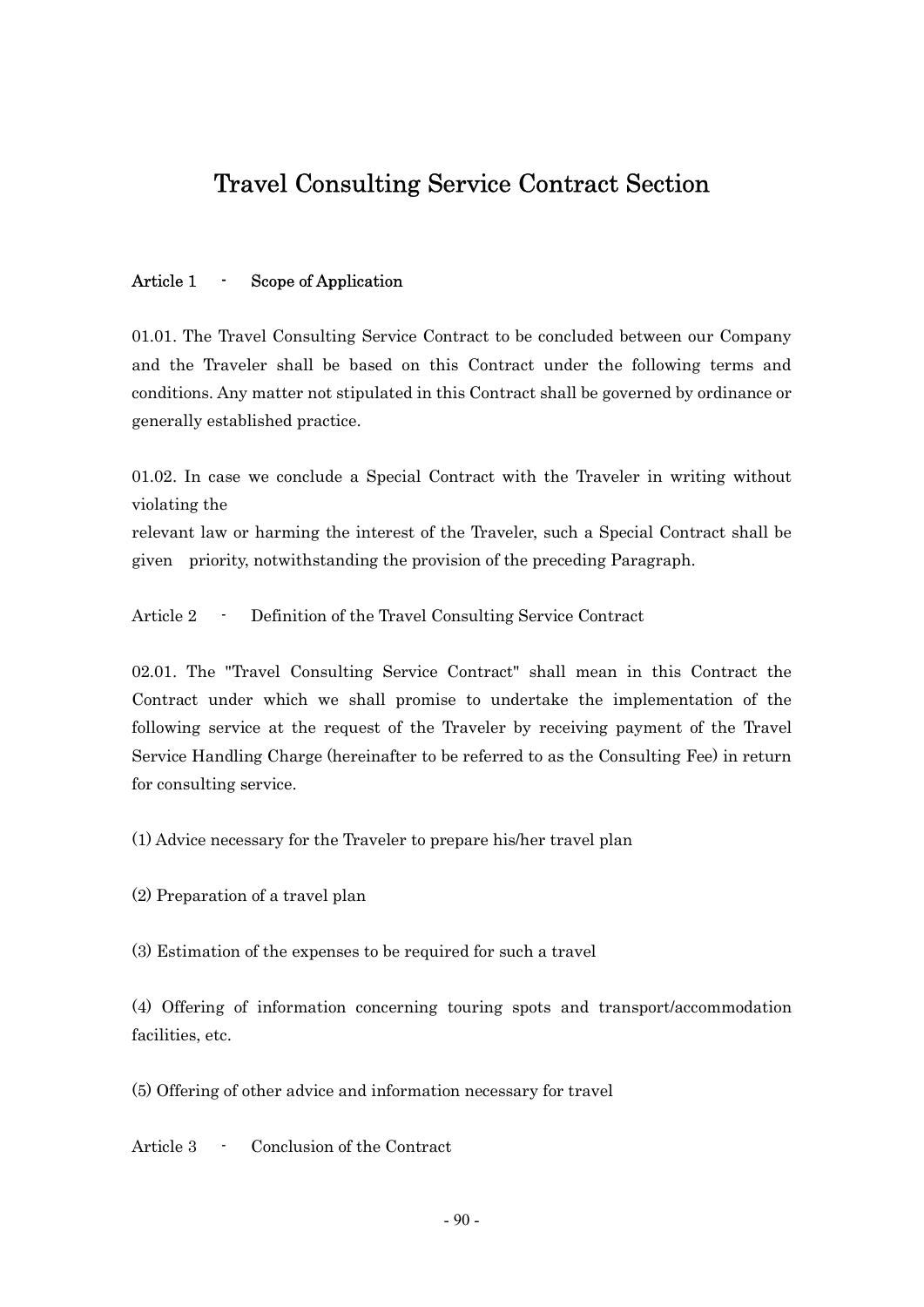# Travel Consulting Service Contract Section

**Article 1 - Scope of Application**

01.01. The Travel Consulting Service Contract to be concluded between our Company and the Traveler shall be based on this Contract under the following terms and conditions. Any matter not stipulated in this Contract shall be governed by ordinance or generally established practice.

01.02. In case we conclude a Special Contract with the Traveler in writing without violating the relevant law or harming the interest of the Traveler, such a Special Contract shall be given priority, notwithstanding the provision of the preceding Paragraph.

Article 2 - Definition of the Travel Consulting Service Contract

02.01. The "Travel Consulting Service Contract" shall mean in this Contract the Contract under which we shall promise to undertake the implementation of the following service at the request of the Traveler by receiving payment of the Travel Service Handling Charge (hereinafter to be referred to as the Consulting Fee) in return for consulting service.

(1) Advice necessary for the Traveler to prepare his/her travel plan

(2) Preparation of a travel plan

(3) Estimation of the expenses to be required for such a travel

(4) Offering of information concerning touring spots and transport/accommodation facilities, etc.

(5) Offering of other advice and information necessary for travel

Article 3 - Conclusion of the Contract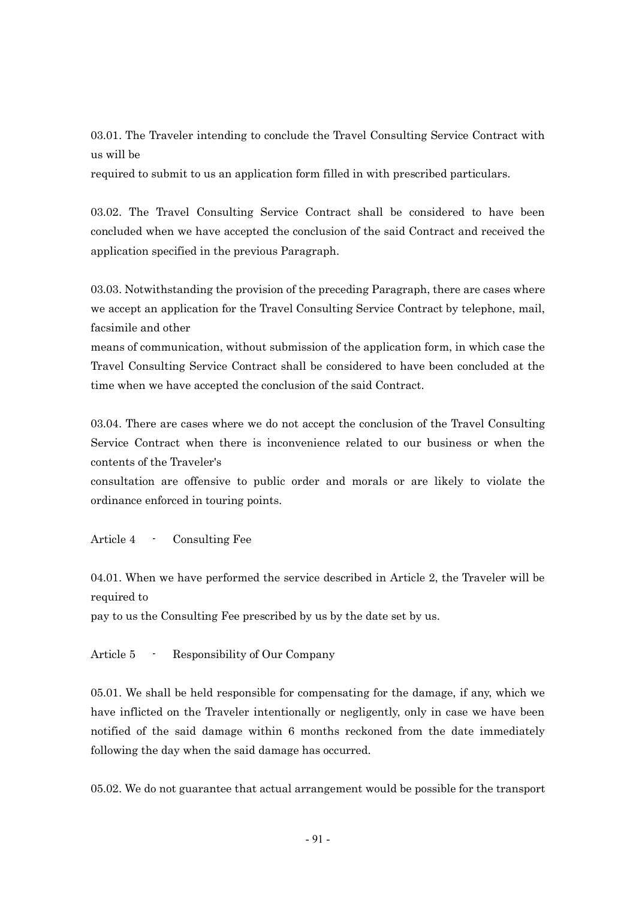03.01. The Traveler intending to conclude the Travel Consulting Service Contract with us will be required to submit to us an application form filled in with prescribed particulars.

03.02. The Travel Consulting Service Contract shall be considered to have been concluded when we have accepted the conclusion of the said Contract and received the application specified in the previous Paragraph.

03.03. Notwithstanding the provision of the preceding Paragraph, there are cases where we accept an application for the Travel Consulting Service Contract by telephone, mail, facsimile and other means of communication, without submission of the application form, in which case the Travel Consulting Service Contract shall be considered to have been concluded at the time when we have accepted the conclusion of the said Contract.

03.04. There are cases where we do not accept the conclusion of the Travel Consulting Service Contract when there is inconvenience related to our business or when the contents of the Traveler's consultation are offensive to public order and morals or are likely to violate the ordinance enforced in touring points.

Article 4 - Consulting Fee

04.01. When we have performed the service described in Article 2, the Traveler will be required to pay to us the Consulting Fee prescribed by us by the date set by us.

Article 5 - Responsibility of Our Company

05.01. We shall be held responsible for compensating for the damage, if any, which we have inflicted on the Traveler intentionally or negligently, only in case we have been notified of the said damage within 6 months reckoned from the date immediately following the day when the said damage has occurred.

05.02. We do not guarantee that actual arrangement would be possible for the transport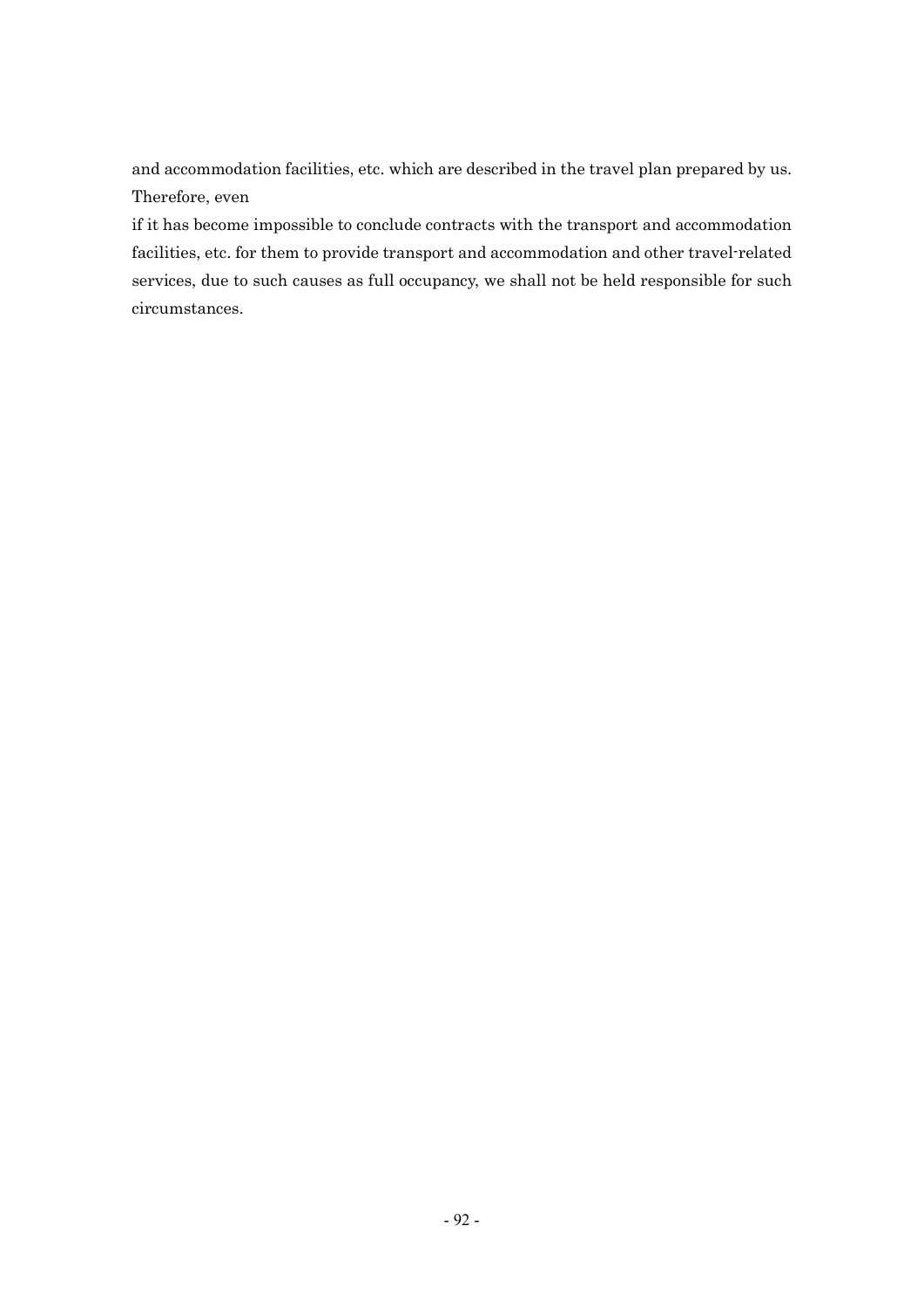and accommodation facilities, etc. which are described in the travel plan prepared by us. Therefore, even

if it has become impossible to conclude contracts with the transport and accommodation facilities, etc. for them to provide transport and accommodation and other travel-related services, due to such causes as full occupancy, we shall not be held responsible for such circumstances.